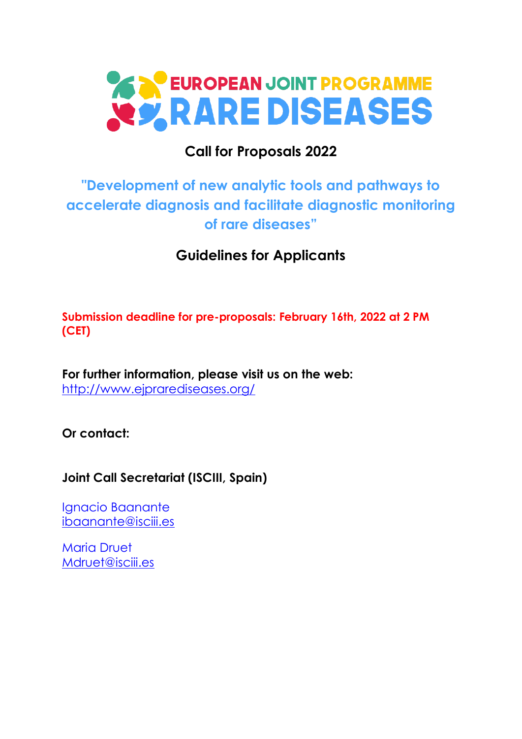# EUROPEAN JOINT PROGRAMME RARE DISEASES

## Call for Proposals 2022

## "Development of new analytic tools and pathways to accelerate diagnosis and facilitate diagnostic monitoring of rare diseases"

## Guidelines for Applicants

**Submission deadline for pre-proposals: February 16th, 2022 at 2 PM (CET)**

**For further information, please visit us on the web:**
http://www.ejprarediseases.org/

**Or contact:**

**Joint Call Secretariat (ISCIII, Spain)**

Ignacio Baanante
ibaanante@isciii.es

Maria Druet
Mdruet@isciii.es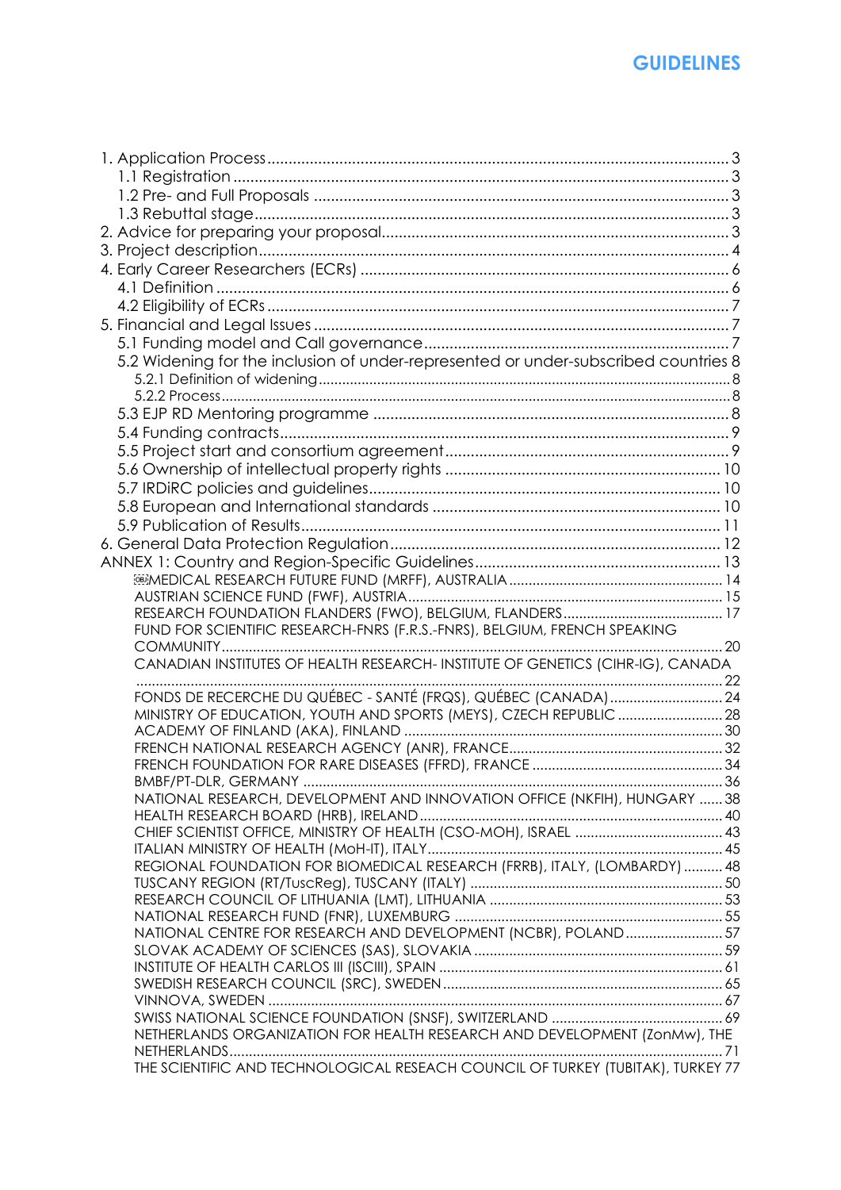1. Application Process ..... 3
   - 1.1 Registration ..... 3
   - 1.2 Pre- and Full Proposals ..... 3
   - 1.3 Rebuttal stage ..... 3
2. Advice for preparing your proposal ..... 3
3. Project description ..... 4
4. Early Career Researchers (ECRs) ..... 6
   - 4.1 Definition ..... 6
   - 4.2 Eligibility of ECRs ..... 7
5. Financial and Legal Issues ..... 7
   - 5.1 Funding model and Call governance ..... 7
   - 5.2 Widening for the inclusion of under-represented or under-subscribed countries 8
     - 5.2.1 Definition of widening ..... 8
     - 5.2.2 Process ..... 8
   - 5.3 EJP RD Mentoring programme ..... 8
   - 5.4 Funding contracts ..... 9
   - 5.5 Project start and consortium agreement ..... 9
   - 5.6 Ownership of intellectual property rights ..... 10
   - 5.7 IRDiRC policies and guidelines ..... 10
   - 5.8 European and International standards ..... 10
   - 5.9 Publication of Results ..... 11
6. General Data Protection Regulation ..... 12

ANNEX 1: Country and Region-Specific Guidelines ..... 13
- MEDICAL RESEARCH FUTURE FUND (MRFF), AUSTRALIA ..... 14
- AUSTRIAN SCIENCE FUND (FWF), AUSTRIA ..... 15
- RESEARCH FOUNDATION FLANDERS (FWO), BELGIUM, FLANDERS ..... 17
- FUND FOR SCIENTIFIC RESEARCH-FNRS (F.R.S.-FNRS), BELGIUM, FRENCH SPEAKING COMMUNITY ..... 20
- CANADIAN INSTITUTES OF HEALTH RESEARCH- INSTITUTE OF GENETICS (CIHR-IG), CANADA ..... 22
- FONDS DE RECERCHE DU QUÉBEC - SANTÉ (FRQS), QUÉBEC (CANADA) ..... 24
- MINISTRY OF EDUCATION, YOUTH AND SPORTS (MEYS), CZECH REPUBLIC ..... 28
- ACADEMY OF FINLAND (AKA), FINLAND ..... 30
- FRENCH NATIONAL RESEARCH AGENCY (ANR), FRANCE ..... 32
- FRENCH FOUNDATION FOR RARE DISEASES (FFRD), FRANCE ..... 34
- BMBF/PT-DLR, GERMANY ..... 36
- NATIONAL RESEARCH, DEVELOPMENT AND INNOVATION OFFICE (NKFIH), HUNGARY ..... 38
- HEALTH RESEARCH BOARD (HRB), IRELAND ..... 40
- CHIEF SCIENTIST OFFICE, MINISTRY OF HEALTH (CSO-MOH), ISRAEL ..... 43
- ITALIAN MINISTRY OF HEALTH (MoH-IT), ITALY ..... 45
- REGIONAL FOUNDATION FOR BIOMEDICAL RESEARCH (FRRB), ITALY, (LOMBARDY) ..... 48
- TUSCANY REGION (RT/TuscReg), TUSCANY (ITALY) ..... 50
- RESEARCH COUNCIL OF LITHUANIA (LMT), LITHUANIA ..... 53
- NATIONAL RESEARCH FUND (FNR), LUXEMBURG ..... 55
- NATIONAL CENTRE FOR RESEARCH AND DEVELOPMENT (NCBR), POLAND ..... 57
- SLOVAK ACADEMY OF SCIENCES (SAS), SLOVAKIA ..... 59
- INSTITUTE OF HEALTH CARLOS III (ISCIII), SPAIN ..... 61
- SWEDISH RESEARCH COUNCIL (SRC), SWEDEN ..... 65
- VINNOVA, SWEDEN ..... 67
- SWISS NATIONAL SCIENCE FOUNDATION (SNSF), SWITZERLAND ..... 69
- NETHERLANDS ORGANIZATION FOR HEALTH RESEARCH AND DEVELOPMENT (ZonMw), THE NETHERLANDS ..... 71
- THE SCIENTIFIC AND TECHNOLOGICAL RESEACH COUNCIL OF TURKEY (TUBITAK), TURKEY 77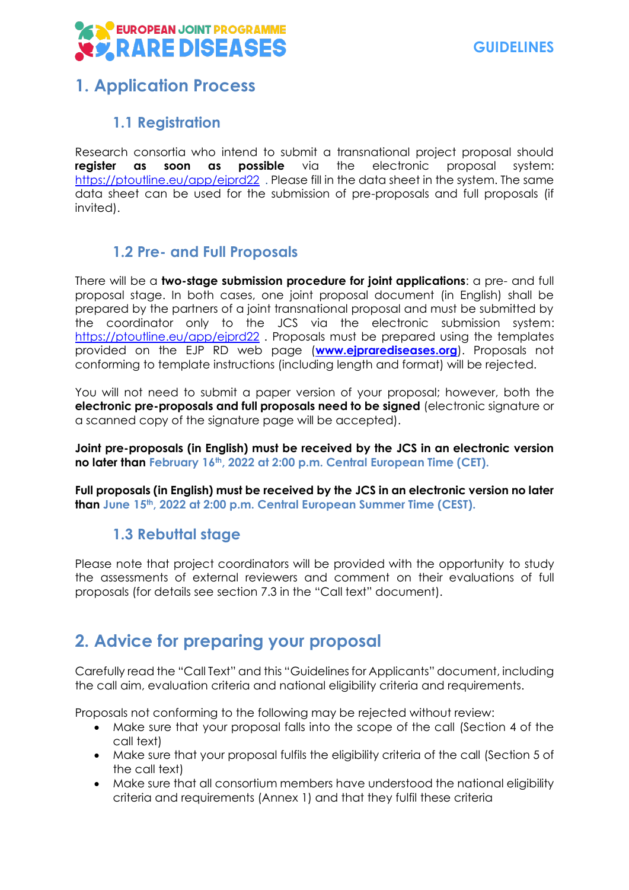# 1. Application Process

## 1.1 Registration

Research consortia who intend to submit a transnational project proposal should **register as soon as possible** via the electronic proposal system: https://ptoutline.eu/app/ejprd22 . Please fill in the data sheet in the system. The same data sheet can be used for the submission of pre-proposals and full proposals (if invited).

## 1.2 Pre- and Full Proposals

There will be a **two-stage submission procedure for joint applications**: a pre- and full proposal stage. In both cases, one joint proposal document (in English) shall be prepared by the partners of a joint transnational proposal and must be submitted by the coordinator only to the JCS via the electronic submission system: https://ptoutline.eu/app/ejprd22 . Proposals must be prepared using the templates provided on the EJP RD web page (**www.ejprarediseases.org**). Proposals not conforming to template instructions (including length and format) will be rejected.

You will not need to submit a paper version of your proposal; however, both the **electronic pre-proposals and full proposals need to be signed** (electronic signature or a scanned copy of the signature page will be accepted).

**Joint pre-proposals (in English) must be received by the JCS in an electronic version no later than February 16th, 2022 at 2:00 p.m. Central European Time (CET).**

**Full proposals (in English) must be received by the JCS in an electronic version no later than June 15th, 2022 at 2:00 p.m. Central European Summer Time (CEST).**

## 1.3 Rebuttal stage

Please note that project coordinators will be provided with the opportunity to study the assessments of external reviewers and comment on their evaluations of full proposals (for details see section 7.3 in the "Call text" document).

# 2. Advice for preparing your proposal

Carefully read the "Call Text" and this "Guidelines for Applicants" document, including the call aim, evaluation criteria and national eligibility criteria and requirements.

Proposals not conforming to the following may be rejected without review:

- Make sure that your proposal falls into the scope of the call (Section 4 of the call text)
- Make sure that your proposal fulfils the eligibility criteria of the call (Section 5 of the call text)
- Make sure that all consortium members have understood the national eligibility criteria and requirements (Annex 1) and that they fulfil these criteria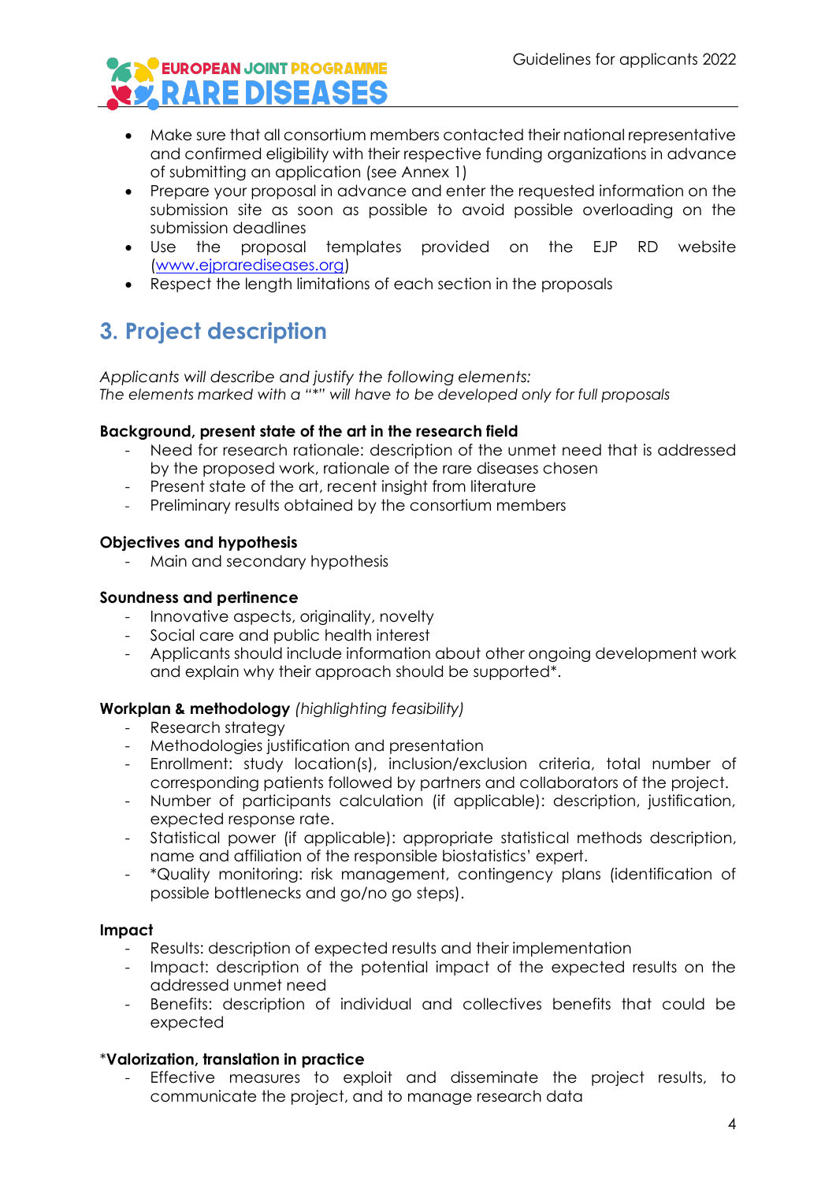- Make sure that all consortium members contacted their national representative and confirmed eligibility with their respective funding organizations in advance of submitting an application (see Annex 1)
- Prepare your proposal in advance and enter the requested information on the submission site as soon as possible to avoid possible overloading on the submission deadlines
- Use the proposal templates provided on the EJP RD website ([www.ejprarediseases.org](www.ejprarediseases.org))
- Respect the length limitations of each section in the proposals

## 3. Project description

*Applicants will describe and justify the following elements:*
*The elements marked with a "*" will have to be developed only for full proposals*

**Background, present state of the art in the research field**

- Need for research rationale: description of the unmet need that is addressed by the proposed work, rationale of the rare diseases chosen
- Present state of the art, recent insight from literature
- Preliminary results obtained by the consortium members

**Objectives and hypothesis**

- Main and secondary hypothesis

**Soundness and pertinence**

- Innovative aspects, originality, novelty
- Social care and public health interest
- Applicants should include information about other ongoing development work and explain why their approach should be supported*.

**Workplan & methodology** *(highlighting feasibility)*

- Research strategy
- Methodologies justification and presentation
- Enrollment: study location(s), inclusion/exclusion criteria, total number of corresponding patients followed by partners and collaborators of the project.
- Number of participants calculation (if applicable): description, justification, expected response rate.
- Statistical power (if applicable): appropriate statistical methods description, name and affiliation of the responsible biostatistics' expert.
- *Quality monitoring: risk management, contingency plans (identification of possible bottlenecks and go/no go steps).

**Impact**

- Results: description of expected results and their implementation
- Impact: description of the potential impact of the expected results on the addressed unmet need
- Benefits: description of individual and collectives benefits that could be expected

*__Valorization, translation in practice__

- Effective measures to exploit and disseminate the project results, to communicate the project, and to manage research data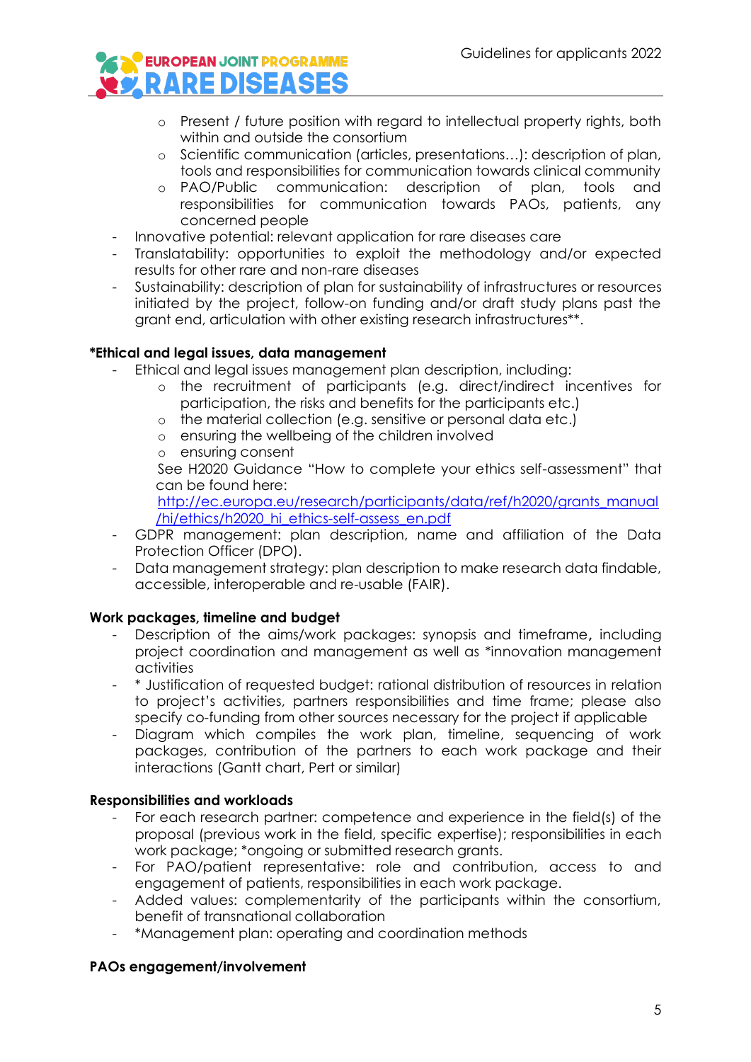- Present / future position with regard to intellectual property rights, both within and outside the consortium
    - Scientific communication (articles, presentations…): description of plan, tools and responsibilities for communication towards clinical community
    - PAO/Public communication: description of plan, tools and responsibilities for communication towards PAOs, patients, any concerned people
- Innovative potential: relevant application for rare diseases care
- Translatability: opportunities to exploit the methodology and/or expected results for other rare and non-rare diseases
- Sustainability: description of plan for sustainability of infrastructures or resources initiated by the project, follow-on funding and/or draft study plans past the grant end, articulation with other existing research infrastructures**.

**\*Ethical and legal issues, data management**

- Ethical and legal issues management plan description, including:
    - the recruitment of participants (e.g. direct/indirect incentives for participation, the risks and benefits for the participants etc.)
    - the material collection (e.g. sensitive or personal data etc.)
    - ensuring the wellbeing of the children involved
    - ensuring consent

  See H2020 Guidance "How to complete your ethics self-assessment" that can be found here: [http://ec.europa.eu/research/participants/data/ref/h2020/grants_manual/hi/ethics/h2020_hi_ethics-self-assess_en.pdf](http://ec.europa.eu/research/participants/data/ref/h2020/grants_manual/hi/ethics/h2020_hi_ethics-self-assess_en.pdf)
- GDPR management: plan description, name and affiliation of the Data Protection Officer (DPO).
- Data management strategy: plan description to make research data findable, accessible, interoperable and re-usable (FAIR).

**Work packages, timeline and budget**

- Description of the aims/work packages: synopsis and timeframe, including project coordination and management as well as *innovation management activities
- * Justification of requested budget: rational distribution of resources in relation to project's activities, partners responsibilities and time frame; please also specify co-funding from other sources necessary for the project if applicable
- Diagram which compiles the work plan, timeline, sequencing of work packages, contribution of the partners to each work package and their interactions (Gantt chart, Pert or similar)

**Responsibilities and workloads**

- For each research partner: competence and experience in the field(s) of the proposal (previous work in the field, specific expertise); responsibilities in each work package; *ongoing or submitted research grants.
- For PAO/patient representative: role and contribution, access to and engagement of patients, responsibilities in each work package.
- Added values: complementarity of the participants within the consortium, benefit of transnational collaboration
- *Management plan: operating and coordination methods

**PAOs engagement/involvement**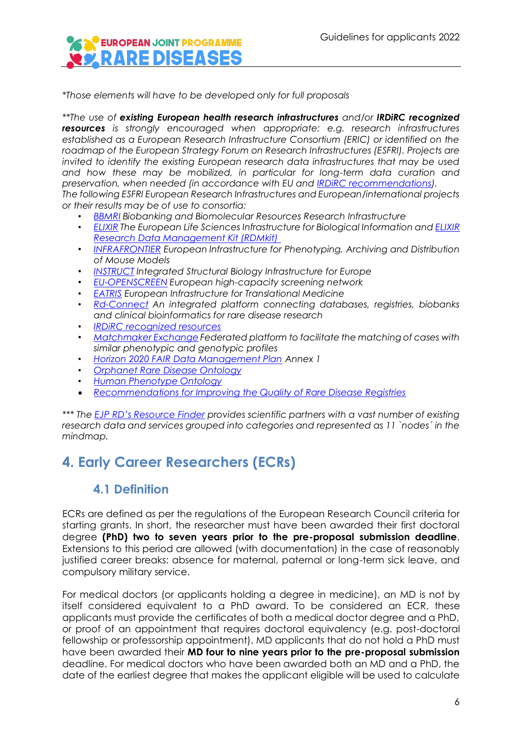*Those elements will have to be developed only for full proposals*

*\*\*The use of **existing European health research infrastructures** and/or **IRDiRC recognized resources** is strongly encouraged when appropriate: e.g. research infrastructures established as a European Research Infrastructure Consortium (ERIC) or identified on the roadmap of the European Strategy Forum on Research Infrastructures (ESFRI). Projects are invited to identify the existing European research data infrastructures that may be used and how these may be mobilized, in particular for long-term data curation and preservation, when needed (in accordance with EU and IRDiRC recommendations).*
*The following ESFRI European Research Infrastructures and European/international projects or their results may be of use to consortia:*

- *BBMRI Biobanking and Biomolecular Resources Research Infrastructure*
- *ELIXIR The European Life Sciences Infrastructure for Biological Information and ELIXIR Research Data Management Kit (RDMkit)*
- *INFRAFRONTIER European Infrastructure for Phenotyping, Archiving and Distribution of Mouse Models*
- *INSTRUCT Integrated Structural Biology Infrastructure for Europe*
- *EU-OPENSCREEN European high-capacity screening network*
- *EATRIS European Infrastructure for Translational Medicine*
- *Rd-Connect An integrated platform connecting databases, registries, biobanks and clinical bioinformatics for rare disease research*
- *IRDiRC recognized resources*
- *Matchmaker Exchange Federated platform to facilitate the matching of cases with similar phenotypic and genotypic profiles*
- *Horizon 2020 FAIR Data Management Plan Annex 1*
- *Orphanet Rare Disease Ontology*
- *Human Phenotype Ontology*
- *Recommendations for Improving the Quality of Rare Disease Registries*

*\*\*\* The EJP RD's Resource Finder provides scientific partners with a vast number of existing research data and services grouped into categories and represented as 11 `nodes´ in the mindmap.*

# 4. Early Career Researchers (ECRs)

## 4.1 Definition

ECRs are defined as per the regulations of the European Research Council criteria for starting grants. In short, the researcher must have been awarded their first doctoral degree **(PhD) two to seven years prior to the pre-proposal submission deadline**. Extensions to this period are allowed (with documentation) in the case of reasonably justified career breaks: absence for maternal, paternal or long-term sick leave, and compulsory military service.

For medical doctors (or applicants holding a degree in medicine), an MD is not by itself considered equivalent to a PhD award. To be considered an ECR, these applicants must provide the certificates of both a medical doctor degree and a PhD, or proof of an appointment that requires doctoral equivalency (e.g. post-doctoral fellowship or professorship appointment). MD applicants that do not hold a PhD must have been awarded their **MD four to nine years prior to the pre-proposal submission** deadline. For medical doctors who have been awarded both an MD and a PhD, the date of the earliest degree that makes the applicant eligible will be used to calculate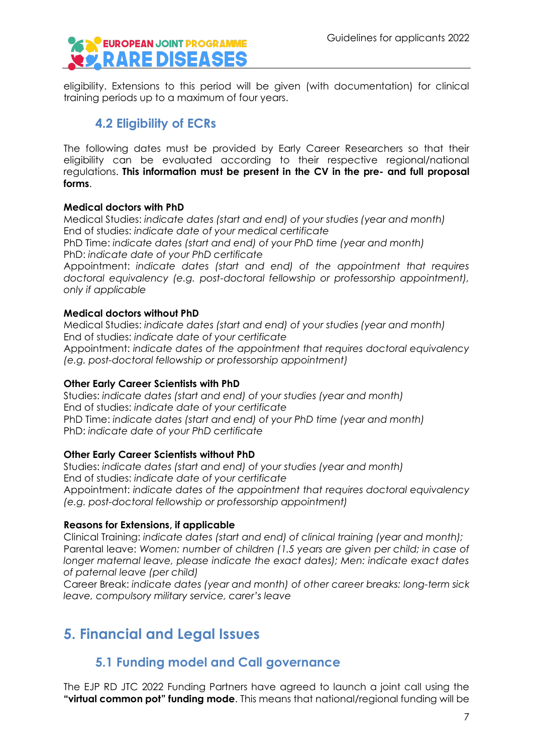eligibility. Extensions to this period will be given (with documentation) for clinical training periods up to a maximum of four years.

## 4.2 Eligibility of ECRs

The following dates must be provided by Early Career Researchers so that their eligibility can be evaluated according to their respective regional/national regulations. **This information must be present in the CV in the pre- and full proposal forms**.

**Medical doctors with PhD**
Medical Studies: *indicate dates (start and end) of your studies (year and month)*
End of studies: *indicate date of your medical certificate*
PhD Time: *indicate dates (start and end) of your PhD time (year and month)*
PhD: *indicate date of your PhD certificate*
Appointment: *indicate dates (start and end) of the appointment that requires doctoral equivalency (e.g. post-doctoral fellowship or professorship appointment), only if applicable*

**Medical doctors without PhD**
Medical Studies: *indicate dates (start and end) of your studies (year and month)*
End of studies: *indicate date of your certificate*
Appointment: *indicate dates of the appointment that requires doctoral equivalency (e.g. post-doctoral fellowship or professorship appointment)*

**Other Early Career Scientists with PhD**
Studies: *indicate dates (start and end) of your studies (year and month)*
End of studies: *indicate date of your certificate*
PhD Time: *indicate dates (start and end) of your PhD time (year and month)*
PhD: *indicate date of your PhD certificate*

**Other Early Career Scientists without PhD**
Studies: *indicate dates (start and end) of your studies (year and month)*
End of studies: *indicate date of your certificate*
Appointment: *indicate dates of the appointment that requires doctoral equivalency (e.g. post-doctoral fellowship or professorship appointment)*

**Reasons for Extensions, if applicable**
Clinical Training: *indicate dates (start and end) of clinical training (year and month);*
Parental leave: *Women: number of children (1.5 years are given per child; in case of longer maternal leave, please indicate the exact dates); Men: indicate exact dates of paternal leave (per child)*
Career Break: *indicate dates (year and month) of other career breaks: long-term sick leave, compulsory military service, carer's leave*

# 5. Financial and Legal Issues

## 5.1 Funding model and Call governance

The EJP RD JTC 2022 Funding Partners have agreed to launch a joint call using the **"virtual common pot" funding mode**. This means that national/regional funding will be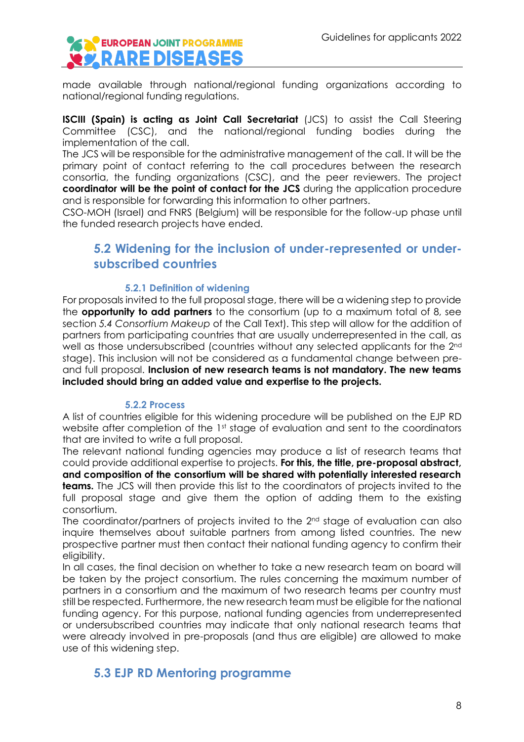made available through national/regional funding organizations according to national/regional funding regulations.

**ISCIII (Spain) is acting as Joint Call Secretariat** (JCS) to assist the Call Steering Committee (CSC), and the national/regional funding bodies during the implementation of the call.

The JCS will be responsible for the administrative management of the call. It will be the primary point of contact referring to the call procedures between the research consortia, the funding organizations (CSC), and the peer reviewers. The project **coordinator will be the point of contact for the JCS** during the application procedure and is responsible for forwarding this information to other partners.

CSO-MOH (Israel) and FNRS (Belgium) will be responsible for the follow-up phase until the funded research projects have ended.

## 5.2 Widening for the inclusion of under-represented or under-subscribed countries

### 5.2.1 Definition of widening

For proposals invited to the full proposal stage, there will be a widening step to provide the **opportunity to add partners** to the consortium (up to a maximum total of 8, see section *5.4 Consortium Makeup* of the Call Text). This step will allow for the addition of partners from participating countries that are usually underrepresented in the call, as well as those undersubscribed (countries without any selected applicants for the 2nd stage). This inclusion will not be considered as a fundamental change between pre- and full proposal. **Inclusion of new research teams is not mandatory. The new teams included should bring an added value and expertise to the projects.**

### 5.2.2 Process

A list of countries eligible for this widening procedure will be published on the EJP RD website after completion of the 1st stage of evaluation and sent to the coordinators that are invited to write a full proposal.

The relevant national funding agencies may produce a list of research teams that could provide additional expertise to projects. **For this, the title, pre-proposal abstract, and composition of the consortium will be shared with potentially interested research teams.** The JCS will then provide this list to the coordinators of projects invited to the full proposal stage and give them the option of adding them to the existing consortium.

The coordinator/partners of projects invited to the 2nd stage of evaluation can also inquire themselves about suitable partners from among listed countries. The new prospective partner must then contact their national funding agency to confirm their eligibility.

In all cases, the final decision on whether to take a new research team on board will be taken by the project consortium. The rules concerning the maximum number of partners in a consortium and the maximum of two research teams per country must still be respected. Furthermore, the new research team must be eligible for the national funding agency. For this purpose, national funding agencies from underrepresented or undersubscribed countries may indicate that only national research teams that were already involved in pre-proposals (and thus are eligible) are allowed to make use of this widening step.

## 5.3 EJP RD Mentoring programme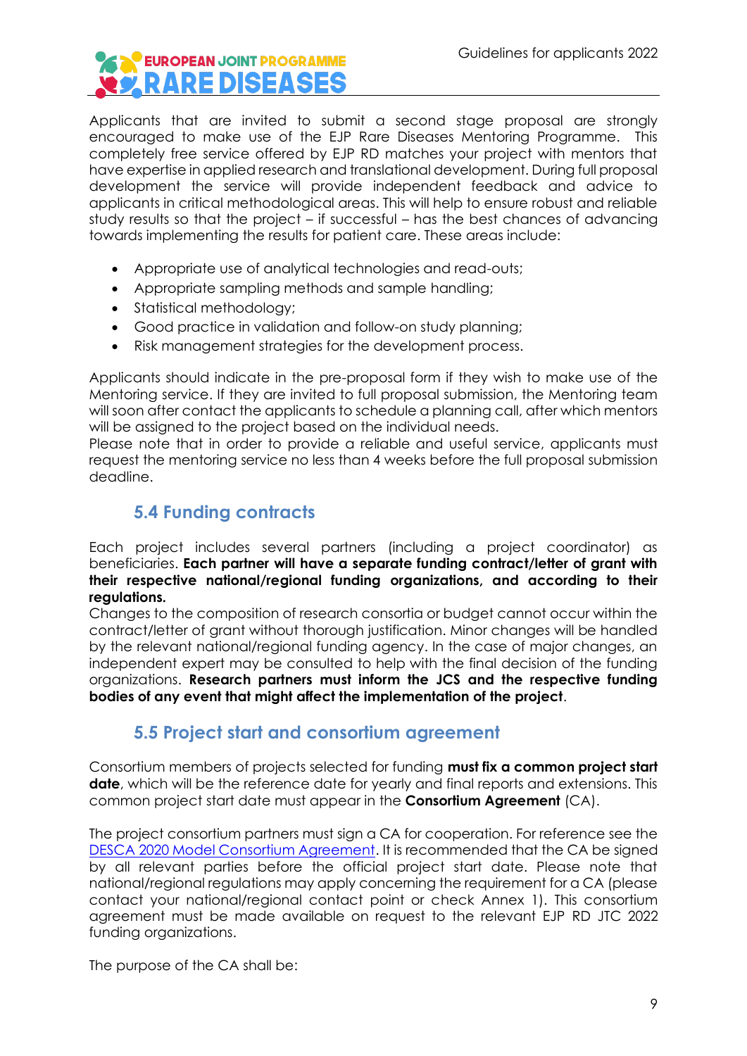Applicants that are invited to submit a second stage proposal are strongly encouraged to make use of the EJP Rare Diseases Mentoring Programme. This completely free service offered by EJP RD matches your project with mentors that have expertise in applied research and translational development. During full proposal development the service will provide independent feedback and advice to applicants in critical methodological areas. This will help to ensure robust and reliable study results so that the project – if successful – has the best chances of advancing towards implementing the results for patient care. These areas include:

- Appropriate use of analytical technologies and read-outs;
- Appropriate sampling methods and sample handling;
- Statistical methodology;
- Good practice in validation and follow-on study planning;
- Risk management strategies for the development process.

Applicants should indicate in the pre-proposal form if they wish to make use of the Mentoring service. If they are invited to full proposal submission, the Mentoring team will soon after contact the applicants to schedule a planning call, after which mentors will be assigned to the project based on the individual needs.
Please note that in order to provide a reliable and useful service, applicants must request the mentoring service no less than 4 weeks before the full proposal submission deadline.

## 5.4 Funding contracts

Each project includes several partners (including a project coordinator) as beneficiaries. **Each partner will have a separate funding contract/letter of grant with their respective national/regional funding organizations, and according to their regulations.**
Changes to the composition of research consortia or budget cannot occur within the contract/letter of grant without thorough justification. Minor changes will be handled by the relevant national/regional funding agency. In the case of major changes, an independent expert may be consulted to help with the final decision of the funding organizations. **Research partners must inform the JCS and the respective funding bodies of any event that might affect the implementation of the project**.

## 5.5 Project start and consortium agreement

Consortium members of projects selected for funding **must fix a common project start date**, which will be the reference date for yearly and final reports and extensions. This common project start date must appear in the **Consortium Agreement** (CA).

The project consortium partners must sign a CA for cooperation. For reference see the [DESCA 2020 Model Consortium Agreement](). It is recommended that the CA be signed by all relevant parties before the official project start date. Please note that national/regional regulations may apply concerning the requirement for a CA (please contact your national/regional contact point or check Annex 1). This consortium agreement must be made available on request to the relevant EJP RD JTC 2022 funding organizations.

The purpose of the CA shall be: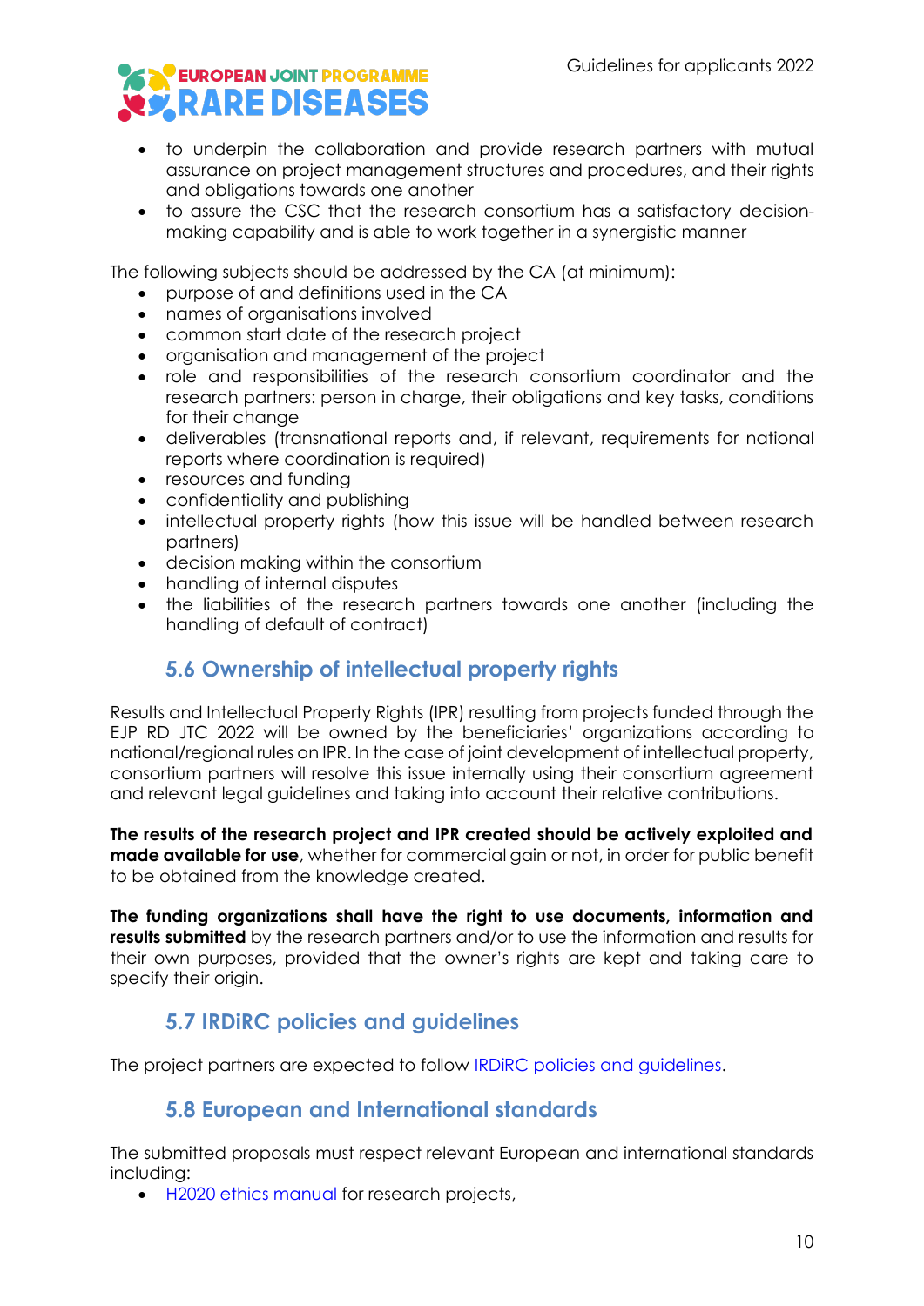- to underpin the collaboration and provide research partners with mutual assurance on project management structures and procedures, and their rights and obligations towards one another
- to assure the CSC that the research consortium has a satisfactory decision-making capability and is able to work together in a synergistic manner

The following subjects should be addressed by the CA (at minimum):

- purpose of and definitions used in the CA
- names of organisations involved
- common start date of the research project
- organisation and management of the project
- role and responsibilities of the research consortium coordinator and the research partners: person in charge, their obligations and key tasks, conditions for their change
- deliverables (transnational reports and, if relevant, requirements for national reports where coordination is required)
- resources and funding
- confidentiality and publishing
- intellectual property rights (how this issue will be handled between research partners)
- decision making within the consortium
- handling of internal disputes
- the liabilities of the research partners towards one another (including the handling of default of contract)

## 5.6 Ownership of intellectual property rights

Results and Intellectual Property Rights (IPR) resulting from projects funded through the EJP RD JTC 2022 will be owned by the beneficiaries' organizations according to national/regional rules on IPR. In the case of joint development of intellectual property, consortium partners will resolve this issue internally using their consortium agreement and relevant legal guidelines and taking into account their relative contributions.

**The results of the research project and IPR created should be actively exploited and made available for use**, whether for commercial gain or not, in order for public benefit to be obtained from the knowledge created.

**The funding organizations shall have the right to use documents, information and results submitted** by the research partners and/or to use the information and results for their own purposes, provided that the owner's rights are kept and taking care to specify their origin.

## 5.7 IRDiRC policies and guidelines

The project partners are expected to follow IRDiRC policies and guidelines.

## 5.8 European and International standards

The submitted proposals must respect relevant European and international standards including:

- H2020 ethics manual for research projects,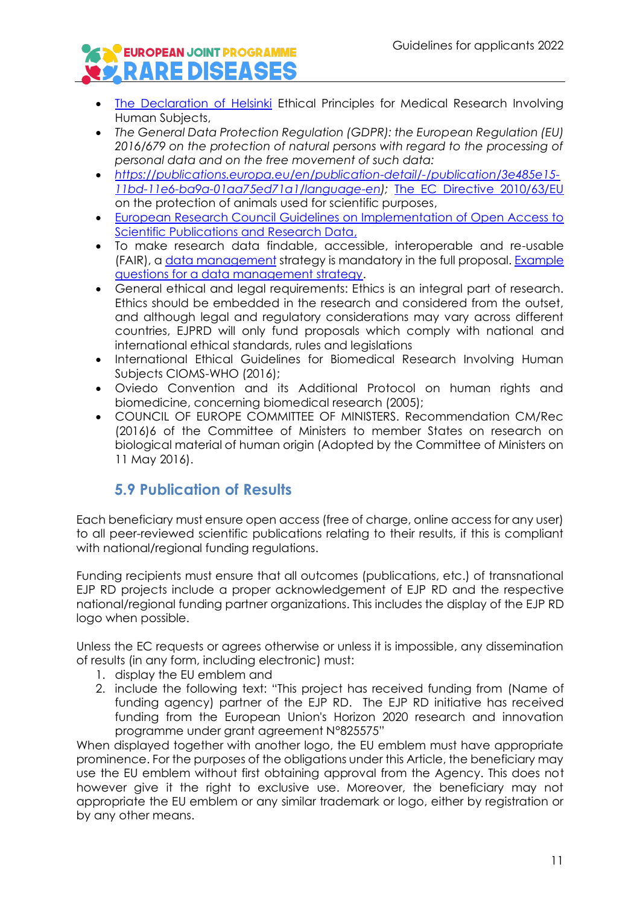- [The Declaration of Helsinki](#) Ethical Principles for Medical Research Involving Human Subjects,
- *The General Data Protection Regulation (GDPR): the European Regulation (EU) 2016/679 on the protection of natural persons with regard to the processing of personal data and on the free movement of such data:*
- *[https://publications.europa.eu/en/publication-detail/-/publication/3e485e15-11bd-11e6-ba9a-01aa75ed71a1/language-en](https://publications.europa.eu/en/publication-detail/-/publication/3e485e15-11bd-11e6-ba9a-01aa75ed71a1/language-en));* [The EC Directive 2010/63/EU](#) on the protection of animals used for scientific purposes,
- [European Research Council Guidelines on Implementation of Open Access to Scientific Publications and Research Data,](#)
- To make research data findable, accessible, interoperable and re-usable (FAIR), a [data management](#) strategy is mandatory in the full proposal. [Example questions for a data management strategy](#).
- General ethical and legal requirements: Ethics is an integral part of research. Ethics should be embedded in the research and considered from the outset, and although legal and regulatory considerations may vary across different countries, EJPRD will only fund proposals which comply with national and international ethical standards, rules and legislations
- International Ethical Guidelines for Biomedical Research Involving Human Subjects CIOMS-WHO (2016);
- Oviedo Convention and its Additional Protocol on human rights and biomedicine, concerning biomedical research (2005);
- COUNCIL OF EUROPE COMMITTEE OF MINISTERS. Recommendation CM/Rec (2016)6 of the Committee of Ministers to member States on research on biological material of human origin (Adopted by the Committee of Ministers on 11 May 2016).

## 5.9 Publication of Results

Each beneficiary must ensure open access (free of charge, online access for any user) to all peer-reviewed scientific publications relating to their results, if this is compliant with national/regional funding regulations.

Funding recipients must ensure that all outcomes (publications, etc.) of transnational EJP RD projects include a proper acknowledgement of EJP RD and the respective national/regional funding partner organizations. This includes the display of the EJP RD logo when possible.

Unless the EC requests or agrees otherwise or unless it is impossible, any dissemination of results (in any form, including electronic) must:

1. display the EU emblem and
2. include the following text: "This project has received funding from (Name of funding agency) partner of the EJP RD. The EJP RD initiative has received funding from the European Union's Horizon 2020 research and innovation programme under grant agreement N°825575"

When displayed together with another logo, the EU emblem must have appropriate prominence. For the purposes of the obligations under this Article, the beneficiary may use the EU emblem without first obtaining approval from the Agency. This does not however give it the right to exclusive use. Moreover, the beneficiary may not appropriate the EU emblem or any similar trademark or logo, either by registration or by any other means.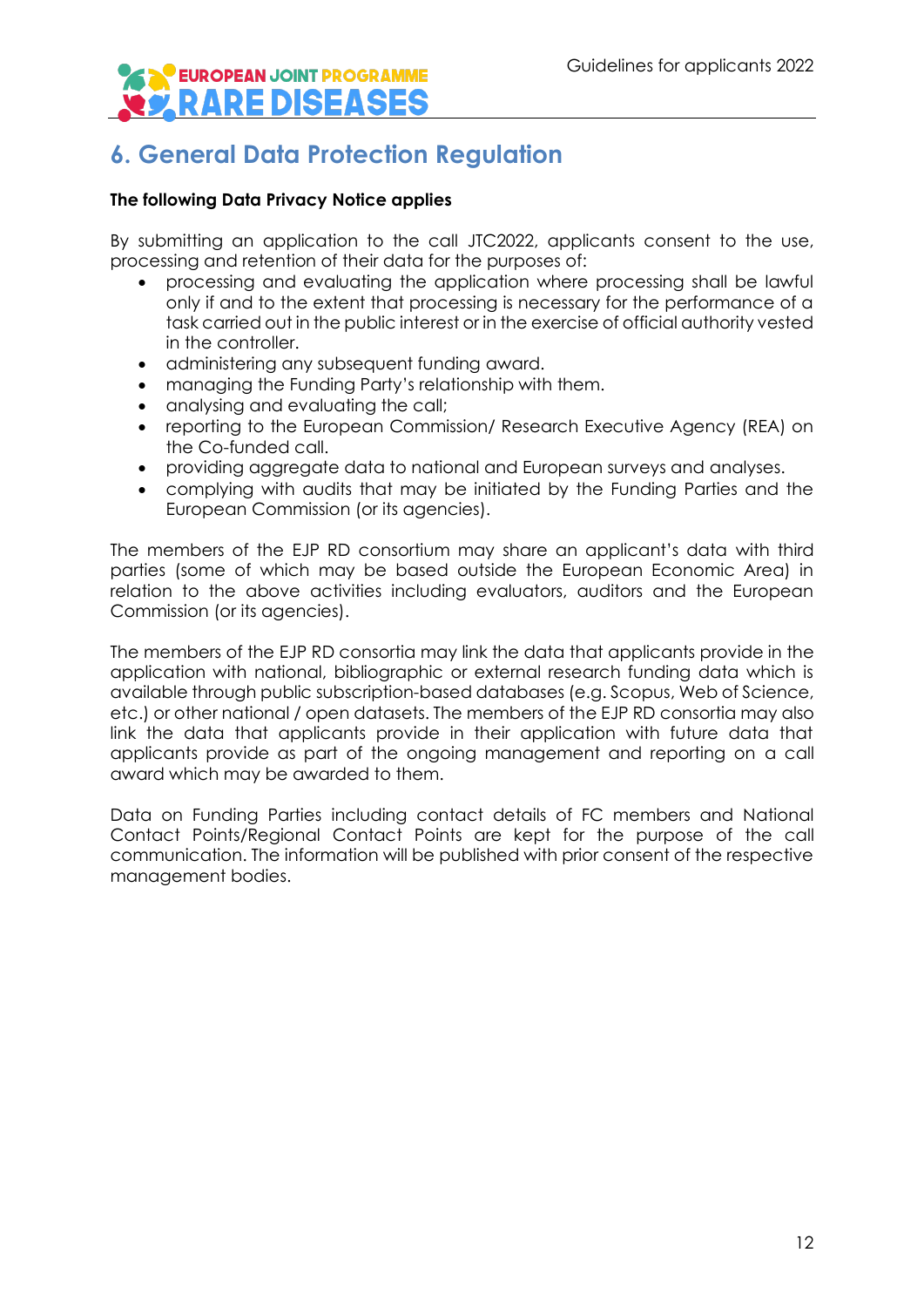## 6. General Data Protection Regulation

**The following Data Privacy Notice applies**

By submitting an application to the call JTC2022, applicants consent to the use, processing and retention of their data for the purposes of:

- processing and evaluating the application where processing shall be lawful only if and to the extent that processing is necessary for the performance of a task carried out in the public interest or in the exercise of official authority vested in the controller.
- administering any subsequent funding award.
- managing the Funding Party's relationship with them.
- analysing and evaluating the call;
- reporting to the European Commission/ Research Executive Agency (REA) on the Co-funded call.
- providing aggregate data to national and European surveys and analyses.
- complying with audits that may be initiated by the Funding Parties and the European Commission (or its agencies).

The members of the EJP RD consortium may share an applicant's data with third parties (some of which may be based outside the European Economic Area) in relation to the above activities including evaluators, auditors and the European Commission (or its agencies).

The members of the EJP RD consortia may link the data that applicants provide in the application with national, bibliographic or external research funding data which is available through public subscription-based databases (e.g. Scopus, Web of Science, etc.) or other national / open datasets. The members of the EJP RD consortia may also link the data that applicants provide in their application with future data that applicants provide as part of the ongoing management and reporting on a call award which may be awarded to them.

Data on Funding Parties including contact details of FC members and National Contact Points/Regional Contact Points are kept for the purpose of the call communication. The information will be published with prior consent of the respective management bodies.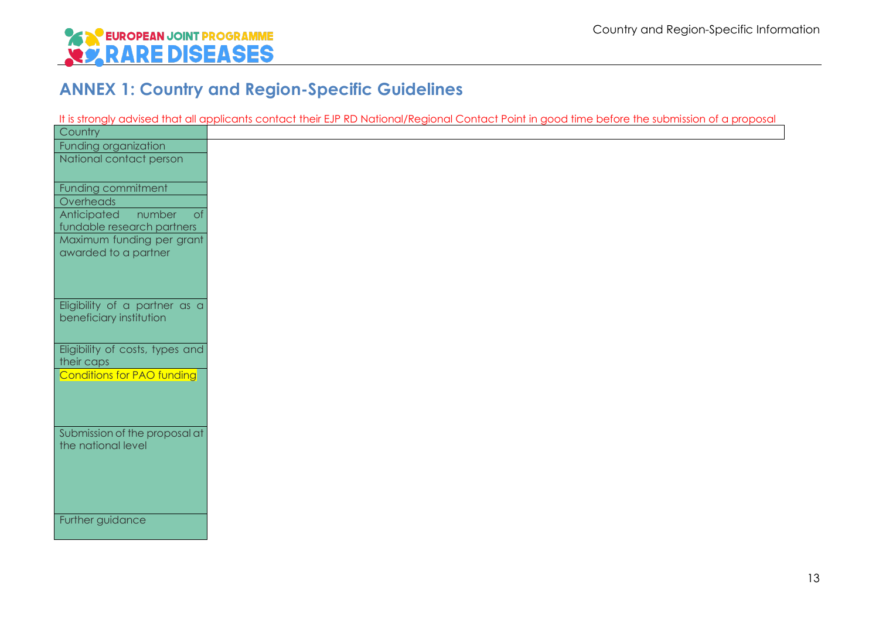## ANNEX 1: Country and Region-Specific Guidelines

It is strongly advised that all applicants contact their EJP RD National/Regional Contact Point in good time before the submission of a proposal

| Country | |
|---|---|
| Funding organization | |
| National contact person | |
| Funding commitment | |
| Overheads | |
| Anticipated number of fundable research partners | |
| Maximum funding per grant awarded to a partner | |
| Eligibility of a partner as a beneficiary institution | |
| Eligibility of costs, types and their caps | |
| Conditions for PAO funding | |
| Submission of the proposal at the national level | |
| Further guidance | |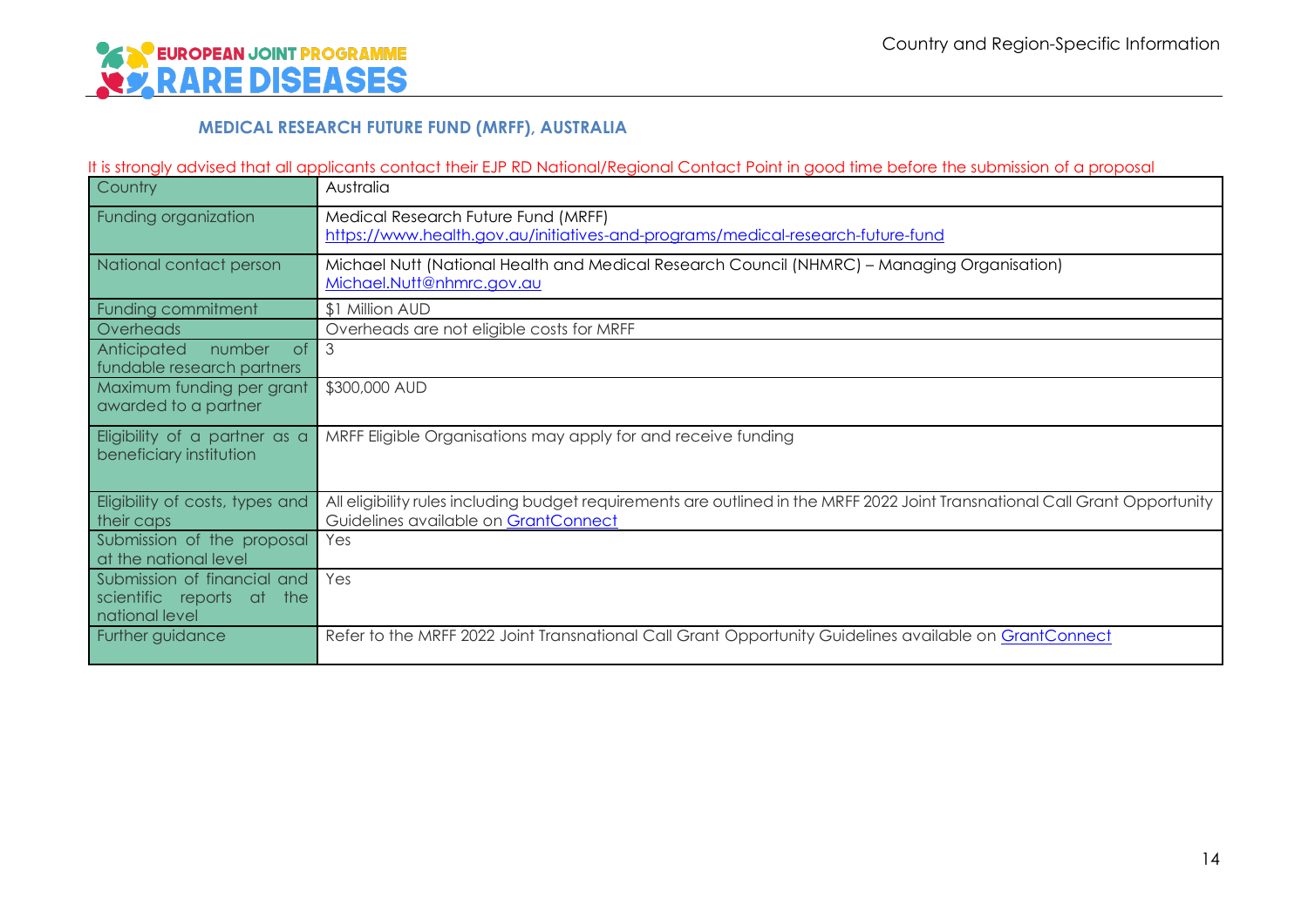## MEDICAL RESEARCH FUTURE FUND (MRFF), AUSTRALIA

It is strongly advised that all applicants contact their EJP RD National/Regional Contact Point in good time before the submission of a proposal

| Country | Australia |
| --- | --- |
| Funding organization | Medical Research Future Fund (MRFF) https://www.health.gov.au/initiatives-and-programs/medical-research-future-fund |
| National contact person | Michael Nutt (National Health and Medical Research Council (NHMRC) – Managing Organisation) Michael.Nutt@nhmrc.gov.au |
| Funding commitment | $1 Million AUD |
| Overheads | Overheads are not eligible costs for MRFF |
| Anticipated number of fundable research partners | 3 |
| Maximum funding per grant awarded to a partner | $300,000 AUD |
| Eligibility of a partner as a beneficiary institution | MRFF Eligible Organisations may apply for and receive funding |
| Eligibility of costs, types and their caps | All eligibility rules including budget requirements are outlined in the MRFF 2022 Joint Transnational Call Grant Opportunity Guidelines available on GrantConnect |
| Submission of the proposal at the national level | Yes |
| Submission of financial and scientific reports at the national level | Yes |
| Further guidance | Refer to the MRFF 2022 Joint Transnational Call Grant Opportunity Guidelines available on GrantConnect |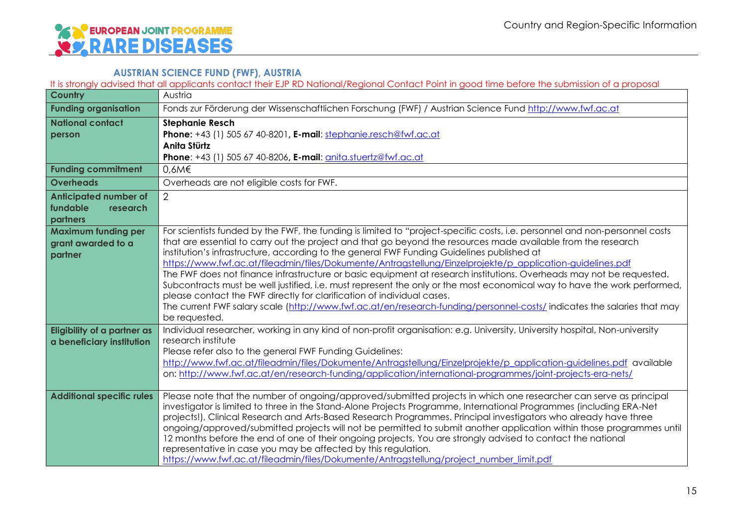## AUSTRIAN SCIENCE FUND (FWF), AUSTRIA

It is strongly advised that all applicants contact their EJP RD National/Regional Contact Point in good time before the submission of a proposal

| | |
|---|---|
| **Country** | Austria |
| **Funding organisation** | Fonds zur Förderung der Wissenschaftlichen Forschung (FWF) / Austrian Science Fund http://www.fwf.ac.at |
| **National contact person** | **Stephanie Resch**<br>**Phone:** +43 (1) 505 67 40-8201, **E-mail**: stephanie.resch@fwf.ac.at<br>**Anita Stürtz**<br>**Phone**: +43 (1) 505 67 40-8206, **E-mail**: anita.stuertz@fwf.ac.at |
| **Funding commitment** | 0,6M€ |
| **Overheads** | Overheads are not eligible costs for FWF. |
| **Anticipated number of fundable research partners** | 2 |
| **Maximum funding per grant awarded to a partner** | For scientists funded by the FWF, the funding is limited to "project-specific costs, i.e. personnel and non-personnel costs that are essential to carry out the project and that go beyond the resources made available from the research institution's infrastructure, according to the general FWF Funding Guidelines published at https://www.fwf.ac.at/fileadmin/files/Dokumente/Antragstellung/Einzelprojekte/p_application-guidelines.pdf<br>The FWF does not finance infrastructure or basic equipment at research institutions. Overheads may not be requested. Subcontracts must be well justified, i.e. must represent the only or the most economical way to have the work performed, please contact the FWF directly for clarification of individual cases.<br>The current FWF salary scale (http://www.fwf.ac.at/en/research-funding/personnel-costs/ indicates the salaries that may be requested. |
| **Eligibility of a partner as a beneficiary institution** | Individual researcher, working in any kind of non-profit organisation: e.g. University, University hospital, Non-university research institute<br>Please refer also to the general FWF Funding Guidelines:<br>http://www.fwf.ac.at/fileadmin/files/Dokumente/Antragstellung/Einzelprojekte/p_application-guidelines.pdf available on: http://www.fwf.ac.at/en/research-funding/application/international-programmes/joint-projects-era-nets/ |
| **Additional specific rules** | Please note that the number of ongoing/approved/submitted projects in which one researcher can serve as principal investigator is limited to three in the Stand-Alone Projects Programme, International Programmes (including ERA-Net projects!), Clinical Research and Arts-Based Research Programmes. Principal investigators who already have three ongoing/approved/submitted projects will not be permitted to submit another application within those programmes until 12 months before the end of one of their ongoing projects. You are strongly advised to contact the national representative in case you may be affected by this regulation.<br>https://www.fwf.ac.at/fileadmin/files/Dokumente/Antragstellung/project_number_limit.pdf |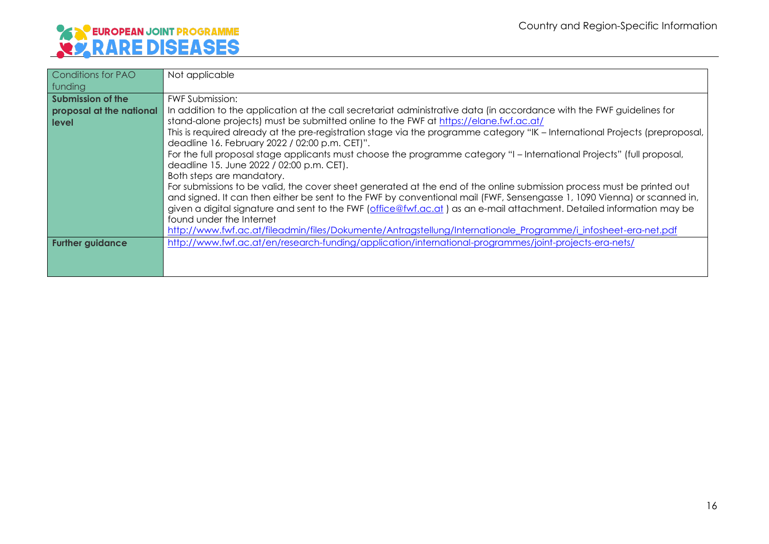| Conditions for PAO funding | Not applicable |
|---|---|
| **Submission of the proposal at the national level** | FWF Submission:<br>In addition to the application at the call secretariat administrative data (in accordance with the FWF guidelines for stand-alone projects) must be submitted online to the FWF at https://elane.fwf.ac.at/<br>This is required already at the pre-registration stage via the programme category "IK – International Projects (preproposal, deadline 16. February 2022 / 02:00 p.m. CET)".<br>For the full proposal stage applicants must choose the programme category "I – International Projects" (full proposal, deadline 15. June 2022 / 02:00 p.m. CET).<br>Both steps are mandatory.<br>For submissions to be valid, the cover sheet generated at the end of the online submission process must be printed out and signed. It can then either be sent to the FWF by conventional mail (FWF, Sensengasse 1, 1090 Vienna) or scanned in, given a digital signature and sent to the FWF (office@fwf.ac.at ) as an e-mail attachment. Detailed information may be found under the Internet<br>http://www.fwf.ac.at/fileadmin/files/Dokumente/Antragstellung/Internationale_Programme/i_infosheet-era-net.pdf |
| **Further guidance** | http://www.fwf.ac.at/en/research-funding/application/international-programmes/joint-projects-era-nets/ |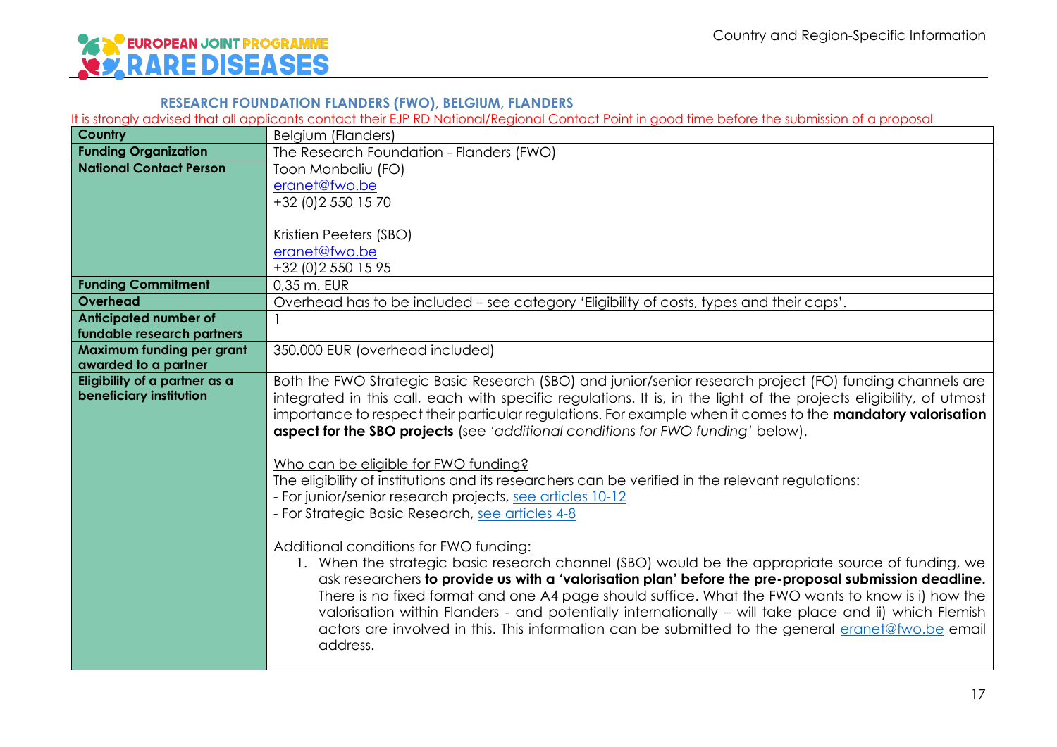### RESEARCH FOUNDATION FLANDERS (FWO), BELGIUM, FLANDERS

It is strongly advised that all applicants contact their EJP RD National/Regional Contact Point in good time before the submission of a proposal

| **Country** | Belgium (Flanders) |
|---|---|
| **Funding Organization** | The Research Foundation - Flanders (FWO) |
| **National Contact Person** | Toon Monbaliu (FO)<br>eranet@fwo.be<br>+32 (0)2 550 15 70<br><br>Kristien Peeters (SBO)<br>eranet@fwo.be<br>+32 (0)2 550 15 95 |
| **Funding Commitment** | 0,35 m. EUR |
| **Overhead** | Overhead has to be included – see category 'Eligibility of costs, types and their caps'. |
| **Anticipated number of fundable research partners** | 1 |
| **Maximum funding per grant awarded to a partner** | 350.000 EUR (overhead included) |
| **Eligibility of a partner as a beneficiary institution** | Both the FWO Strategic Basic Research (SBO) and junior/senior research project (FO) funding channels are integrated in this call, each with specific regulations. It is, in the light of the projects eligibility, of utmost importance to respect their particular regulations. For example when it comes to the **mandatory valorisation aspect for the SBO projects** (see *'additional conditions for FWO funding'* below).<br><br>Who can be eligible for FWO funding?<br>The eligibility of institutions and its researchers can be verified in the relevant regulations:<br>- For junior/senior research projects, see articles 10-12<br>- For Strategic Basic Research, see articles 4-8<br><br>Additional conditions for FWO funding:<br>1. When the strategic basic research channel (SBO) would be the appropriate source of funding, we ask researchers **to provide us with a 'valorisation plan' before the pre-proposal submission deadline.** There is no fixed format and one A4 page should suffice. What the FWO wants to know is i) how the valorisation within Flanders - and potentially internationally – will take place and ii) which Flemish actors are involved in this. This information can be submitted to the general eranet@fwo.be email address. |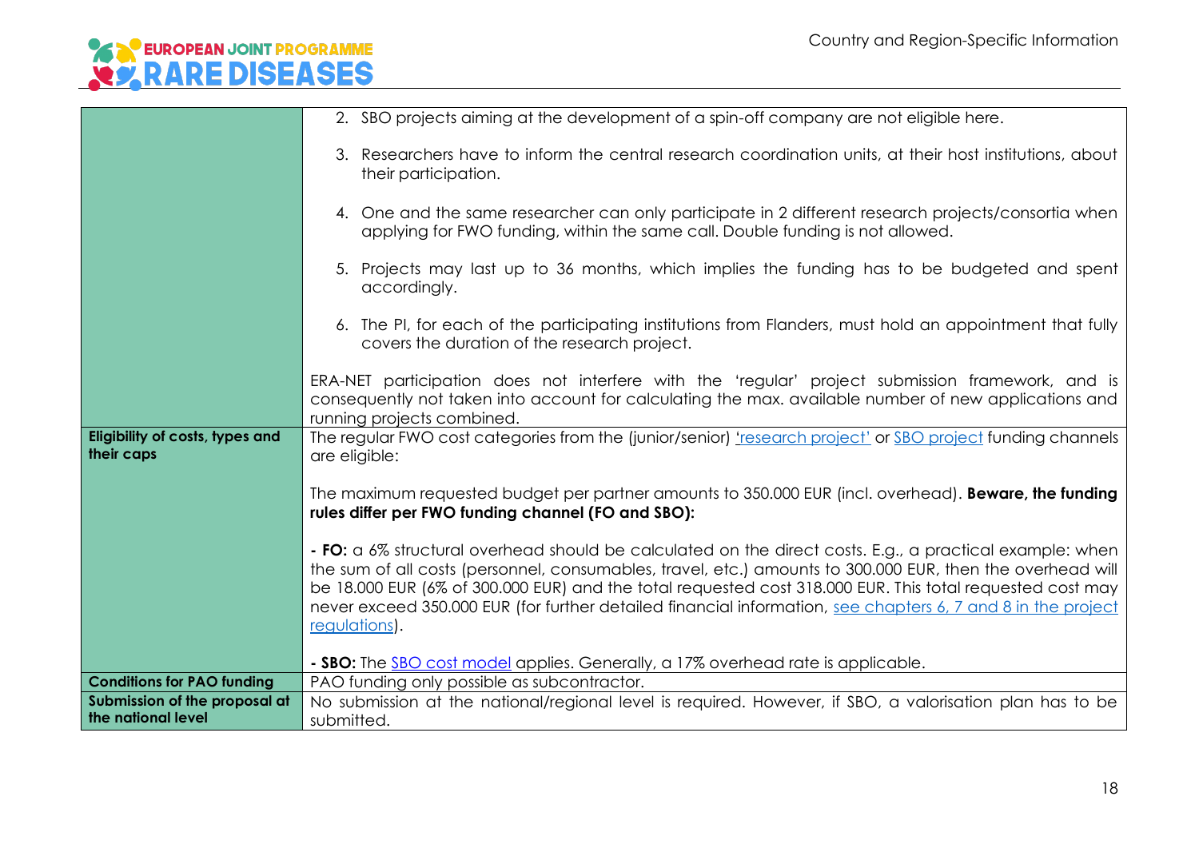| | |
|---|---|
| | 2. SBO projects aiming at the development of a spin-off company are not eligible here.<br><br>3. Researchers have to inform the central research coordination units, at their host institutions, about their participation.<br><br>4. One and the same researcher can only participate in 2 different research projects/consortia when applying for FWO funding, within the same call. Double funding is not allowed.<br><br>5. Projects may last up to 36 months, which implies the funding has to be budgeted and spent accordingly.<br><br>6. The PI, for each of the participating institutions from Flanders, must hold an appointment that fully covers the duration of the research project.<br><br>ERA-NET participation does not interfere with the 'regular' project submission framework, and is consequently not taken into account for calculating the max. available number of new applications and running projects combined. |
| **Eligibility of costs, types and their caps** | The regular FWO cost categories from the (junior/senior) 'research project' or SBO project funding channels are eligible:<br><br>The maximum requested budget per partner amounts to 350.000 EUR (incl. overhead). **Beware, the funding rules differ per FWO funding channel (FO and SBO):**<br><br>**- FO:** a 6% structural overhead should be calculated on the direct costs. E.g., a practical example: when the sum of all costs (personnel, consumables, travel, etc.) amounts to 300.000 EUR, then the overhead will be 18.000 EUR (6% of 300.000 EUR) and the total requested cost 318.000 EUR. This total requested cost may never exceed 350.000 EUR (for further detailed financial information, see chapters 6, 7 and 8 in the project regulations).<br><br>**- SBO:** The SBO cost model applies. Generally, a 17% overhead rate is applicable. |
| **Conditions for PAO funding** | PAO funding only possible as subcontractor. |
| **Submission of the proposal at the national level** | No submission at the national/regional level is required. However, if SBO, a valorisation plan has to be submitted. |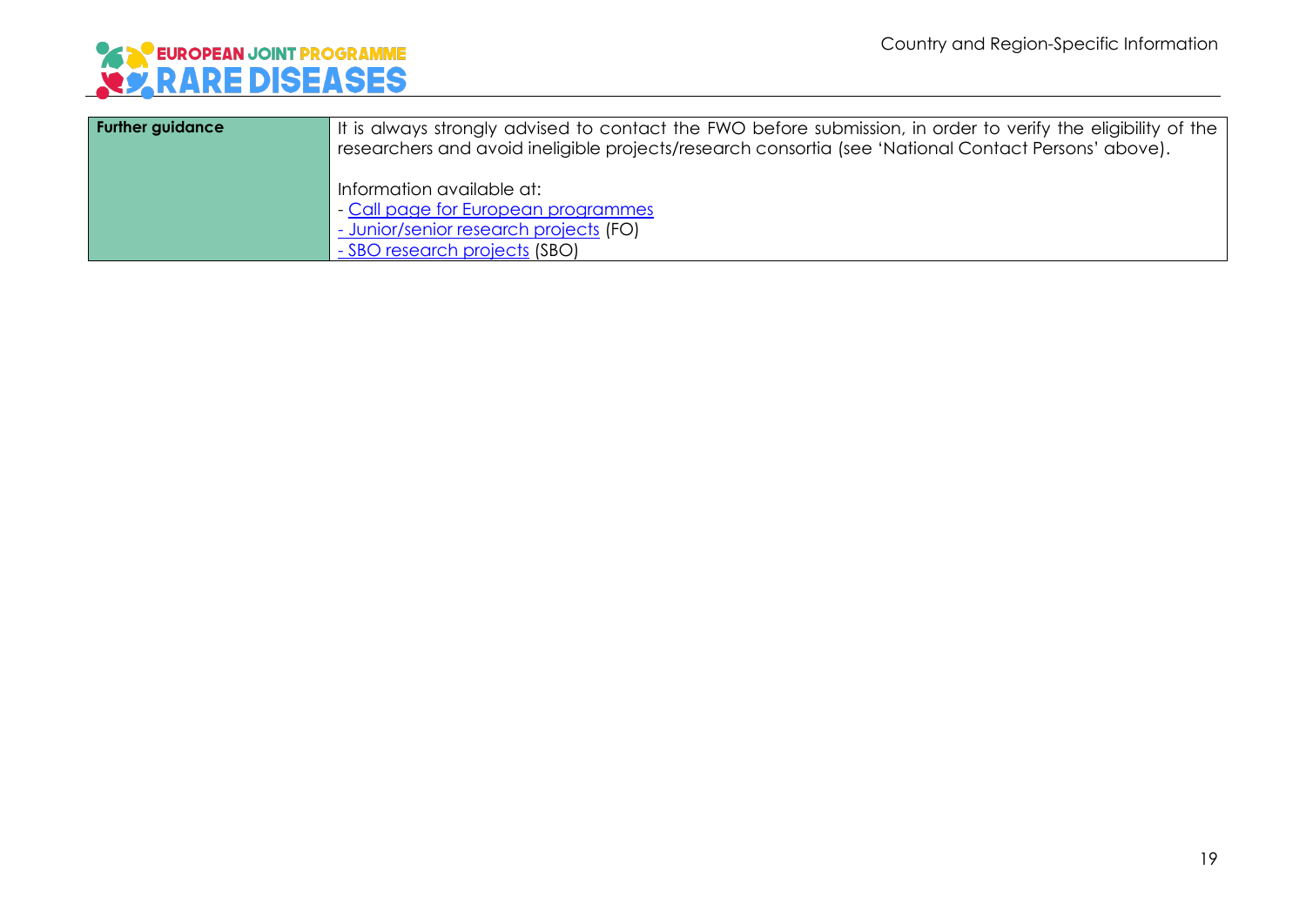| Further guidance | It is always strongly advised to contact the FWO before submission, in order to verify the eligibility of the researchers and avoid ineligible projects/research consortia (see 'National Contact Persons' above).<br><br>Information available at:<br>- Call page for European programmes<br>- Junior/senior research projects (FO)<br>- SBO research projects (SBO) |
|---|---|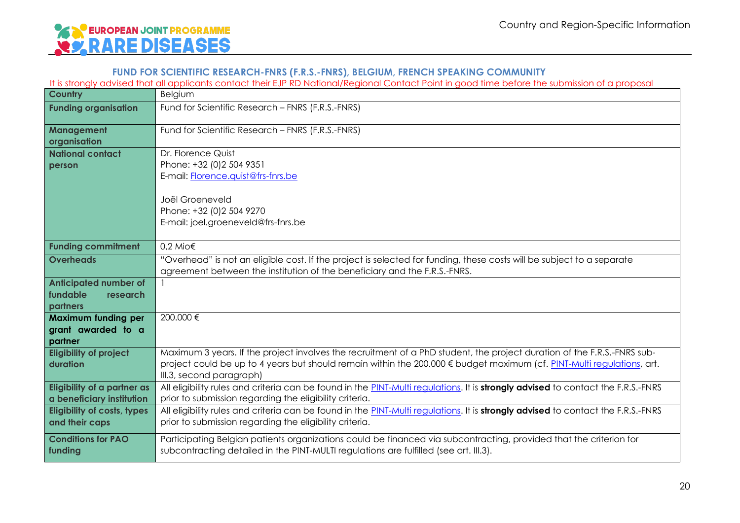## FUND FOR SCIENTIFIC RESEARCH-FNRS (F.R.S.-FNRS), BELGIUM, FRENCH SPEAKING COMMUNITY

It is strongly advised that all applicants contact their EJP RD National/Regional Contact Point in good time before the submission of a proposal

| **Country** | Belgium |
|---|---|
| **Funding organisation** | Fund for Scientific Research – FNRS (F.R.S.-FNRS) |
| **Management organisation** | Fund for Scientific Research – FNRS (F.R.S.-FNRS) |
| **National contact person** | Dr. Florence Quist<br>Phone: +32 (0)2 504 9351<br>E-mail: Florence.quist@frs-fnrs.be<br><br>Joël Groeneveld<br>Phone: +32 (0)2 504 9270<br>E-mail: joel.groeneveld@frs-fnrs.be |
| **Funding commitment** | 0,2 Mio€ |
| **Overheads** | "Overhead" is not an eligible cost. If the project is selected for funding, these costs will be subject to a separate agreement between the institution of the beneficiary and the F.R.S.-FNRS. |
| **Anticipated number of fundable research partners** | 1 |
| **Maximum funding per grant awarded to a partner** | 200.000 € |
| **Eligibility of project duration** | Maximum 3 years. If the project involves the recruitment of a PhD student, the project duration of the F.R.S.-FNRS sub-project could be up to 4 years but should remain within the 200.000 € budget maximum (cf. PINT-Multi regulations, art. III.3, second paragraph) |
| **Eligibility of a partner as a beneficiary institution** | All eligibility rules and criteria can be found in the PINT-Multi regulations. It is **strongly advised** to contact the F.R.S.-FNRS prior to submission regarding the eligibility criteria. |
| **Eligibility of costs, types and their caps** | All eligibility rules and criteria can be found in the PINT-Multi regulations. It is **strongly advised** to contact the F.R.S.-FNRS prior to submission regarding the eligibility criteria. |
| **Conditions for PAO funding** | Participating Belgian patients organizations could be financed via subcontracting, provided that the criterion for subcontracting detailed in the PINT-MULTI regulations are fulfilled (see art. III.3). |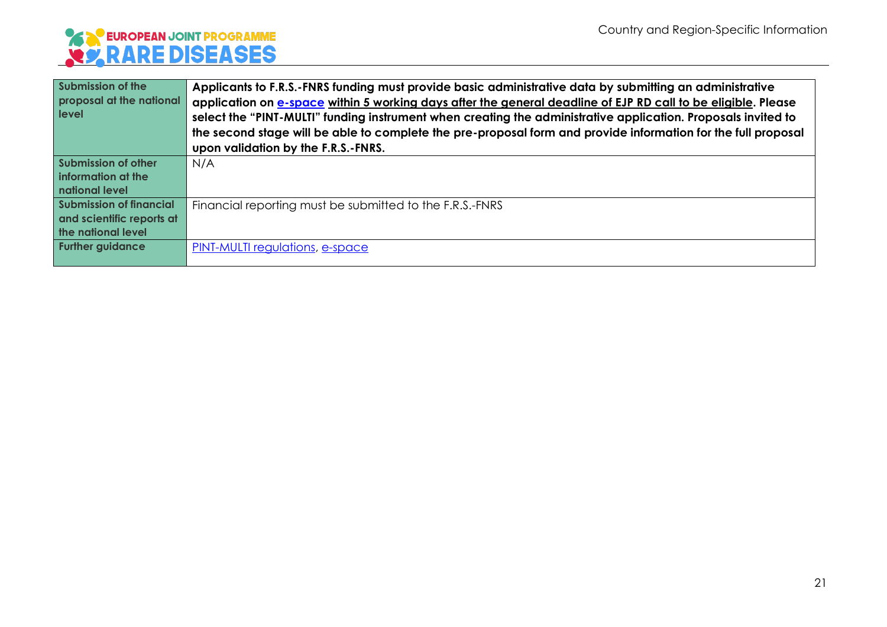| Submission of the proposal at the national level | **Applicants to F.R.S.-FNRS funding must provide basic administrative data by submitting an administrative application on e-space within 5 working days after the general deadline of EJP RD call to be eligible. Please select the "PINT-MULTI" funding instrument when creating the administrative application. Proposals invited to the second stage will be able to complete the pre-proposal form and provide information for the full proposal upon validation by the F.R.S.-FNRS.** |
|---|---|
| Submission of other information at the national level | N/A |
| Submission of financial and scientific reports at the national level | Financial reporting must be submitted to the F.R.S.-FNRS |
| Further guidance | PINT-MULTI regulations, e-space |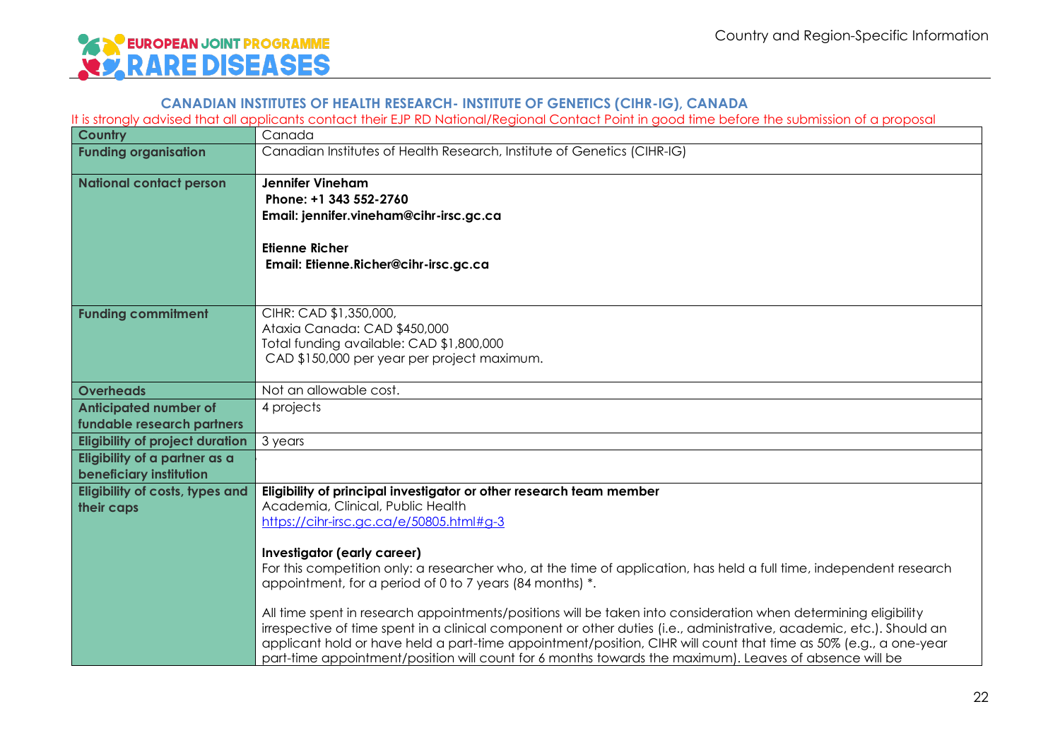## CANADIAN INSTITUTES OF HEALTH RESEARCH- INSTITUTE OF GENETICS (CIHR-IG), CANADA

It is strongly advised that all applicants contact their EJP RD National/Regional Contact Point in good time before the submission of a proposal

| **Country** | Canada |
|---|---|
| **Funding organisation** | Canadian Institutes of Health Research, Institute of Genetics (CIHR-IG) |
| **National contact person** | **Jennifer Vineham**<br>**Phone: +1 343 552-2760**<br>**Email: jennifer.vineham@cihr-irsc.gc.ca**<br><br>**Etienne Richer**<br>**Email: Etienne.Richer@cihr-irsc.gc.ca** |
| **Funding commitment** | CIHR: CAD $1,350,000,<br>Ataxia Canada: CAD $450,000<br>Total funding available: CAD $1,800,000<br>CAD $150,000 per year per project maximum. |
| **Overheads** | Not an allowable cost. |
| **Anticipated number of fundable research partners** | 4 projects |
| **Eligibility of project duration** | 3 years |
| **Eligibility of a partner as a beneficiary institution** | |
| **Eligibility of costs, types and their caps** | **Eligibility of principal investigator or other research team member**<br>Academia, Clinical, Public Health<br>https://cihr-irsc.gc.ca/e/50805.html#g-3<br><br>**Investigator (early career)**<br>For this competition only: a researcher who, at the time of application, has held a full time, independent research appointment, for a period of 0 to 7 years (84 months) *.<br><br>All time spent in research appointments/positions will be taken into consideration when determining eligibility irrespective of time spent in a clinical component or other duties (i.e., administrative, academic, etc.). Should an applicant hold or have held a part-time appointment/position, CIHR will count that time as 50% (e.g., a one-year part-time appointment/position will count for 6 months towards the maximum). Leaves of absence will be |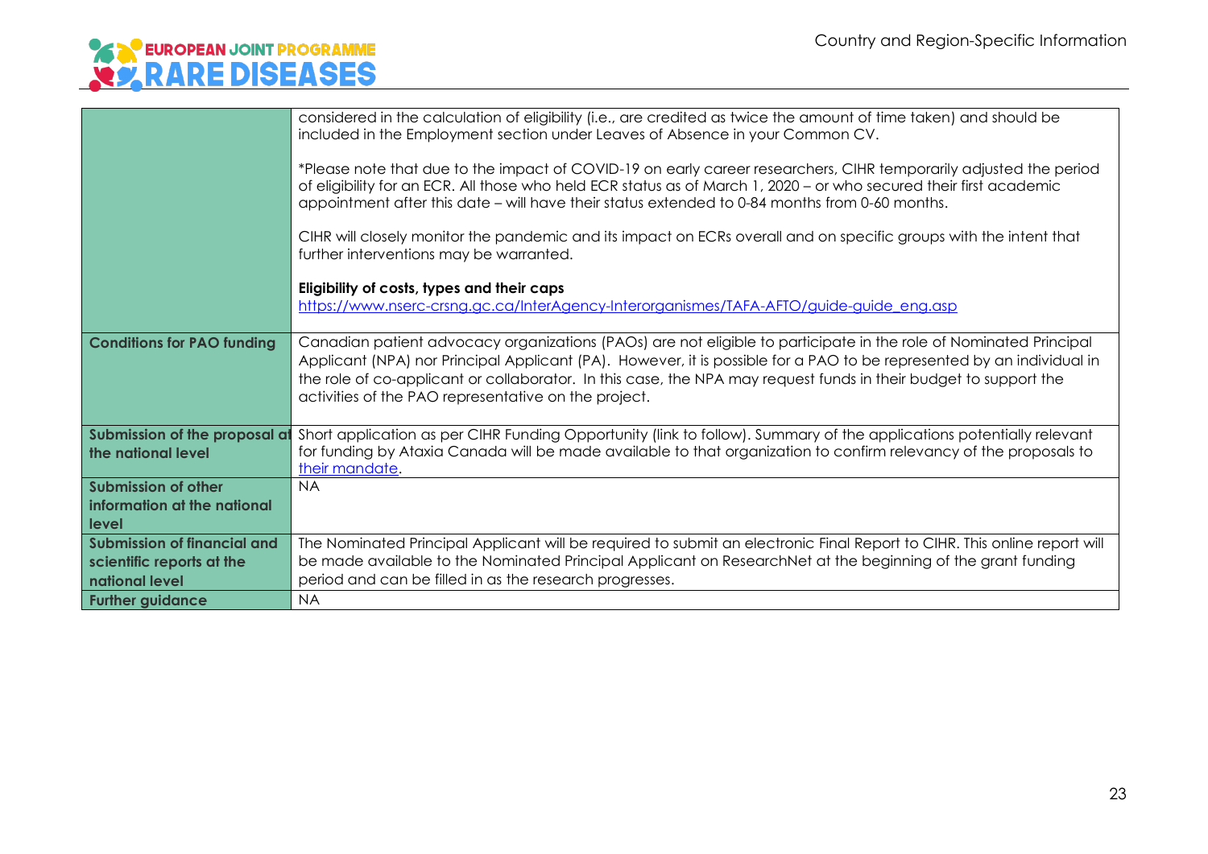| | |
|---|---|
| | considered in the calculation of eligibility (i.e., are credited as twice the amount of time taken) and should be included in the Employment section under Leaves of Absence in your Common CV.<br><br>*Please note that due to the impact of COVID-19 on early career researchers, CIHR temporarily adjusted the period of eligibility for an ECR. All those who held ECR status as of March 1, 2020 – or who secured their first academic appointment after this date – will have their status extended to 0-84 months from 0-60 months.<br><br>CIHR will closely monitor the pandemic and its impact on ECRs overall and on specific groups with the intent that further interventions may be warranted.<br><br>**Eligibility of costs, types and their caps**<br>[https://www.nserc-crsng.gc.ca/InterAgency-Interorganismes/TAFA-AFTO/guide-guide_eng.asp](https://www.nserc-crsng.gc.ca/InterAgency-Interorganismes/TAFA-AFTO/guide-guide_eng.asp) |
| **Conditions for PAO funding** | Canadian patient advocacy organizations (PAOs) are not eligible to participate in the role of Nominated Principal Applicant (NPA) nor Principal Applicant (PA). However, it is possible for a PAO to be represented by an individual in the role of co-applicant or collaborator. In this case, the NPA may request funds in their budget to support the activities of the PAO representative on the project. |
| **Submission of the proposal at the national level** | Short application as per CIHR Funding Opportunity (link to follow). Summary of the applications potentially relevant for funding by Ataxia Canada will be made available to that organization to confirm relevancy of the proposals to their mandate. |
| **Submission of other information at the national level** | NA |
| **Submission of financial and scientific reports at the national level** | The Nominated Principal Applicant will be required to submit an electronic Final Report to CIHR. This online report will be made available to the Nominated Principal Applicant on ResearchNet at the beginning of the grant funding period and can be filled in as the research progresses. |
| **Further guidance** | NA |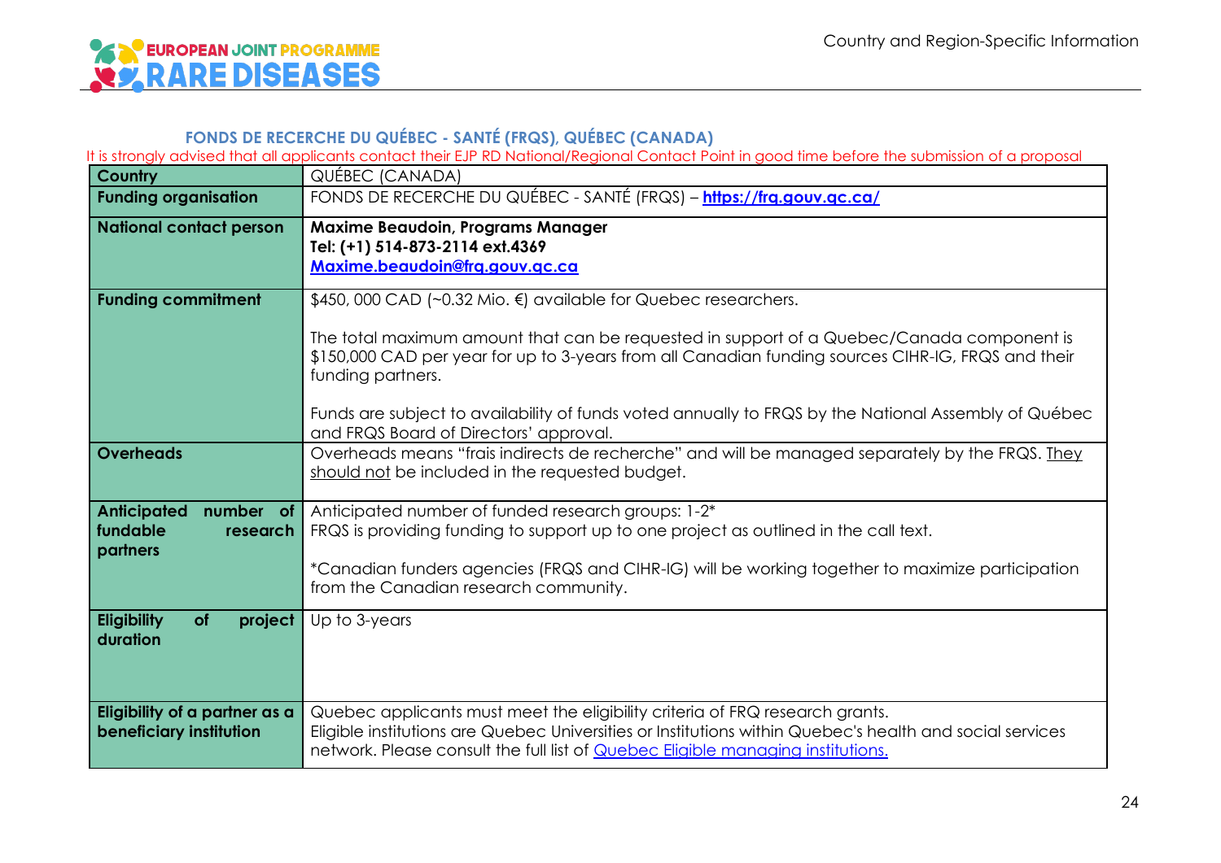### FONDS DE RECERCHE DU QUÉBEC - SANTÉ (FRQS), QUÉBEC (CANADA)

It is strongly advised that all applicants contact their EJP RD National/Regional Contact Point in good time before the submission of a proposal

| **Country** | QUÉBEC (CANADA) |
|---|---|
| **Funding organisation** | FONDS DE RECERCHE DU QUÉBEC - SANTÉ (FRQS) – **https://frq.gouv.qc.ca/** |
| **National contact person** | **Maxime Beaudoin, Programs Manager**<br>**Tel: (+1) 514-873-2114 ext.4369**<br>**Maxime.beaudoin@frq.gouv.qc.ca** |
| **Funding commitment** | $450, 000 CAD (~0.32 Mio. €) available for Quebec researchers.<br><br>The total maximum amount that can be requested in support of a Quebec/Canada component is $150,000 CAD per year for up to 3-years from all Canadian funding sources CIHR-IG, FRQS and their funding partners.<br><br>Funds are subject to availability of funds voted annually to FRQS by the National Assembly of Québec and FRQS Board of Directors' approval. |
| **Overheads** | Overheads means "frais indirects de recherche" and will be managed separately by the FRQS. They should not be included in the requested budget. |
| **Anticipated number of fundable research partners** | Anticipated number of funded research groups: 1-2*<br>FRQS is providing funding to support up to one project as outlined in the call text.<br><br>*Canadian funders agencies (FRQS and CIHR-IG) will be working together to maximize participation from the Canadian research community. |
| **Eligibility of project duration** | Up to 3-years |
| **Eligibility of a partner as a beneficiary institution** | Quebec applicants must meet the eligibility criteria of FRQ research grants.<br>Eligible institutions are Quebec Universities or Institutions within Quebec's health and social services network. Please consult the full list of Quebec Eligible managing institutions. |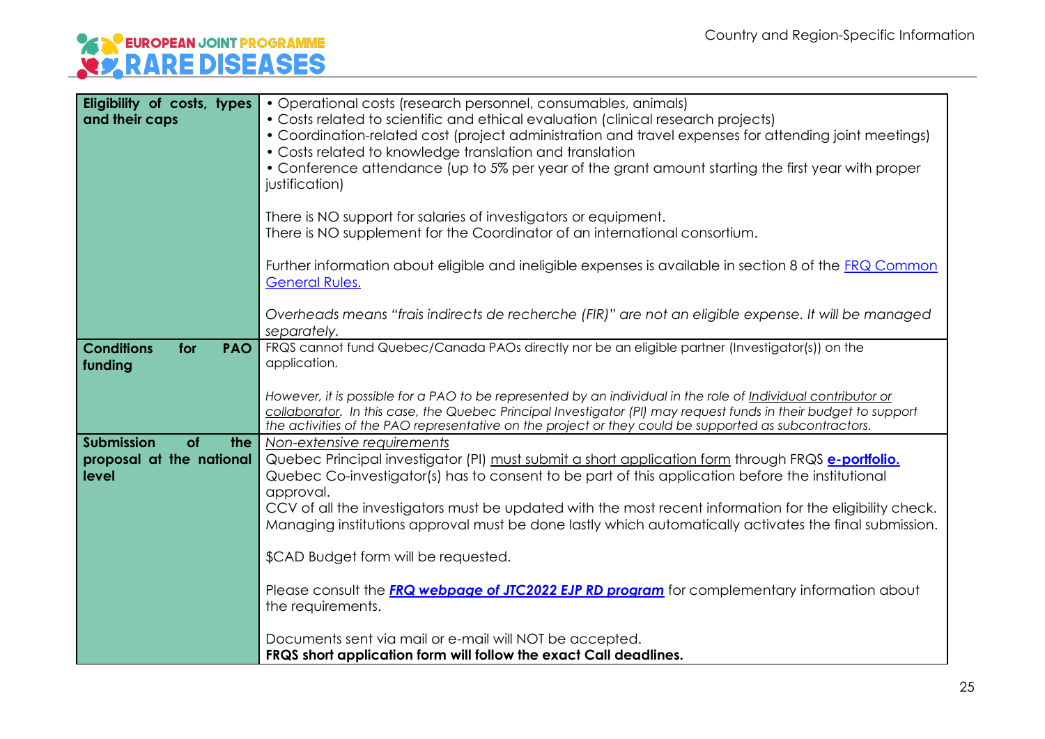| | |
|---|---|
| **Eligibility of costs, types and their caps** | • Operational costs (research personnel, consumables, animals)<br>• Costs related to scientific and ethical evaluation (clinical research projects)<br>• Coordination-related cost (project administration and travel expenses for attending joint meetings)<br>• Costs related to knowledge translation and translation<br>• Conference attendance (up to 5% per year of the grant amount starting the first year with proper justification)<br><br>There is NO support for salaries of investigators or equipment.<br>There is NO supplement for the Coordinator of an international consortium.<br><br>Further information about eligible and ineligible expenses is available in section 8 of the FRQ Common General Rules.<br><br>*Overheads means "frais indirects de recherche (FIR)" are not an eligible expense. It will be managed separately.* |
| **Conditions for PAO funding** | FRQS cannot fund Quebec/Canada PAOs directly nor be an eligible partner (Investigator(s)) on the application.<br><br>*However, it is possible for a PAO to be represented by an individual in the role of Individual contributor or collaborator. In this case, the Quebec Principal Investigator (PI) may request funds in their budget to support the activities of the PAO representative on the project or they could be supported as subcontractors.* |
| **Submission of the proposal at the national level** | Non-extensive requirements<br>Quebec Principal investigator (PI) must submit a short application form through FRQS **e-portfolio.**<br>Quebec Co-investigator(s) has to consent to be part of this application before the institutional approval.<br>CCV of all the investigators must be updated with the most recent information for the eligibility check.<br>Managing institutions approval must be done lastly which automatically activates the final submission.<br><br>$CAD Budget form will be requested.<br><br>Please consult the ***FRQ webpage of JTC2022 EJP RD program*** for complementary information about the requirements.<br><br>Documents sent via mail or e-mail will NOT be accepted.<br>**FRQS short application form will follow the exact Call deadlines.** |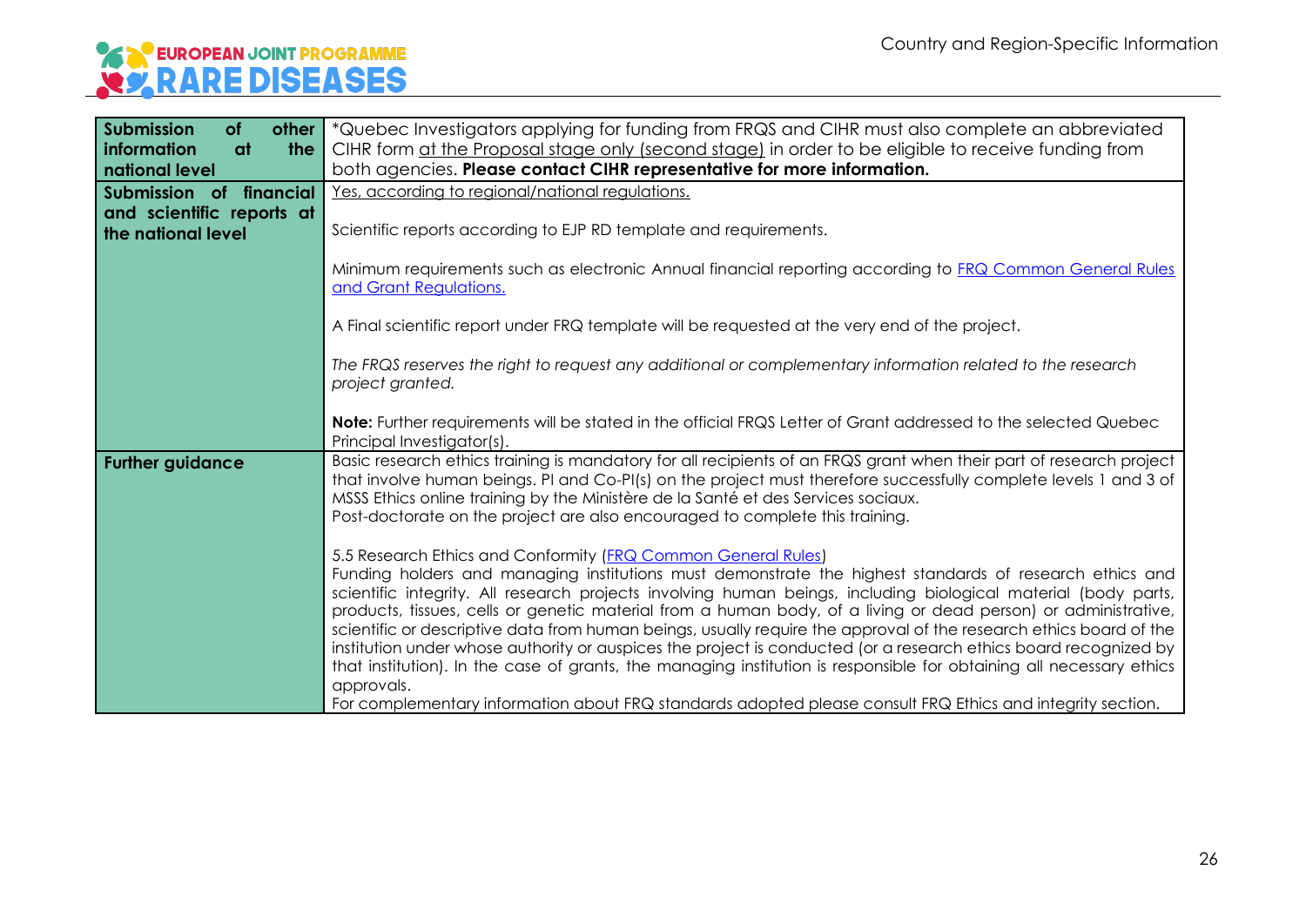| | |
|---|---|
| **Submission of other information at the national level** | *Quebec Investigators applying for funding from FRQS and CIHR must also complete an abbreviated CIHR form at the Proposal stage only (second stage) in order to be eligible to receive funding from both agencies. **Please contact CIHR representative for more information.** |
| **Submission of financial and scientific reports at the national level** | Yes, according to regional/national regulations.<br><br>Scientific reports according to EJP RD template and requirements.<br><br>Minimum requirements such as electronic Annual financial reporting according to [FRQ Common General Rules and Grant Regulations.](#)<br><br>A Final scientific report under FRQ template will be requested at the very end of the project.<br><br>*The FRQS reserves the right to request any additional or complementary information related to the research project granted.*<br><br>**Note:** Further requirements will be stated in the official FRQS Letter of Grant addressed to the selected Quebec Principal Investigator(s). |
| **Further guidance** | Basic research ethics training is mandatory for all recipients of an FRQS grant when their part of research project that involve human beings. PI and Co-PI(s) on the project must therefore successfully complete levels 1 and 3 of MSSS Ethics online training by the Ministère de la Santé et des Services sociaux.<br>Post-doctorate on the project are also encouraged to complete this training.<br><br>5.5 Research Ethics and Conformity ([FRQ Common General Rules](#))<br>Funding holders and managing institutions must demonstrate the highest standards of research ethics and scientific integrity. All research projects involving human beings, including biological material (body parts, products, tissues, cells or genetic material from a human body, of a living or dead person) or administrative, scientific or descriptive data from human beings, usually require the approval of the research ethics board of the institution under whose authority or auspices the project is conducted (or a research ethics board recognized by that institution). In the case of grants, the managing institution is responsible for obtaining all necessary ethics approvals.<br>For complementary information about FRQ standards adopted please consult FRQ Ethics and integrity section. |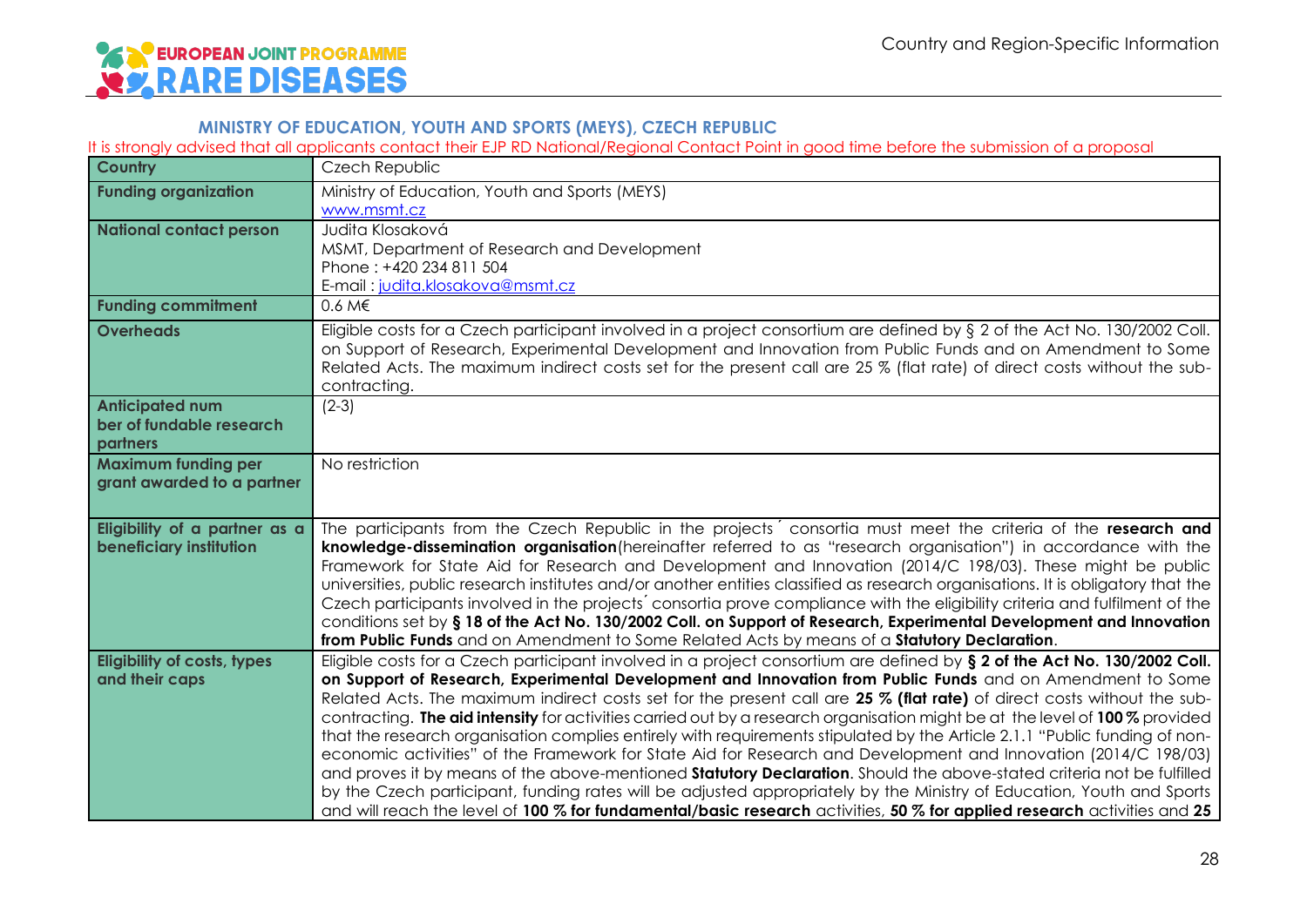## MINISTRY OF EDUCATION, YOUTH AND SPORTS (MEYS), CZECH REPUBLIC

It is strongly advised that all applicants contact their EJP RD National/Regional Contact Point in good time before the submission of a proposal

| **Country** | Czech Republic |
|---|---|
| **Funding organization** | Ministry of Education, Youth and Sports (MEYS)<br>www.msmt.cz |
| **National contact person** | Judita Klosaková<br>MSMT, Department of Research and Development<br>Phone : +420 234 811 504<br>E-mail : judita.klosakova@msmt.cz |
| **Funding commitment** | 0.6 M€ |
| **Overheads** | Eligible costs for a Czech participant involved in a project consortium are defined by § 2 of the Act No. 130/2002 Coll. on Support of Research, Experimental Development and Innovation from Public Funds and on Amendment to Some Related Acts. The maximum indirect costs set for the present call are 25 % (flat rate) of direct costs without the sub-contracting. |
| **Anticipated number of fundable research partners** | (2-3) |
| **Maximum funding per grant awarded to a partner** | No restriction |
| **Eligibility of a partner as a beneficiary institution** | The participants from the Czech Republic in the projects´ consortia must meet the criteria of the **research and knowledge-dissemination organisation**(hereinafter referred to as "research organisation") in accordance with the Framework for State Aid for Research and Development and Innovation (2014/C 198/03). These might be public universities, public research institutes and/or another entities classified as research organisations. It is obligatory that the Czech participants involved in the projects´ consortia prove compliance with the eligibility criteria and fulfilment of the conditions set by **§ 18 of the Act No. 130/2002 Coll. on Support of Research, Experimental Development and Innovation from Public Funds** and on Amendment to Some Related Acts by means of a **Statutory Declaration**. |
| **Eligibility of costs, types and their caps** | Eligible costs for a Czech participant involved in a project consortium are defined by **§ 2 of the Act No. 130/2002 Coll. on Support of Research, Experimental Development and Innovation from Public Funds** and on Amendment to Some Related Acts. The maximum indirect costs set for the present call are **25 % (flat rate)** of direct costs without the sub-contracting. **The aid intensity** for activities carried out by a research organisation might be at the level of **100 %** provided that the research organisation complies entirely with requirements stipulated by the Article 2.1.1 "Public funding of non-economic activities" of the Framework for State Aid for Research and Development and Innovation (2014/C 198/03) and proves it by means of the above-mentioned **Statutory Declaration**. Should the above-stated criteria not be fulfilled by the Czech participant, funding rates will be adjusted appropriately by the Ministry of Education, Youth and Sports and will reach the level of **100 % for fundamental/basic research** activities, **50 % for applied research** activities and **25** |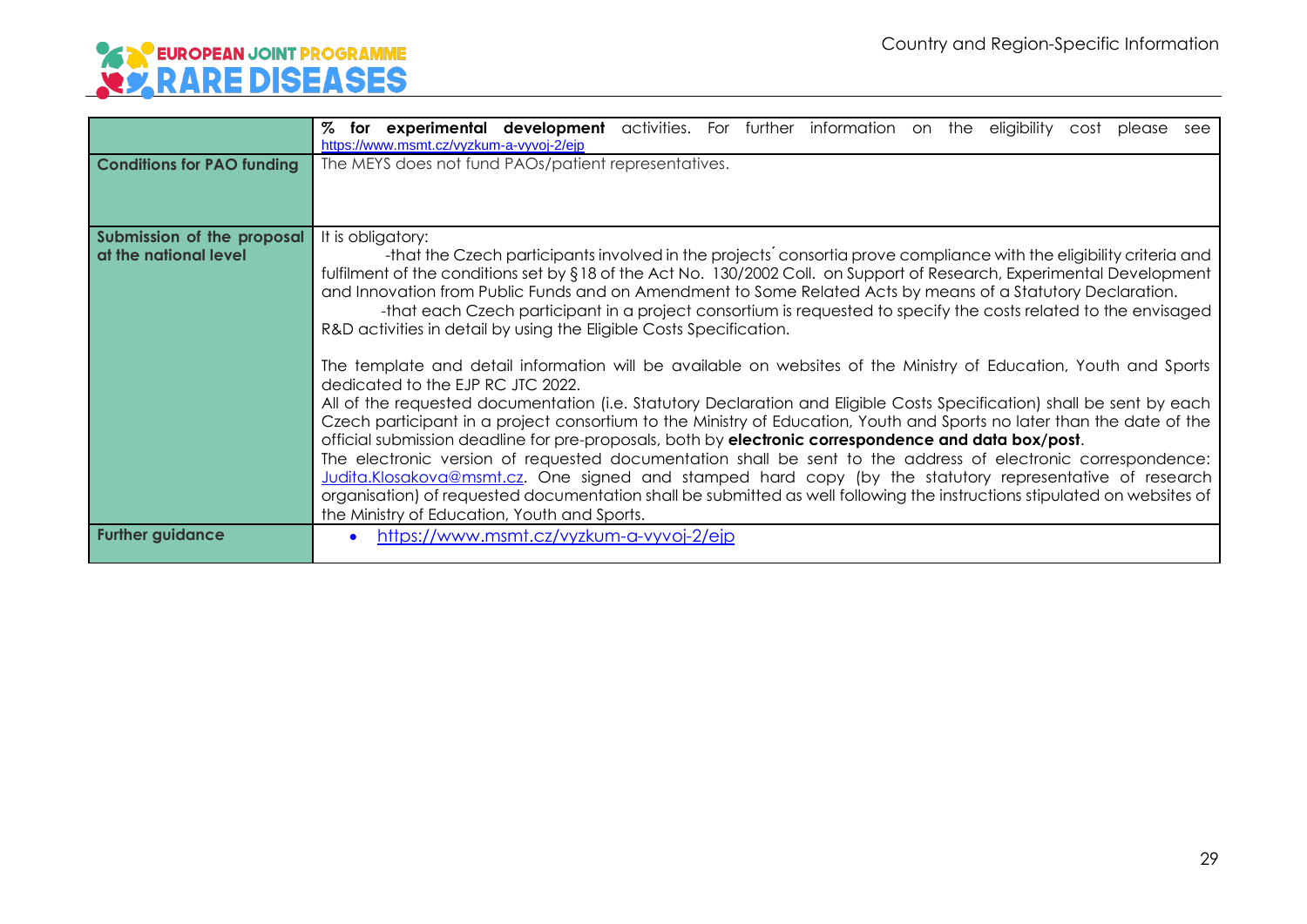| | |
|---|---|
| | **% for experimental development** activities. For further information on the eligibility cost please see https://www.msmt.cz/vyzkum-a-vyvoj-2/ejp |
| **Conditions for PAO funding** | The MEYS does not fund PAOs/patient representatives. |
| **Submission of the proposal at the national level** | It is obligatory:<br>-that the Czech participants involved in the projects´ consortia prove compliance with the eligibility criteria and fulfilment of the conditions set by §18 of the Act No. 130/2002 Coll. on Support of Research, Experimental Development and Innovation from Public Funds and on Amendment to Some Related Acts by means of a Statutory Declaration.<br>-that each Czech participant in a project consortium is requested to specify the costs related to the envisaged R&D activities in detail by using the Eligible Costs Specification.<br><br>The template and detail information will be available on websites of the Ministry of Education, Youth and Sports dedicated to the EJP RC JTC 2022.<br>All of the requested documentation (i.e. Statutory Declaration and Eligible Costs Specification) shall be sent by each Czech participant in a project consortium to the Ministry of Education, Youth and Sports no later than the date of the official submission deadline for pre-proposals, both by **electronic correspondence and data box/post**.<br>The electronic version of requested documentation shall be sent to the address of electronic correspondence: Judita.Klosakova@msmt.cz. One signed and stamped hard copy (by the statutory representative of research organisation) of requested documentation shall be submitted as well following the instructions stipulated on websites of the Ministry of Education, Youth and Sports. |
| **Further guidance** | • https://www.msmt.cz/vyzkum-a-vyvoj-2/ejp |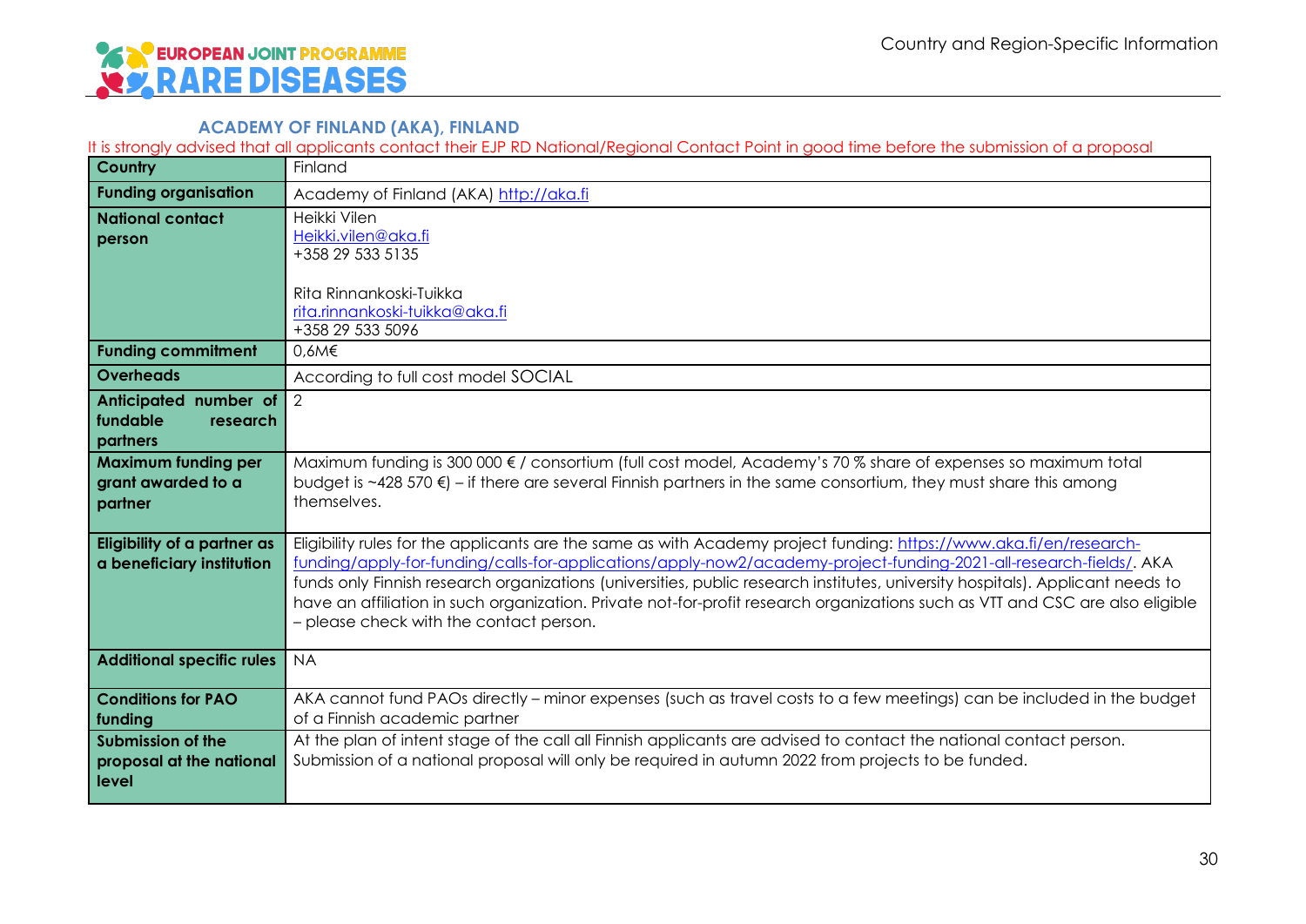### ACADEMY OF FINLAND (AKA), FINLAND

It is strongly advised that all applicants contact their EJP RD National/Regional Contact Point in good time before the submission of a proposal

| **Country** | Finland |
|---|---|
| **Funding organisation** | Academy of Finland (AKA) http://aka.fi |
| **National contact person** | Heikki Vilen<br>Heikki.vilen@aka.fi<br>+358 29 533 5135<br><br>Rita Rinnankoski-Tuikka<br>rita.rinnankoski-tuikka@aka.fi<br>+358 29 533 5096 |
| **Funding commitment** | 0,6M€ |
| **Overheads** | According to full cost model SOCIAL |
| **Anticipated number of fundable research partners** | 2 |
| **Maximum funding per grant awarded to a partner** | Maximum funding is 300 000 € / consortium (full cost model, Academy's 70 % share of expenses so maximum total budget is ~428 570 €) – if there are several Finnish partners in the same consortium, they must share this among themselves. |
| **Eligibility of a partner as a beneficiary institution** | Eligibility rules for the applicants are the same as with Academy project funding: https://www.aka.fi/en/research-funding/apply-for-funding/calls-for-applications/apply-now2/academy-project-funding-2021-all-research-fields/. AKA funds only Finnish research organizations (universities, public research institutes, university hospitals). Applicant needs to have an affiliation in such organization. Private not-for-profit research organizations such as VTT and CSC are also eligible – please check with the contact person. |
| **Additional specific rules** | NA |
| **Conditions for PAO funding** | AKA cannot fund PAOs directly – minor expenses (such as travel costs to a few meetings) can be included in the budget of a Finnish academic partner |
| **Submission of the proposal at the national level** | At the plan of intent stage of the call all Finnish applicants are advised to contact the national contact person. Submission of a national proposal will only be required in autumn 2022 from projects to be funded. |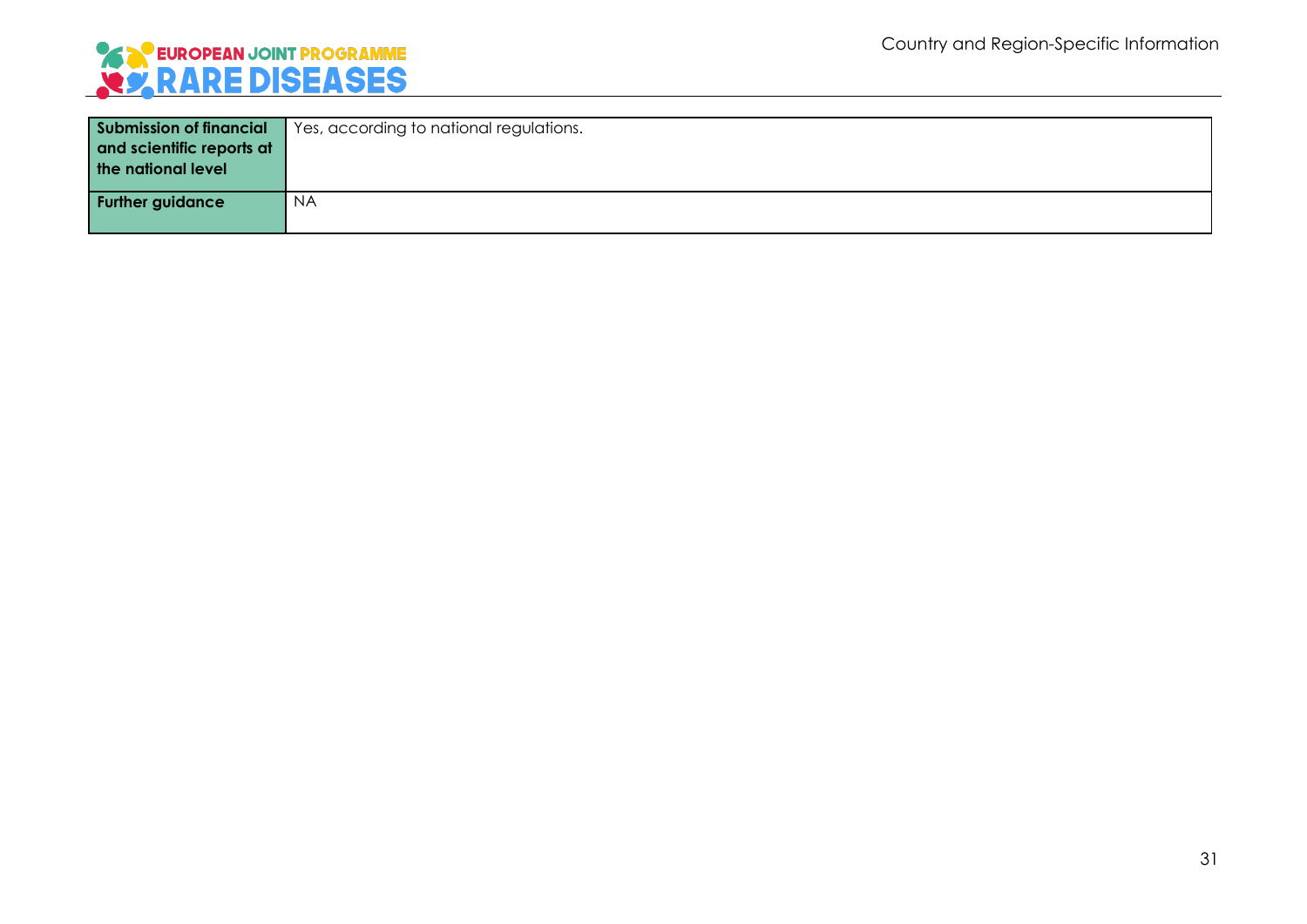| **Submission of financial and scientific reports at the national level** | Yes, according to national regulations. |
| --- | --- |
| **Further guidance** | NA |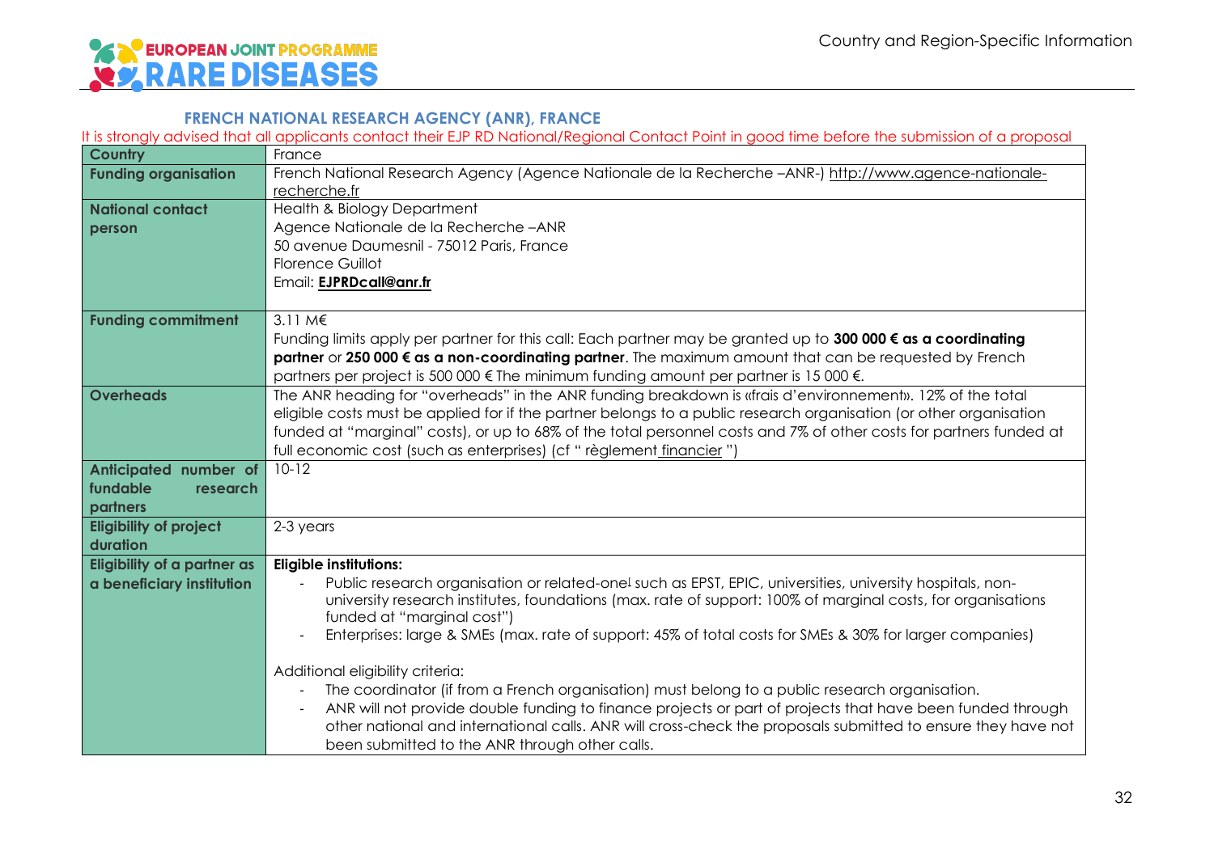### FRENCH NATIONAL RESEARCH AGENCY (ANR), FRANCE

It is strongly advised that all applicants contact their EJP RD National/Regional Contact Point in good time before the submission of a proposal

| Country | France |
|---|---|
| **Funding organisation** | French National Research Agency (Agence Nationale de la Recherche –ANR-) http://www.agence-nationale-recherche.fr |
| **National contact person** | Health & Biology Department<br>Agence Nationale de la Recherche –ANR<br>50 avenue Daumesnil - 75012 Paris, France<br>Florence Guillot<br>Email: **EJPRDcall@anr.fr** |
| **Funding commitment** | 3.11 M€<br>Funding limits apply per partner for this call: Each partner may be granted up to **300 000 € as a coordinating partner** or **250 000 € as a non-coordinating partner**. The maximum amount that can be requested by French partners per project is 500 000 € The minimum funding amount per partner is 15 000 €. |
| **Overheads** | The ANR heading for "overheads" in the ANR funding breakdown is «frais d'environnement». 12% of the total eligible costs must be applied for if the partner belongs to a public research organisation (or other organisation funded at "marginal" costs), or up to 68% of the total personnel costs and 7% of other costs for partners funded at full economic cost (such as enterprises) (cf " règlement financier ") |
| **Anticipated number of fundable research partners** | 10-12 |
| **Eligibility of project duration** | 2-3 years |
| **Eligibility of a partner as a beneficiary institution** | **Eligible institutions:**<br>- Public research organisation or related-one[1] such as EPST, EPIC, universities, university hospitals, non-university research institutes, foundations (max. rate of support: 100% of marginal costs, for organisations funded at "marginal cost")<br>- Enterprises: large & SMEs (max. rate of support: 45% of total costs for SMEs & 30% for larger companies)<br><br>Additional eligibility criteria:<br>- The coordinator (if from a French organisation) must belong to a public research organisation.<br>- ANR will not provide double funding to finance projects or part of projects that have been funded through other national and international calls. ANR will cross-check the proposals submitted to ensure they have not been submitted to the ANR through other calls. |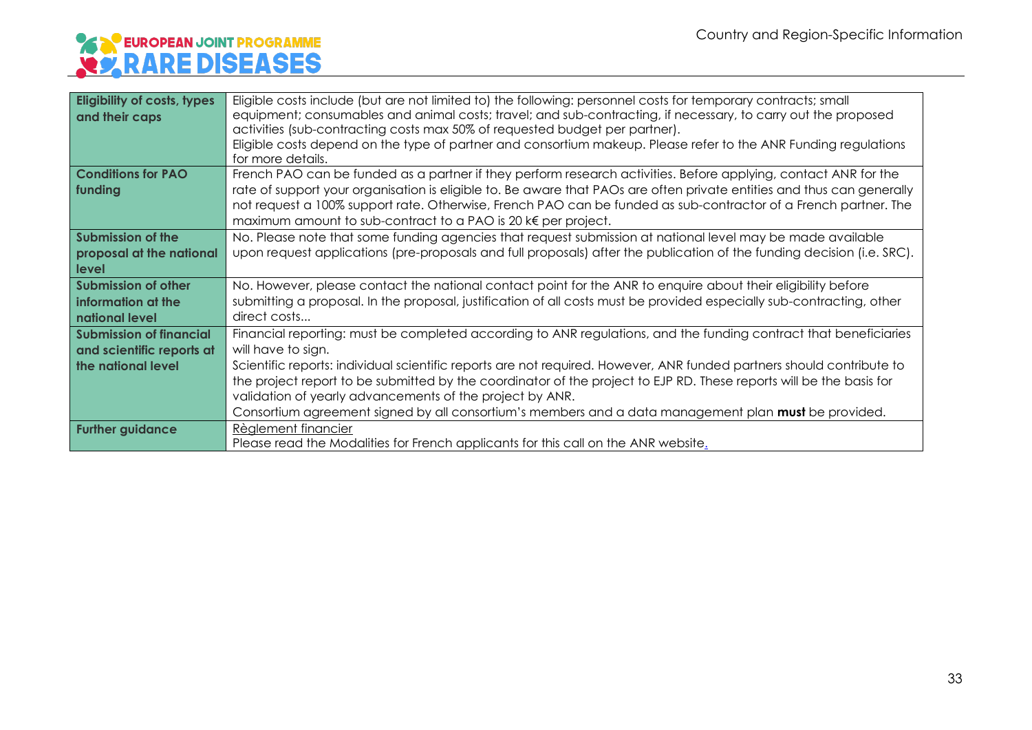| | |
|---|---|
| **Eligibility of costs, types and their caps** | Eligible costs include (but are not limited to) the following: personnel costs for temporary contracts; small equipment; consumables and animal costs; travel; and sub-contracting, if necessary, to carry out the proposed activities (sub-contracting costs max 50% of requested budget per partner).<br>Eligible costs depend on the type of partner and consortium makeup. Please refer to the ANR Funding regulations for more details. |
| **Conditions for PAO funding** | French PAO can be funded as a partner if they perform research activities. Before applying, contact ANR for the rate of support your organisation is eligible to. Be aware that PAOs are often private entities and thus can generally not request a 100% support rate. Otherwise, French PAO can be funded as sub-contractor of a French partner. The maximum amount to sub-contract to a PAO is 20 k€ per project. |
| **Submission of the proposal at the national level** | No. Please note that some funding agencies that request submission at national level may be made available upon request applications (pre-proposals and full proposals) after the publication of the funding decision (i.e. SRC). |
| **Submission of other information at the national level** | No. However, please contact the national contact point for the ANR to enquire about their eligibility before submitting a proposal. In the proposal, justification of all costs must be provided especially sub-contracting, other direct costs... |
| **Submission of financial and scientific reports at the national level** | Financial reporting: must be completed according to ANR regulations, and the funding contract that beneficiaries will have to sign.<br>Scientific reports: individual scientific reports are not required. However, ANR funded partners should contribute to the project report to be submitted by the coordinator of the project to EJP RD. These reports will be the basis for validation of yearly advancements of the project by ANR.<br>Consortium agreement signed by all consortium's members and a data management plan **must** be provided. |
| **Further guidance** | Règlement financier<br>Please read the Modalities for French applicants for this call on the ANR website. |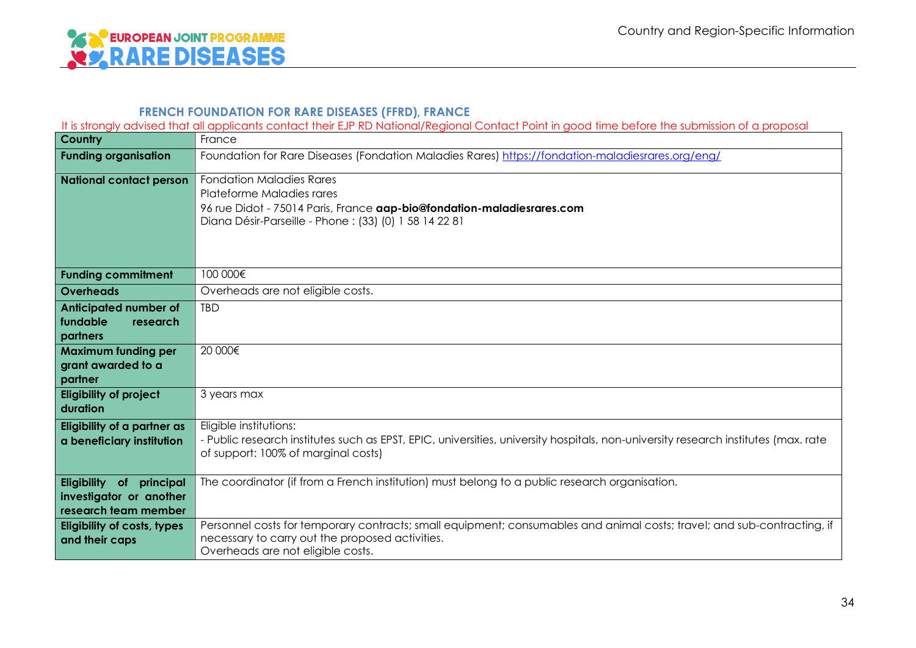## FRENCH FOUNDATION FOR RARE DISEASES (FFRD), FRANCE

It is strongly advised that all applicants contact their EJP RD National/Regional Contact Point in good time before the submission of a proposal

| | |
|---|---|
| **Country** | France |
| **Funding organisation** | Foundation for Rare Diseases (Fondation Maladies Rares) https://fondation-maladiesrares.org/eng/ |
| **National contact person** | Fondation Maladies Rares<br>Plateforme Maladies rares<br>96 rue Didot - 75014 Paris, France **aap-bio@fondation-maladiesrares.com**<br>Diana Désir-Parseille - Phone : (33) (0) 1 58 14 22 81 |
| **Funding commitment** | 100 000€ |
| **Overheads** | Overheads are not eligible costs. |
| **Anticipated number of fundable research partners** | TBD |
| **Maximum funding per grant awarded to a partner** | 20 000€ |
| **Eligibility of project duration** | 3 years max |
| **Eligibility of a partner as a beneficiary institution** | Eligible institutions:<br>- Public research institutes such as EPST, EPIC, universities, university hospitals, non-university research institutes (max. rate of support: 100% of marginal costs) |
| **Eligibility of principal investigator or another research team member** | The coordinator (if from a French institution) must belong to a public research organisation. |
| **Eligibility of costs, types and their caps** | Personnel costs for temporary contracts; small equipment; consumables and animal costs; travel; and sub-contracting, if necessary to carry out the proposed activities.<br>Overheads are not eligible costs. |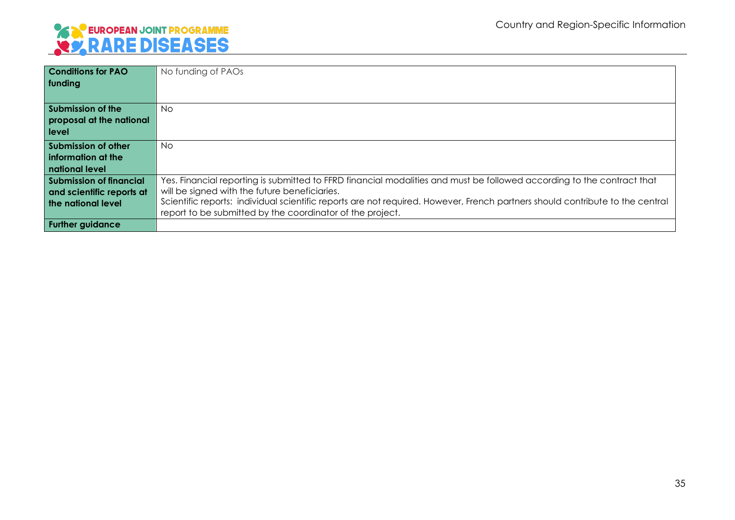| | |
|---|---|
| **Conditions for PAO funding** | No funding of PAOs |
| **Submission of the proposal at the national level** | No |
| **Submission of other information at the national level** | No |
| **Submission of financial and scientific reports at the national level** | Yes. Financial reporting is submitted to FFRD financial modalities and must be followed according to the contract that will be signed with the future beneficiaries.<br>Scientific reports: individual scientific reports are not required. However, French partners should contribute to the central report to be submitted by the coordinator of the project. |
| **Further guidance** | |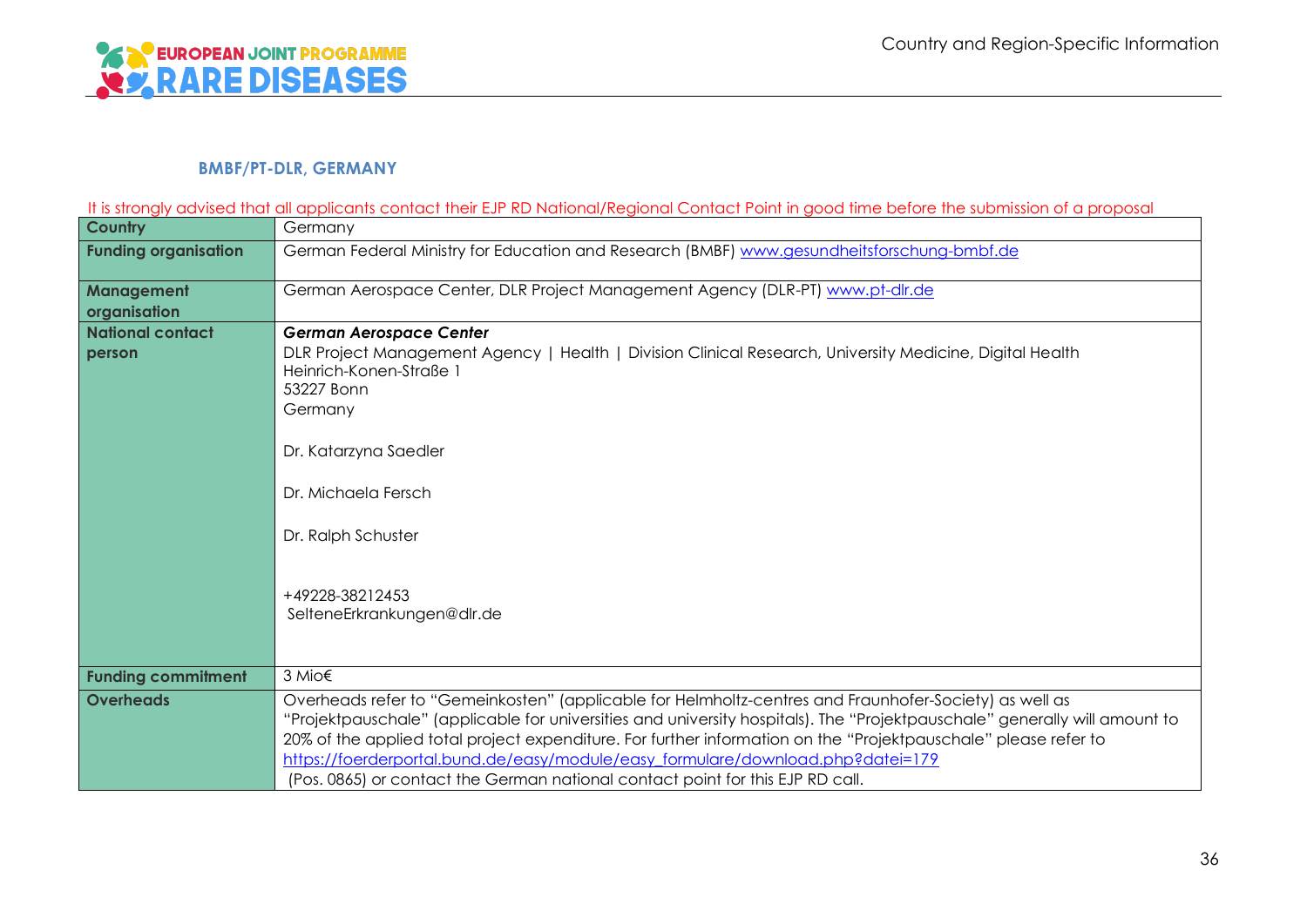### BMBF/PT-DLR, GERMANY

It is strongly advised that all applicants contact their EJP RD National/Regional Contact Point in good time before the submission of a proposal

| Country | Germany |
|---|---|
| **Funding organisation** | German Federal Ministry for Education and Research (BMBF) www.gesundheitsforschung-bmbf.de |
| **Management organisation** | German Aerospace Center, DLR Project Management Agency (DLR-PT) www.pt-dlr.de |
| **National contact person** | ***German Aerospace Center*** <br> DLR Project Management Agency \| Health \| Division Clinical Research, University Medicine, Digital Health <br> Heinrich-Konen-Straße 1 <br> 53227 Bonn <br> Germany <br><br> Dr. Katarzyna Saedler <br><br> Dr. Michaela Fersch <br><br> Dr. Ralph Schuster <br><br> +49228-38212453 <br> SelteneErkrankungen@dlr.de |
| **Funding commitment** | 3 Mio€ |
| **Overheads** | Overheads refer to "Gemeinkosten" (applicable for Helmholtz-centres and Fraunhofer-Society) as well as "Projektpauschale" (applicable for universities and university hospitals). The "Projektpauschale" generally will amount to 20% of the applied total project expenditure. For further information on the "Projektpauschale" please refer to https://foerderportal.bund.de/easy/module/easy_formulare/download.php?datei=179 (Pos. 0865) or contact the German national contact point for this EJP RD call. |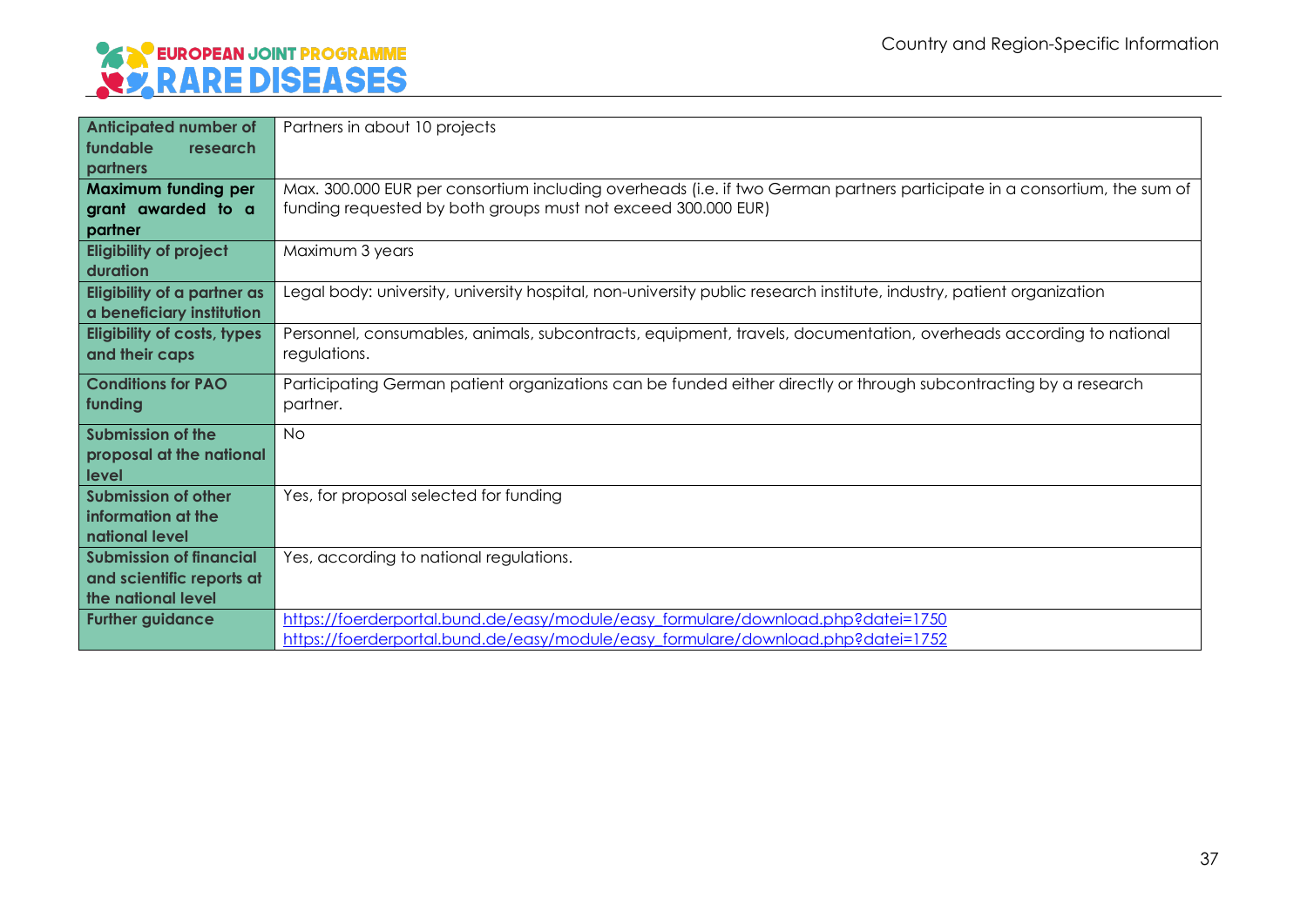| Anticipated number of fundable research partners | Partners in about 10 projects |
| --- | --- |
| Maximum funding per grant awarded to a partner | Max. 300.000 EUR per consortium including overheads (i.e. if two German partners participate in a consortium, the sum of funding requested by both groups must not exceed 300.000 EUR) |
| Eligibility of project duration | Maximum 3 years |
| Eligibility of a partner as a beneficiary institution | Legal body: university, university hospital, non-university public research institute, industry, patient organization |
| Eligibility of costs, types and their caps | Personnel, consumables, animals, subcontracts, equipment, travels, documentation, overheads according to national regulations. |
| Conditions for PAO funding | Participating German patient organizations can be funded either directly or through subcontracting by a research partner. |
| Submission of the proposal at the national level | No |
| Submission of other information at the national level | Yes, for proposal selected for funding |
| Submission of financial and scientific reports at the national level | Yes, according to national regulations. |
| Further guidance | https://foerderportal.bund.de/easy/module/easy_formulare/download.php?datei=1750<br>https://foerderportal.bund.de/easy/module/easy_formulare/download.php?datei=1752 |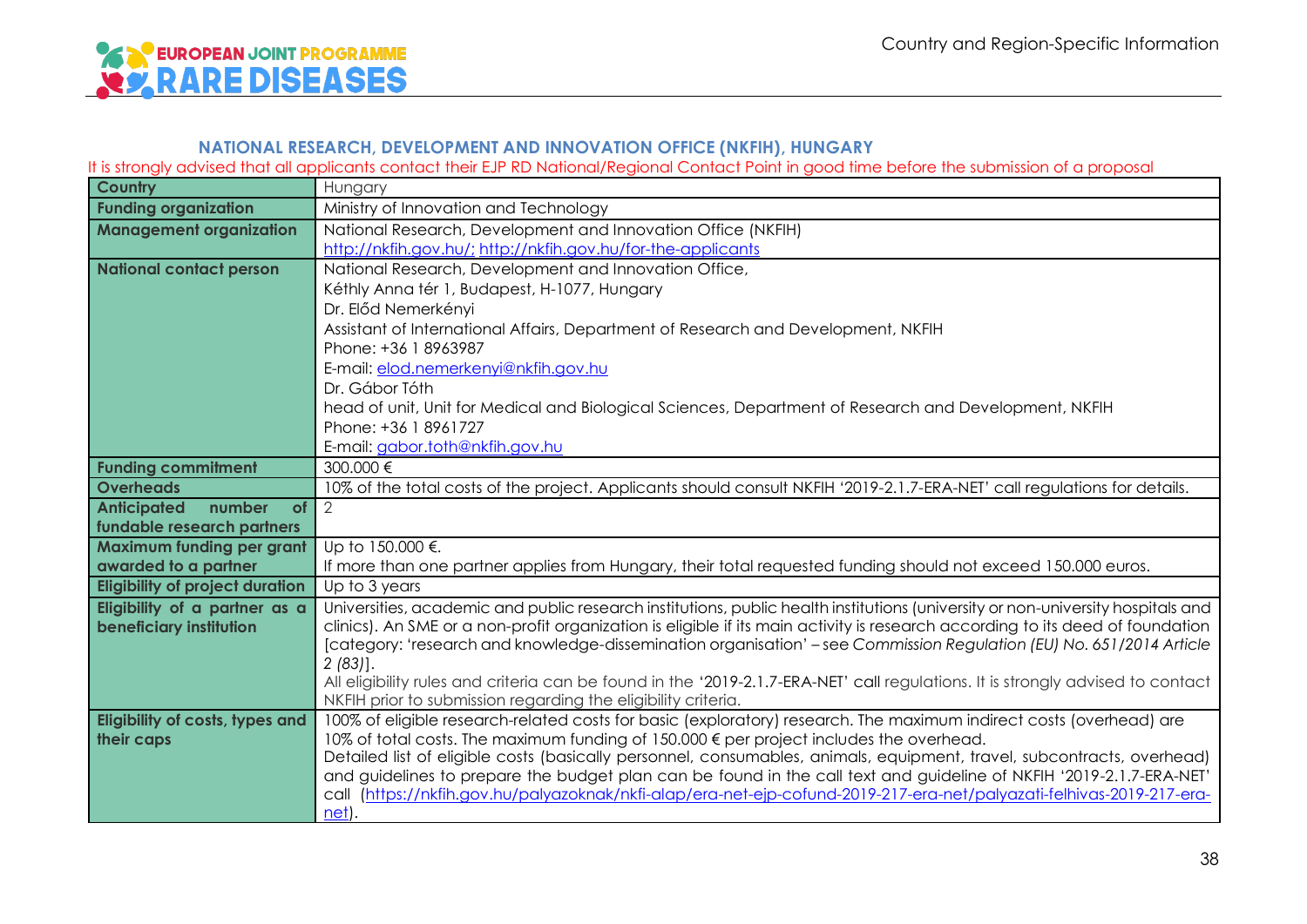## NATIONAL RESEARCH, DEVELOPMENT AND INNOVATION OFFICE (NKFIH), HUNGARY

It is strongly advised that all applicants contact their EJP RD National/Regional Contact Point in good time before the submission of a proposal

| **Country** | Hungary |
|---|---|
| **Funding organization** | Ministry of Innovation and Technology |
| **Management organization** | National Research, Development and Innovation Office (NKFIH)<br>http://nkfih.gov.hu/; http://nkfih.gov.hu/for-the-applicants |
| **National contact person** | National Research, Development and Innovation Office,<br>Kéthly Anna tér 1, Budapest, H-1077, Hungary<br>Dr. Előd Nemerkényi<br>Assistant of International Affairs, Department of Research and Development, NKFIH<br>Phone: +36 1 8963987<br>E-mail: elod.nemerkenyi@nkfih.gov.hu<br>Dr. Gábor Tóth<br>head of unit, Unit for Medical and Biological Sciences, Department of Research and Development, NKFIH<br>Phone: +36 1 8961727<br>E-mail: gabor.toth@nkfih.gov.hu |
| **Funding commitment** | 300.000 € |
| **Overheads** | 10% of the total costs of the project. Applicants should consult NKFIH '2019-2.1.7-ERA-NET' call regulations for details. |
| **Anticipated number of fundable research partners** | 2 |
| **Maximum funding per grant awarded to a partner** | Up to 150.000 €.<br>If more than one partner applies from Hungary, their total requested funding should not exceed 150.000 euros. |
| **Eligibility of project duration** | Up to 3 years |
| **Eligibility of a partner as a beneficiary institution** | Universities, academic and public research institutions, public health institutions (university or non-university hospitals and clinics). An SME or a non-profit organization is eligible if its main activity is research according to its deed of foundation [category: 'research and knowledge-dissemination organisation' – see *Commission Regulation (EU) No. 651/2014 Article 2 (83)*].<br>All eligibility rules and criteria can be found in the '2019-2.1.7-ERA-NET' call regulations. It is strongly advised to contact NKFIH prior to submission regarding the eligibility criteria. |
| **Eligibility of costs, types and their caps** | 100% of eligible research-related costs for basic (exploratory) research. The maximum indirect costs (overhead) are 10% of total costs. The maximum funding of 150.000 € per project includes the overhead.<br>Detailed list of eligible costs (basically personnel, consumables, animals, equipment, travel, subcontracts, overhead) and guidelines to prepare the budget plan can be found in the call text and guideline of NKFIH '2019-2.1.7-ERA-NET' call (https://nkfih.gov.hu/palyazoknak/nkfi-alap/era-net-ejp-cofund-2019-217-era-net/palyazati-felhivas-2019-217-era-net). |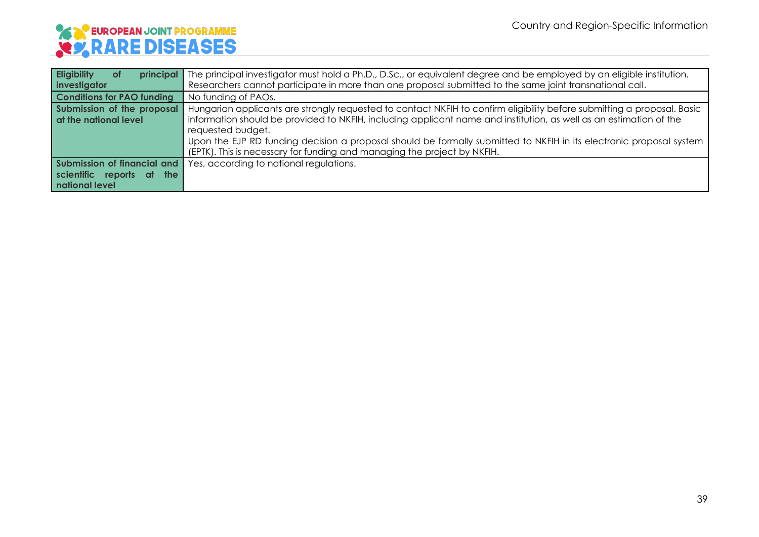| | |
|---|---|
| **Eligibility of principal investigator** | The principal investigator must hold a Ph.D., D.Sc., or equivalent degree and be employed by an eligible institution. Researchers cannot participate in more than one proposal submitted to the same joint transnational call. |
| **Conditions for PAO funding** | No funding of PAOs. |
| **Submission of the proposal at the national level** | Hungarian applicants are strongly requested to contact NKFIH to confirm eligibility before submitting a proposal. Basic information should be provided to NKFIH, including applicant name and institution, as well as an estimation of the requested budget.<br>Upon the EJP RD funding decision a proposal should be formally submitted to NKFIH in its electronic proposal system (EPTK). This is necessary for funding and managing the project by NKFIH. |
| **Submission of financial and scientific reports at the national level** | Yes, according to national regulations. |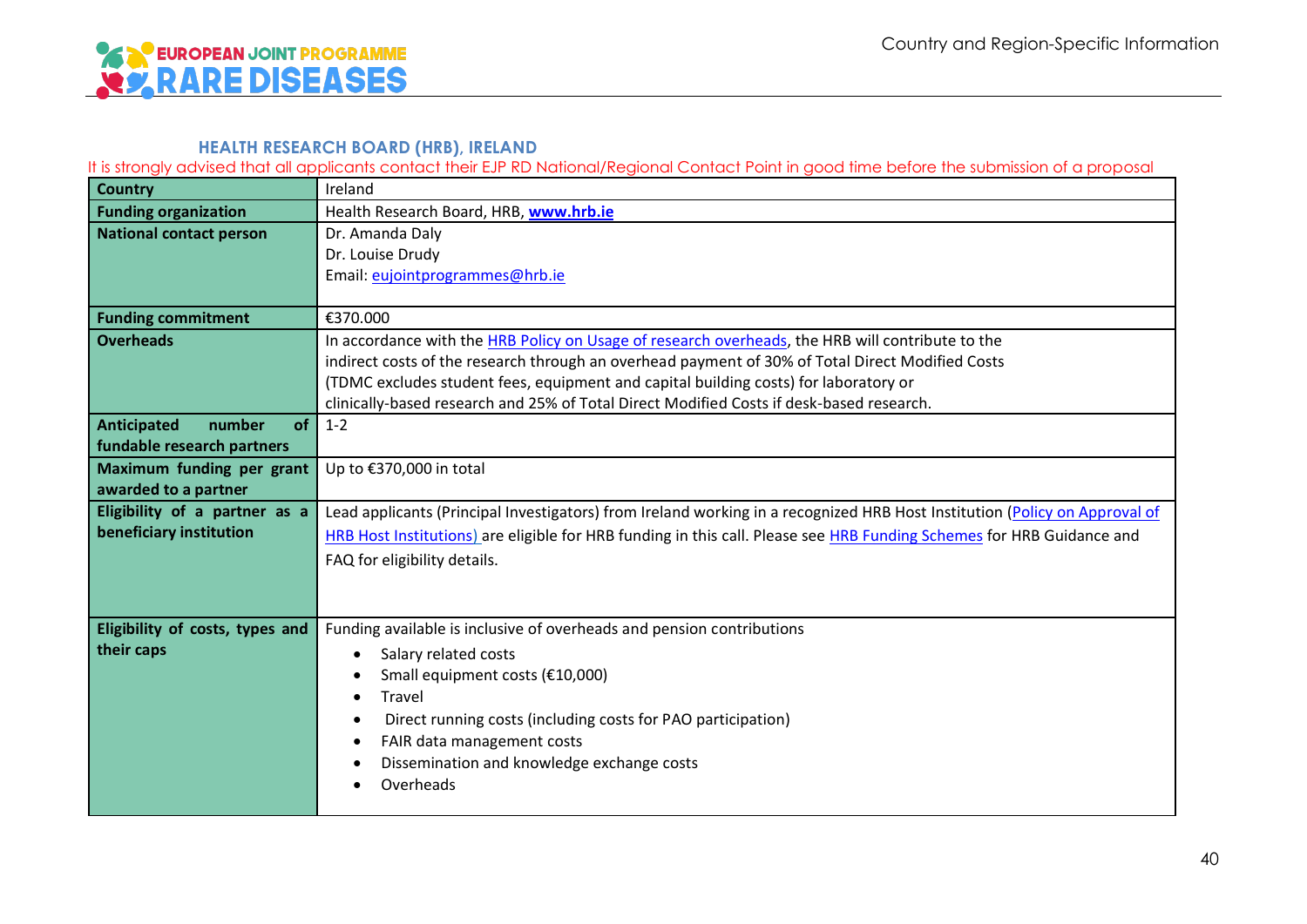### HEALTH RESEARCH BOARD (HRB), IRELAND

It is strongly advised that all applicants contact their EJP RD National/Regional Contact Point in good time before the submission of a proposal

| **Country** | Ireland |
|---|---|
| **Funding organization** | Health Research Board, HRB, **www.hrb.ie** |
| **National contact person** | Dr. Amanda Daly<br>Dr. Louise Drudy<br>Email: eujointprogrammes@hrb.ie |
| **Funding commitment** | €370.000 |
| **Overheads** | In accordance with the HRB Policy on Usage of research overheads, the HRB will contribute to the indirect costs of the research through an overhead payment of 30% of Total Direct Modified Costs (TDMC excludes student fees, equipment and capital building costs) for laboratory or clinically-based research and 25% of Total Direct Modified Costs if desk-based research. |
| **Anticipated number of fundable research partners** | 1-2 |
| **Maximum funding per grant awarded to a partner** | Up to €370,000 in total |
| **Eligibility of a partner as a beneficiary institution** | Lead applicants (Principal Investigators) from Ireland working in a recognized HRB Host Institution (Policy on Approval of HRB Host Institutions) are eligible for HRB funding in this call. Please see HRB Funding Schemes for HRB Guidance and FAQ for eligibility details. |
| **Eligibility of costs, types and their caps** | Funding available is inclusive of overheads and pension contributions<br>• Salary related costs<br>• Small equipment costs (€10,000)<br>• Travel<br>• Direct running costs (including costs for PAO participation)<br>• FAIR data management costs<br>• Dissemination and knowledge exchange costs<br>• Overheads |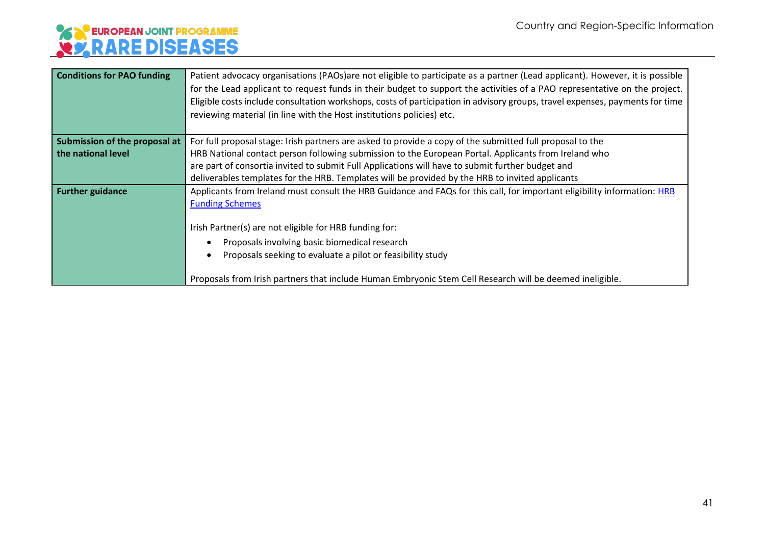| Conditions for PAO funding | Patient advocacy organisations (PAOs)are not eligible to participate as a partner (Lead applicant). However, it is possible for the Lead applicant to request funds in their budget to support the activities of a PAO representative on the project. Eligible costs include consultation workshops, costs of participation in advisory groups, travel expenses, payments for time reviewing material (in line with the Host institutions policies) etc. |
|---|---|
| **Submission of the proposal at the national level** | For full proposal stage: Irish partners are asked to provide a copy of the submitted full proposal to the HRB National contact person following submission to the European Portal. Applicants from Ireland who are part of consortia invited to submit Full Applications will have to submit further budget and deliverables templates for the HRB. Templates will be provided by the HRB to invited applicants |
| **Further guidance** | Applicants from Ireland must consult the HRB Guidance and FAQs for this call, for important eligibility information: HRB Funding Schemes<br><br>Irish Partner(s) are not eligible for HRB funding for:<br>• Proposals involving basic biomedical research<br>• Proposals seeking to evaluate a pilot or feasibility study<br><br>Proposals from Irish partners that include Human Embryonic Stem Cell Research will be deemed ineligible. |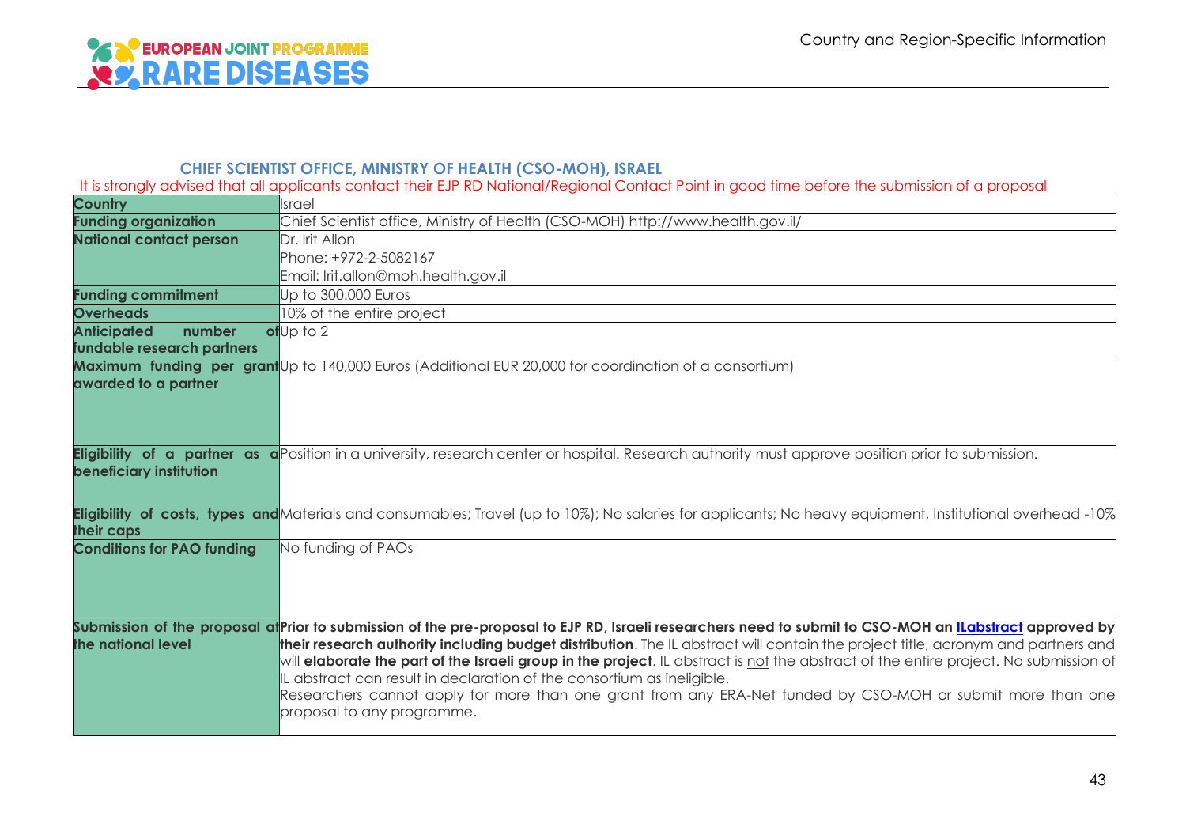### CHIEF SCIENTIST OFFICE, MINISTRY OF HEALTH (CSO-MOH), ISRAEL

It is strongly advised that all applicants contact their EJP RD National/Regional Contact Point in good time before the submission of a proposal

| **Country** | Israel |
|---|---|
| **Funding organization** | Chief Scientist office, Ministry of Health (CSO-MOH) http://www.health.gov.il/ |
| **National contact person** | Dr. Irit Allon<br>Phone: +972-2-5082167<br>Email: Irit.allon@moh.health.gov.il |
| **Funding commitment** | Up to 300.000 Euros |
| **Overheads** | 10% of the entire project |
| **Anticipated number of fundable research partners** | Up to 2 |
| **Maximum funding per grant awarded to a partner** | Up to 140,000 Euros (Additional EUR 20,000 for coordination of a consortium) |
| **Eligibility of a partner as a beneficiary institution** | Position in a university, research center or hospital. Research authority must approve position prior to submission. |
| **Eligibility of costs, types and their caps** | Materials and consumables; Travel (up to 10%); No salaries for applicants; No heavy equipment, Institutional overhead -10% |
| **Conditions for PAO funding** | No funding of PAOs |
| **Submission of the proposal at the national level** | **Prior to submission of the pre-proposal to EJP RD, Israeli researchers need to submit to CSO-MOH an [ILabstract] approved by their research authority including budget distribution**. The IL abstract will contain the project title, acronym and partners and will **elaborate the part of the Israeli group in the project**. IL abstract is not the abstract of the entire project. No submission of IL abstract can result in declaration of the consortium as ineligible.<br>Researchers cannot apply for more than one grant from any ERA-Net funded by CSO-MOH or submit more than one proposal to any programme. |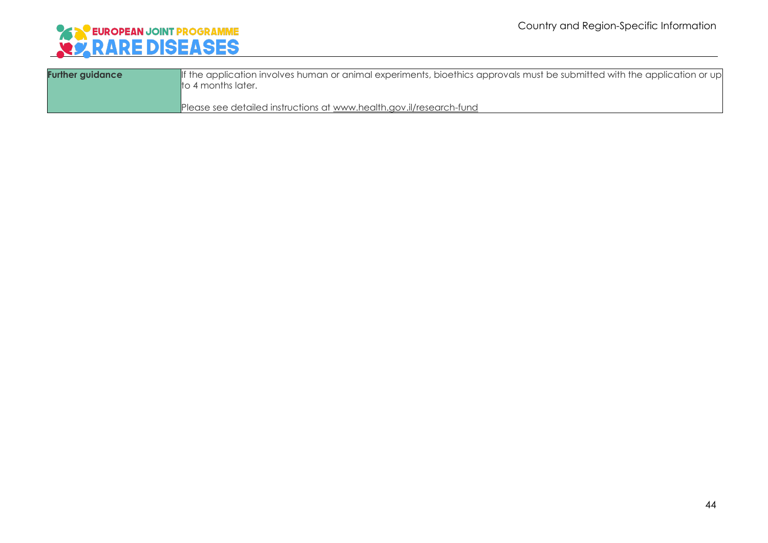| Further guidance | If the application involves human or animal experiments, bioethics approvals must be submitted with the application or up to 4 months later.<br><br>Please see detailed instructions at www.health.gov.il/research-fund |
|---|---|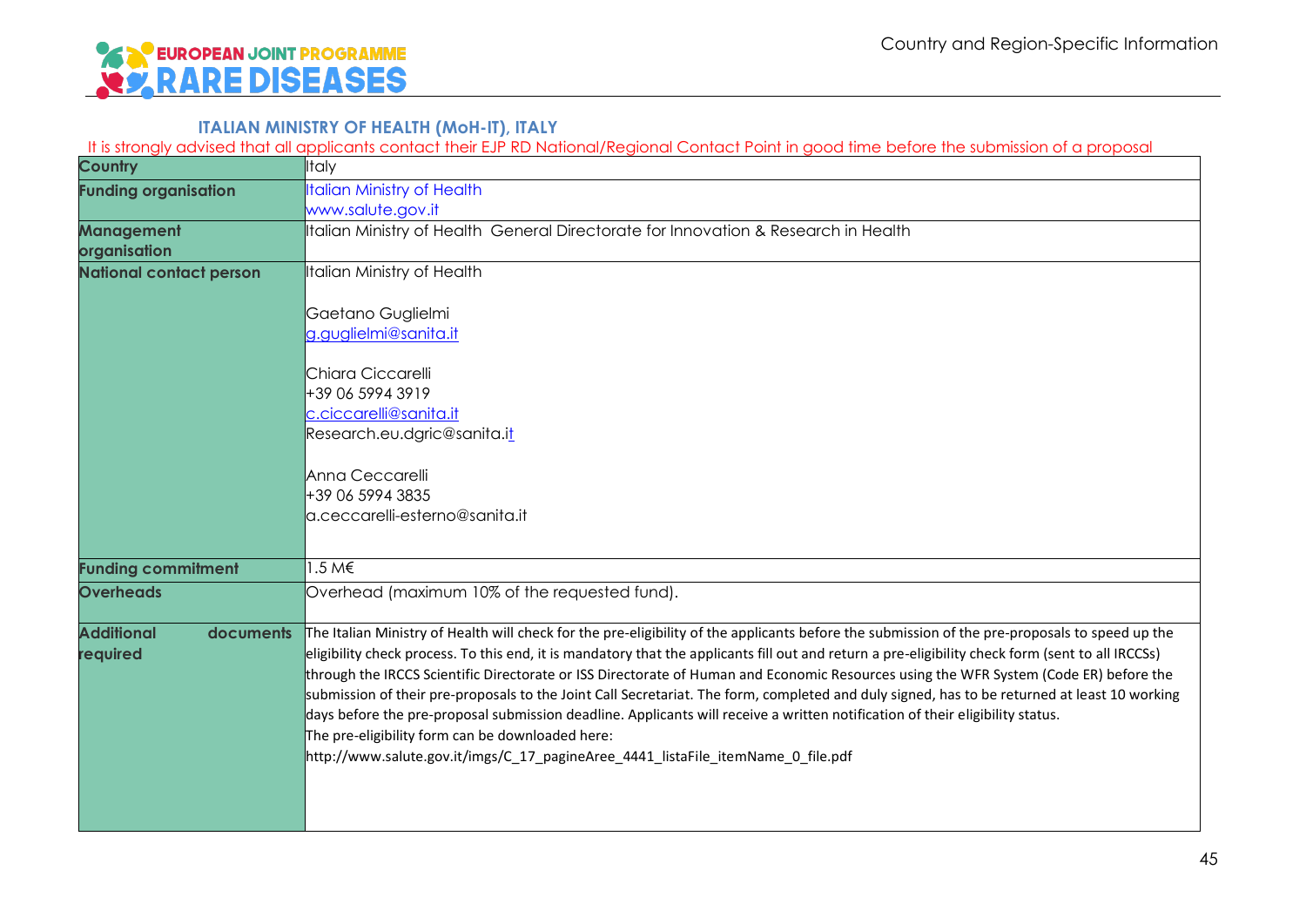## ITALIAN MINISTRY OF HEALTH (MoH-IT), ITALY

It is strongly advised that all applicants contact their EJP RD National/Regional Contact Point in good time before the submission of a proposal

| **Country** | Italy |
|---|---|
| **Funding organisation** | Italian Ministry of Health<br>www.salute.gov.it |
| **Management organisation** | Italian Ministry of Health General Directorate for Innovation & Research in Health |
| **National contact person** | Italian Ministry of Health<br><br>Gaetano Guglielmi<br>g.guglielmi@sanita.it<br><br>Chiara Ciccarelli<br>+39 06 5994 3919<br>c.ciccarelli@sanita.it<br>Research.eu.dgric@sanita.it<br><br>Anna Ceccarelli<br>+39 06 5994 3835<br>a.ceccarelli-esterno@sanita.it |
| **Funding commitment** | 1.5 M€ |
| **Overheads** | Overhead (maximum 10% of the requested fund). |
| **Additional documents required** | The Italian Ministry of Health will check for the pre-eligibility of the applicants before the submission of the pre-proposals to speed up the eligibility check process. To this end, it is mandatory that the applicants fill out and return a pre-eligibility check form (sent to all IRCCSs) through the IRCCS Scientific Directorate or ISS Directorate of Human and Economic Resources using the WFR System (Code ER) before the submission of their pre-proposals to the Joint Call Secretariat. The form, completed and duly signed, has to be returned at least 10 working days before the pre-proposal submission deadline. Applicants will receive a written notification of their eligibility status.<br>The pre-eligibility form can be downloaded here:<br>http://www.salute.gov.it/imgs/C_17_pagineAree_4441_listaFile_itemName_0_file.pdf |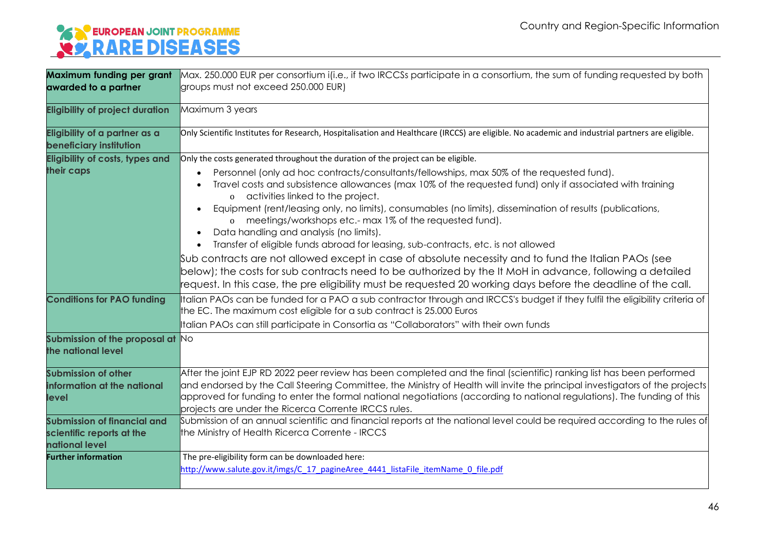| | |
|---|---|
| **Maximum funding per grant awarded to a partner** | Max. 250.000 EUR per consortium i(i.e., if two IRCCSs participate in a consortium, the sum of funding requested by both groups must not exceed 250.000 EUR) |
| **Eligibility of project duration** | Maximum 3 years |
| **Eligibility of a partner as a beneficiary institution** | Only Scientific Institutes for Research, Hospitalisation and Healthcare (IRCCS) are eligible. No academic and industrial partners are eligible. |
| **Eligibility of costs, types and their caps** | Only the costs generated throughout the duration of the project can be eligible.<br>• Personnel (only ad hoc contracts/consultants/fellowships, max 50% of the requested fund).<br>• Travel costs and subsistence allowances (max 10% of the requested fund) only if associated with training<br>  o activities linked to the project.<br>• Equipment (rent/leasing only, no limits), consumables (no limits), dissemination of results (publications,<br>  o meetings/workshops etc.- max 1% of the requested fund).<br>• Data handling and analysis (no limits).<br>• Transfer of eligible funds abroad for leasing, sub-contracts, etc. is not allowed<br>Sub contracts are not allowed except in case of absolute necessity and to fund the Italian PAOs (see below); the costs for sub contracts need to be authorized by the It MoH in advance, following a detailed request. In this case, the pre eligibility must be requested 20 working days before the deadline of the call. |
| **Conditions for PAO funding** | Italian PAOs can be funded for a PAO a sub contractor through and IRCCS's budget if they fulfil the eligibility criteria of the EC. The maximum cost eligible for a sub contract is 25.000 Euros<br>Italian PAOs can still participate in Consortia as "Collaborators" with their own funds |
| **Submission of the proposal at the national level** | No |
| **Submission of other information at the national level** | After the joint EJP RD 2022 peer review has been completed and the final (scientific) ranking list has been performed and endorsed by the Call Steering Committee, the Ministry of Health will invite the principal investigators of the projects approved for funding to enter the formal national negotiations (according to national regulations). The funding of this projects are under the Ricerca Corrente IRCCS rules. |
| **Submission of financial and scientific reports at the national level** | Submission of an annual scientific and financial reports at the national level could be required according to the rules of the Ministry of Health Ricerca Corrente - IRCCS |
| **Further information** | The pre-eligibility form can be downloaded here:<br>http://www.salute.gov.it/imgs/C_17_pagineAree_4441_listaFile_itemName_0_file.pdf |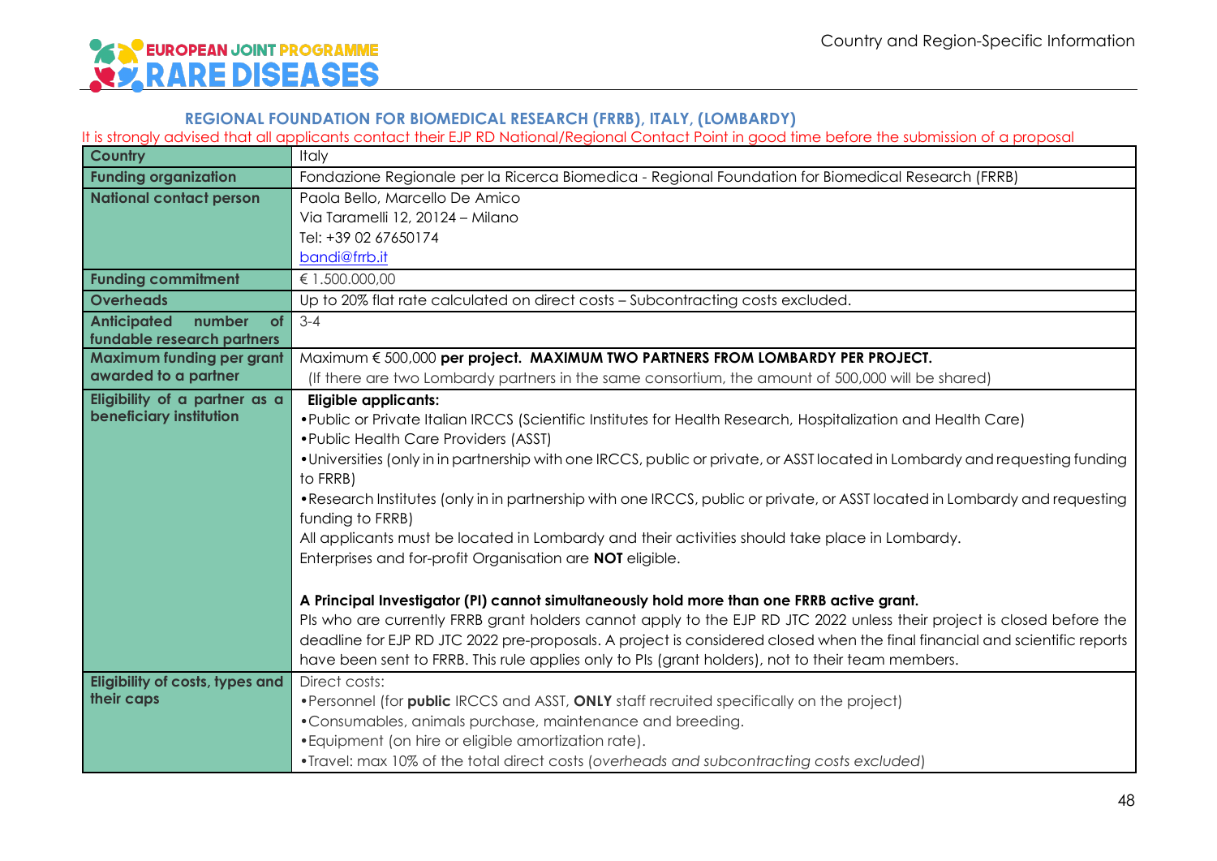### REGIONAL FOUNDATION FOR BIOMEDICAL RESEARCH (FRRB), ITALY, (LOMBARDY)

It is strongly advised that all applicants contact their EJP RD National/Regional Contact Point in good time before the submission of a proposal

| | |
|---|---|
| **Country** | Italy |
| **Funding organization** | Fondazione Regionale per la Ricerca Biomedica - Regional Foundation for Biomedical Research (FRRB) |
| **National contact person** | Paola Bello, Marcello De Amico<br>Via Taramelli 12, 20124 – Milano<br>Tel: +39 02 67650174<br>bandi@frrb.it |
| **Funding commitment** | € 1.500.000,00 |
| **Overheads** | Up to 20% flat rate calculated on direct costs – Subcontracting costs excluded. |
| **Anticipated number of fundable research partners** | 3-4 |
| **Maximum funding per grant awarded to a partner** | Maximum € 500,000 **per project. MAXIMUM TWO PARTNERS FROM LOMBARDY PER PROJECT.**<br>(If there are two Lombardy partners in the same consortium, the amount of 500,000 will be shared) |
| **Eligibility of a partner as a beneficiary institution** | **Eligible applicants:**<br>• Public or Private Italian IRCCS (Scientific Institutes for Health Research, Hospitalization and Health Care)<br>• Public Health Care Providers (ASST)<br>• Universities (only in in partnership with one IRCCS, public or private, or ASST located in Lombardy and requesting funding to FRRB)<br>• Research Institutes (only in in partnership with one IRCCS, public or private, or ASST located in Lombardy and requesting funding to FRRB)<br>All applicants must be located in Lombardy and their activities should take place in Lombardy.<br>Enterprises and for-profit Organisation are **NOT** eligible.<br><br>**A Principal Investigator (PI) cannot simultaneously hold more than one FRRB active grant.**<br>PIs who are currently FRRB grant holders cannot apply to the EJP RD JTC 2022 unless their project is closed before the deadline for EJP RD JTC 2022 pre-proposals. A project is considered closed when the final financial and scientific reports have been sent to FRRB. This rule applies only to PIs (grant holders), not to their team members. |
| **Eligibility of costs, types and their caps** | Direct costs:<br>• Personnel (for **public** IRCCS and ASST, **ONLY** staff recruited specifically on the project)<br>• Consumables, animals purchase, maintenance and breeding.<br>• Equipment (on hire or eligible amortization rate).<br>• Travel: max 10% of the total direct costs (*overheads and subcontracting costs excluded*) |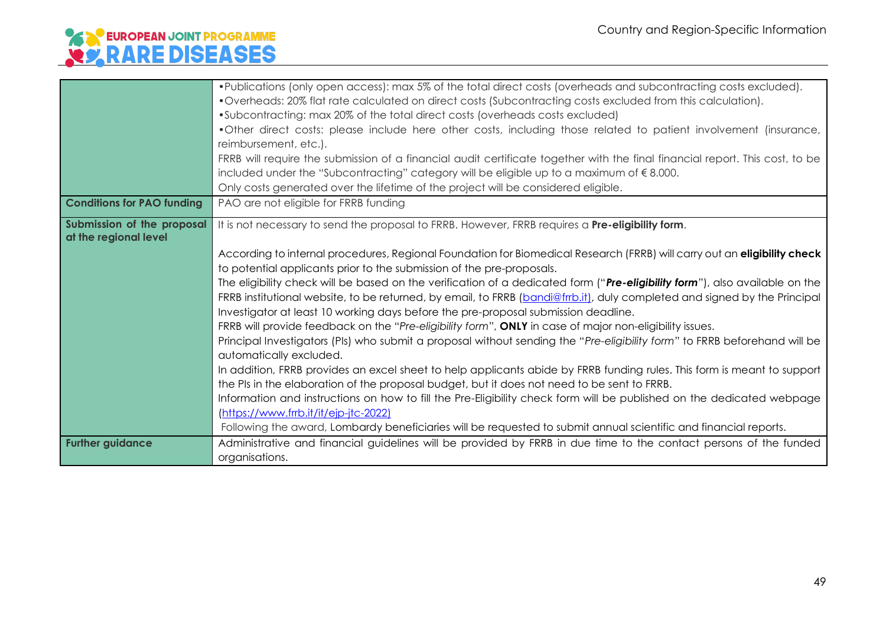| | |
|---|---|
| | •Publications (only open access): max 5% of the total direct costs (overheads and subcontracting costs excluded).<br>•Overheads: 20% flat rate calculated on direct costs (Subcontracting costs excluded from this calculation).<br>•Subcontracting: max 20% of the total direct costs (overheads costs excluded)<br>•Other direct costs: please include here other costs, including those related to patient involvement (insurance, reimbursement, etc.).<br>FRRB will require the submission of a financial audit certificate together with the final financial report. This cost, to be included under the "Subcontracting" category will be eligible up to a maximum of € 8.000.<br>Only costs generated over the lifetime of the project will be considered eligible. |
| **Conditions for PAO funding** | PAO are not eligible for FRRB funding |
| **Submission of the proposal at the regional level** | It is not necessary to send the proposal to FRRB. However, FRRB requires a **Pre-eligibility form**.<br><br>According to internal procedures, Regional Foundation for Biomedical Research (FRRB) will carry out an **eligibility check** to potential applicants prior to the submission of the pre-proposals.<br>The eligibility check will be based on the verification of a dedicated form ("***Pre-eligibility form***"), also available on the FRRB institutional website, to be returned, by email, to FRRB (bandi@frrb.it), duly completed and signed by the Principal Investigator at least 10 working days before the pre-proposal submission deadline.<br>FRRB will provide feedback on the "*Pre-eligibility form*", **ONLY** in case of major non-eligibility issues.<br>Principal Investigators (PIs) who submit a proposal without sending the "*Pre-eligibility form*" to FRRB beforehand will be automatically excluded.<br>In addition, FRRB provides an excel sheet to help applicants abide by FRRB funding rules. This form is meant to support the PIs in the elaboration of the proposal budget, but it does not need to be sent to FRRB.<br>Information and instructions on how to fill the Pre-Eligibility check form will be published on the dedicated webpage (https://www.frrb.it/it/ejp-jtc-2022)<br>Following the award, Lombardy beneficiaries will be requested to submit annual scientific and financial reports. |
| **Further guidance** | Administrative and financial guidelines will be provided by FRRB in due time to the contact persons of the funded organisations. |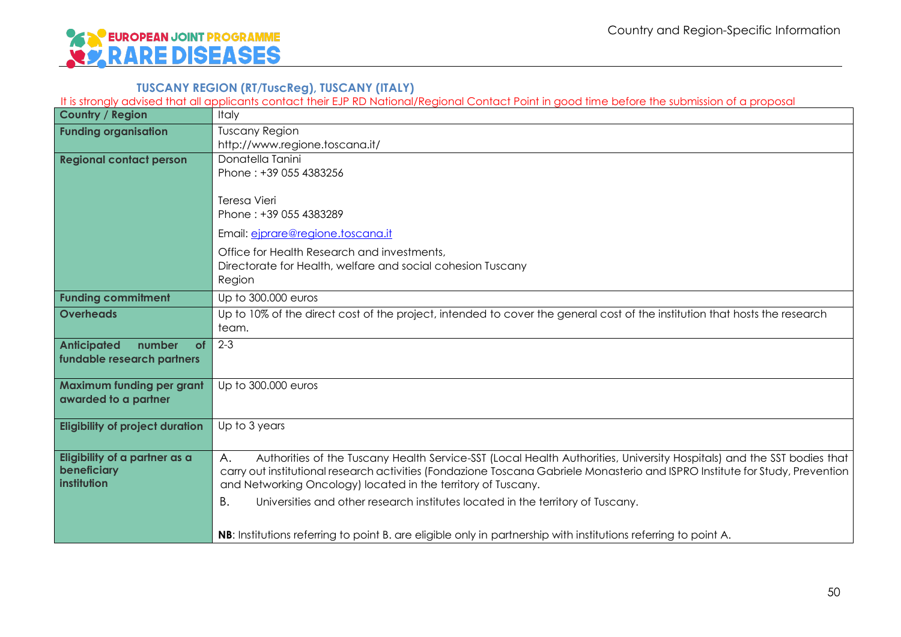### TUSCANY REGION (RT/TuscReg), TUSCANY (ITALY)

It is strongly advised that all applicants contact their EJP RD National/Regional Contact Point in good time before the submission of a proposal

| Country / Region | Italy |
|---|---|
| **Funding organisation** | Tuscany Region<br>http://www.regione.toscana.it/ |
| **Regional contact person** | Donatella Tanini<br>Phone : +39 055 4383256<br><br>Teresa Vieri<br>Phone : +39 055 4383289<br><br>Email: ejprare@regione.toscana.it<br><br>Office for Health Research and investments,<br>Directorate for Health, welfare and social cohesion Tuscany Region |
| **Funding commitment** | Up to 300.000 euros |
| **Overheads** | Up to 10% of the direct cost of the project, intended to cover the general cost of the institution that hosts the research team. |
| **Anticipated number of fundable research partners** | 2-3 |
| **Maximum funding per grant awarded to a partner** | Up to 300.000 euros |
| **Eligibility of project duration** | Up to 3 years |
| **Eligibility of a partner as a beneficiary institution** | A. Authorities of the Tuscany Health Service-SST (Local Health Authorities, University Hospitals) and the SST bodies that carry out institutional research activities (Fondazione Toscana Gabriele Monasterio and ISPRO Institute for Study, Prevention and Networking Oncology) located in the territory of Tuscany.<br>B. Universities and other research institutes located in the territory of Tuscany.<br><br>**NB**: Institutions referring to point B. are eligible only in partnership with institutions referring to point A. |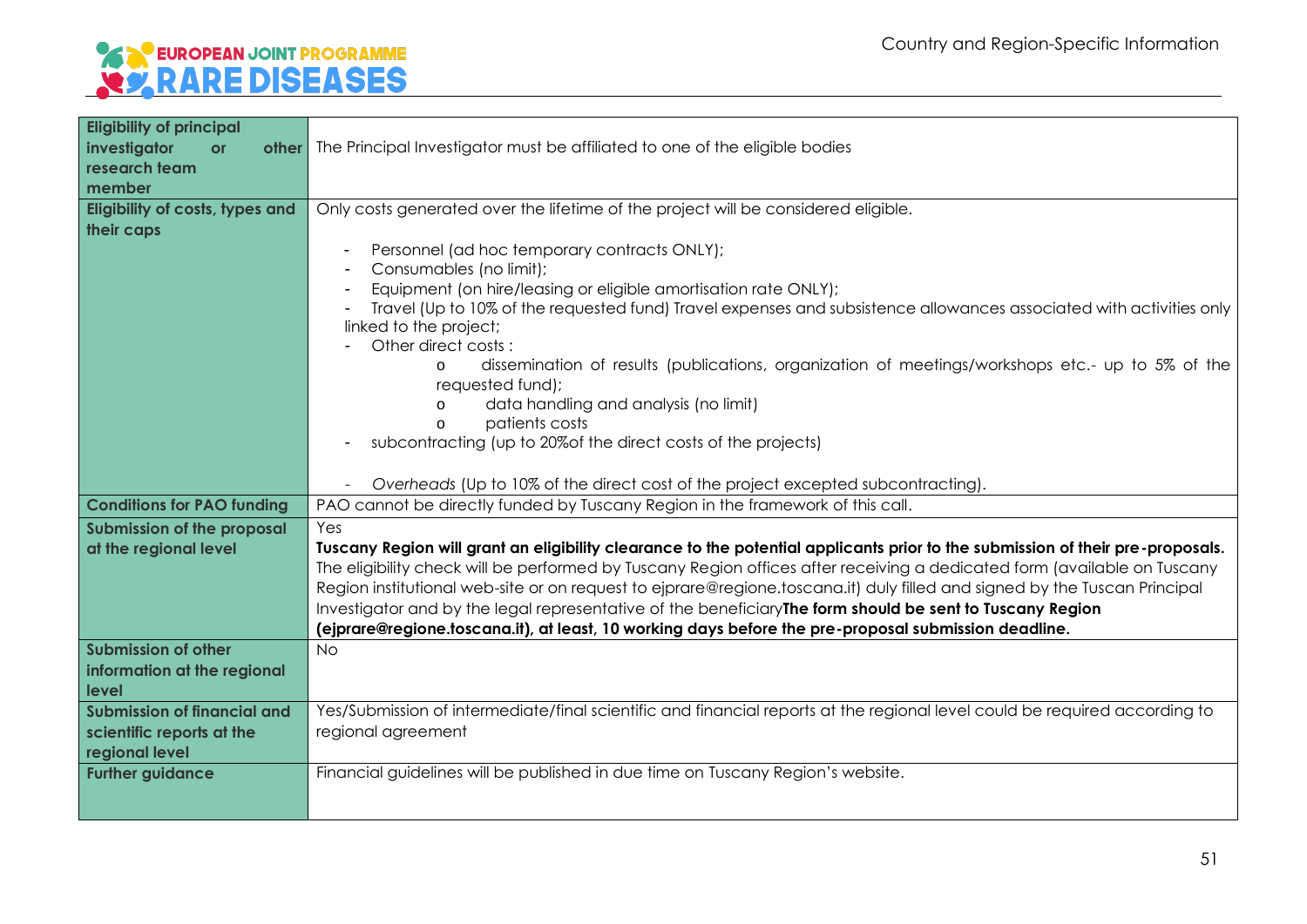| | |
|---|---|
| **Eligibility of principal investigator or other research team member** | The Principal Investigator must be affiliated to one of the eligible bodies |
| **Eligibility of costs, types and their caps** | Only costs generated over the lifetime of the project will be considered eligible.<br><br>- Personnel (ad hoc temporary contracts ONLY);<br>- Consumables (no limit);<br>- Equipment (on hire/leasing or eligible amortisation rate ONLY);<br>- Travel (Up to 10% of the requested fund) Travel expenses and subsistence allowances associated with activities only linked to the project;<br>- Other direct costs :<br>&nbsp;&nbsp;&nbsp;&nbsp;o dissemination of results (publications, organization of meetings/workshops etc.- up to 5% of the requested fund);<br>&nbsp;&nbsp;&nbsp;&nbsp;o data handling and analysis (no limit)<br>&nbsp;&nbsp;&nbsp;&nbsp;o patients costs<br>- subcontracting (up to 20%of the direct costs of the projects)<br><br>- *Overheads* (Up to 10% of the direct cost of the project excepted subcontracting). |
| **Conditions for PAO funding** | PAO cannot be directly funded by Tuscany Region in the framework of this call. |
| **Submission of the proposal at the regional level** | Yes<br>**Tuscany Region will grant an eligibility clearance to the potential applicants prior to the submission of their pre-proposals.** The eligibility check will be performed by Tuscany Region offices after receiving a dedicated form (available on Tuscany Region institutional web-site or on request to ejprare@regione.toscana.it) duly filled and signed by the Tuscan Principal Investigator and by the legal representative of the beneficiary**The form should be sent to Tuscany Region (ejprare@regione.toscana.it), at least, 10 working days before the pre-proposal submission deadline.** |
| **Submission of other information at the regional level** | No |
| **Submission of financial and scientific reports at the regional level** | Yes/Submission of intermediate/final scientific and financial reports at the regional level could be required according to regional agreement |
| **Further guidance** | Financial guidelines will be published in due time on Tuscany Region's website. |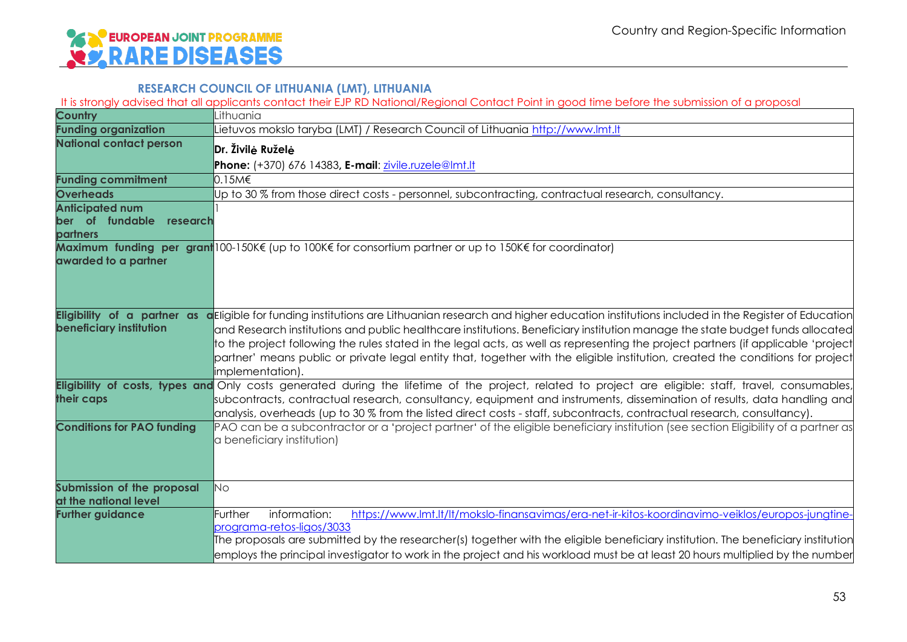## RESEARCH COUNCIL OF LITHUANIA (LMT), LITHUANIA

It is strongly advised that all applicants contact their EJP RD National/Regional Contact Point in good time before the submission of a proposal

| Country | Lithuania |
|---|---|
| Funding organization | Lietuvos mokslo taryba (LMT) / Research Council of Lithuania http://www.lmt.lt |
| National contact person | **Dr. Živilė Ruželė**<br>**Phone:** (+370) 676 14383, **E-mail**: zivile.ruzele@lmt.lt |
| Funding commitment | 0.15M€ |
| Overheads | Up to 30 % from those direct costs - personnel, subcontracting, contractual research, consultancy. |
| Anticipated number of fundable research partners | 1 |
| Maximum funding per grant awarded to a partner | 100-150K€ (up to 100K€ for consortium partner or up to 150K€ for coordinator) |
| Eligibility of a partner as a beneficiary institution | Eligible for funding institutions are Lithuanian research and higher education institutions included in the Register of Education and Research institutions and public healthcare institutions. Beneficiary institution manage the state budget funds allocated to the project following the rules stated in the legal acts, as well as representing the project partners (if applicable 'project partner' means public or private legal entity that, together with the eligible institution, created the conditions for project implementation). |
| Eligibility of costs, types and their caps | Only costs generated during the lifetime of the project, related to project are eligible: staff, travel, consumables, subcontracts, contractual research, consultancy, equipment and instruments, dissemination of results, data handling and analysis, overheads (up to 30 % from the listed direct costs - staff, subcontracts, contractual research, consultancy). |
| Conditions for PAO funding | PAO can be a subcontractor or a 'project partner' of the eligible beneficiary institution (see section Eligibility of a partner as a beneficiary institution) |
| Submission of the proposal at the national level | No |
| Further guidance | Further information: https://www.lmt.lt/lt/mokslo-finansavimas/era-net-ir-kitos-koordinavimo-veiklos/europos-jungtine-programa-retos-ligos/3033<br>The proposals are submitted by the researcher(s) together with the eligible beneficiary institution. The beneficiary institution employs the principal investigator to work in the project and his workload must be at least 20 hours multiplied by the number |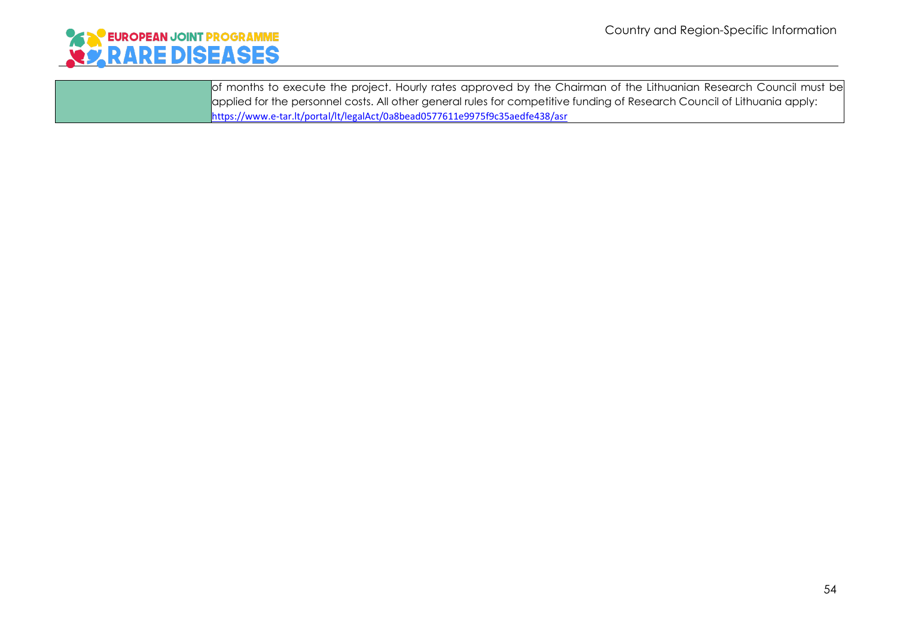|  |  |
| --- | --- |
|  | of months to execute the project. Hourly rates approved by the Chairman of the Lithuanian Research Council must be applied for the personnel costs. All other general rules for competitive funding of Research Council of Lithuania apply: https://www.e-tar.lt/portal/lt/legalAct/0a8bead0577611e9975f9c35aedfe438/asr |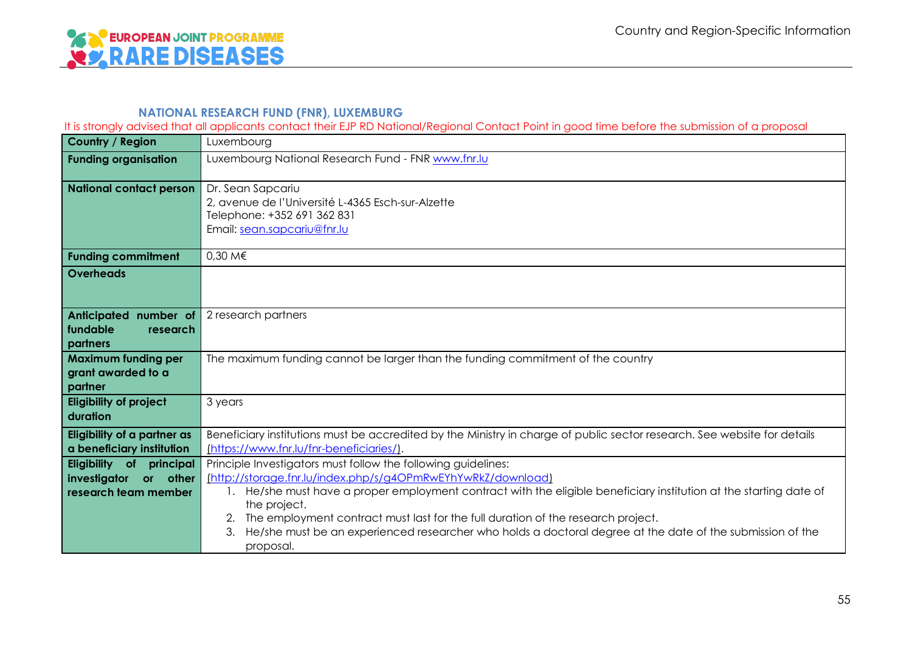## NATIONAL RESEARCH FUND (FNR), LUXEMBURG

It is strongly advised that all applicants contact their EJP RD National/Regional Contact Point in good time before the submission of a proposal

| Country / Region | Luxembourg |
|---|---|
| **Funding organisation** | Luxembourg National Research Fund - FNR www.fnr.lu |
| **National contact person** | Dr. Sean Sapcariu<br>2, avenue de l'Université L-4365 Esch-sur-Alzette<br>Telephone: +352 691 362 831<br>Email: sean.sapcariu@fnr.lu |
| **Funding commitment** | 0,30 M€ |
| **Overheads** | |
| **Anticipated number of fundable research partners** | 2 research partners |
| **Maximum funding per grant awarded to a partner** | The maximum funding cannot be larger than the funding commitment of the country |
| **Eligibility of project duration** | 3 years |
| **Eligibility of a partner as a beneficiary institution** | Beneficiary institutions must be accredited by the Ministry in charge of public sector research. See website for details (https://www.fnr.lu/fnr-beneficiaries/). |
| **Eligibility of principal investigator or other research team member** | Principle Investigators must follow the following guidelines:<br>(http://storage.fnr.lu/index.php/s/g4OPmRwEYhYwRkZ/download)<br>1. He/she must have a proper employment contract with the eligible beneficiary institution at the starting date of the project.<br>2. The employment contract must last for the full duration of the research project.<br>3. He/she must be an experienced researcher who holds a doctoral degree at the date of the submission of the proposal. |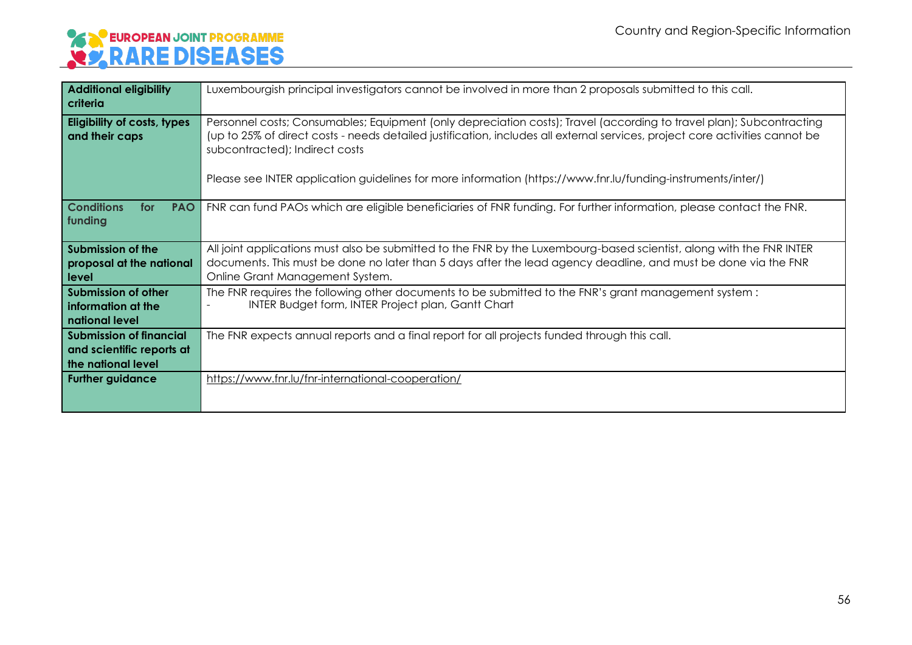| | |
|---|---|
| **Additional eligibility criteria** | Luxembourgish principal investigators cannot be involved in more than 2 proposals submitted to this call. |
| **Eligibility of costs, types and their caps** | Personnel costs; Consumables; Equipment (only depreciation costs); Travel (according to travel plan); Subcontracting (up to 25% of direct costs - needs detailed justification, includes all external services, project core activities cannot be subcontracted); Indirect costs<br><br>Please see INTER application guidelines for more information (https://www.fnr.lu/funding-instruments/inter/) |
| **Conditions for PAO funding** | FNR can fund PAOs which are eligible beneficiaries of FNR funding. For further information, please contact the FNR. |
| **Submission of the proposal at the national level** | All joint applications must also be submitted to the FNR by the Luxembourg-based scientist, along with the FNR INTER documents. This must be done no later than 5 days after the lead agency deadline, and must be done via the FNR Online Grant Management System. |
| **Submission of other information at the national level** | The FNR requires the following other documents to be submitted to the FNR's grant management system :<br>- INTER Budget form, INTER Project plan, Gantt Chart |
| **Submission of financial and scientific reports at the national level** | The FNR expects annual reports and a final report for all projects funded through this call. |
| **Further guidance** | https://www.fnr.lu/fnr-international-cooperation/ |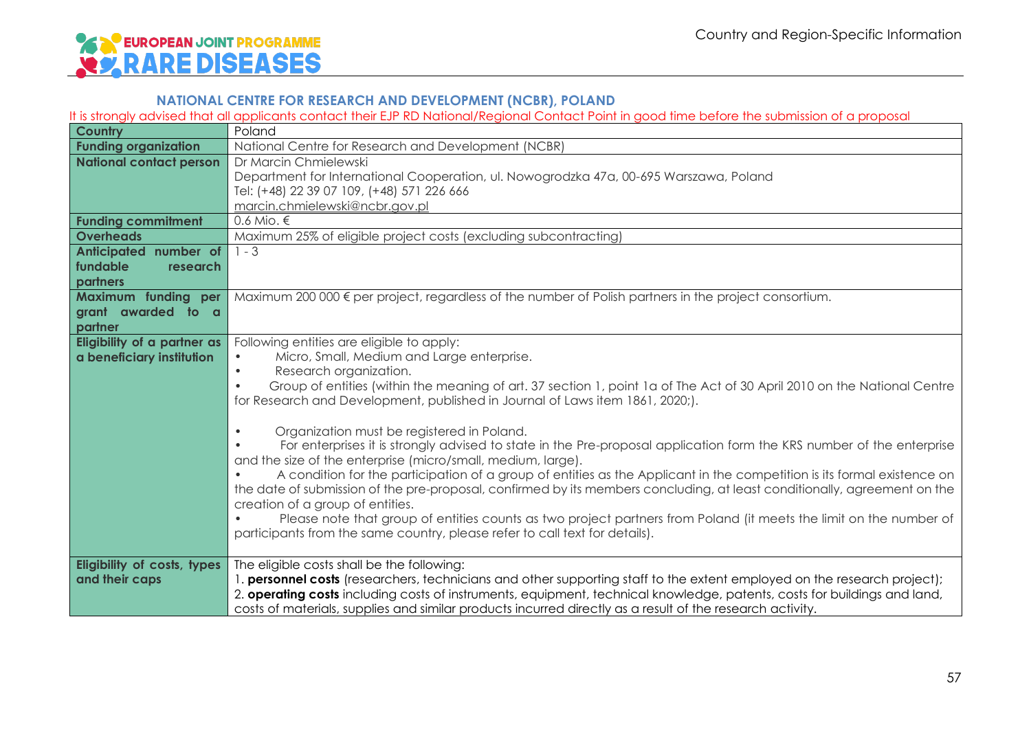## NATIONAL CENTRE FOR RESEARCH AND DEVELOPMENT (NCBR), POLAND

It is strongly advised that all applicants contact their EJP RD National/Regional Contact Point in good time before the submission of a proposal

| Country | Poland |
|---|---|
| Funding organization | National Centre for Research and Development (NCBR) |
| National contact person | Dr Marcin Chmielewski<br>Department for International Cooperation, ul. Nowogrodzka 47a, 00-695 Warszawa, Poland<br>Tel: (+48) 22 39 07 109, (+48) 571 226 666<br>marcin.chmielewski@ncbr.gov.pl |
| Funding commitment | 0.6 Mio. € |
| Overheads | Maximum 25% of eligible project costs (excluding subcontracting) |
| Anticipated number of fundable research partners | 1 - 3 |
| Maximum funding per grant awarded to a partner | Maximum 200 000 € per project, regardless of the number of Polish partners in the project consortium. |
| Eligibility of a partner as a beneficiary institution | Following entities are eligible to apply:<br>• Micro, Small, Medium and Large enterprise.<br>• Research organization.<br>• Group of entities (within the meaning of art. 37 section 1, point 1a of The Act of 30 April 2010 on the National Centre for Research and Development, published in Journal of Laws item 1861, 2020;).<br><br>• Organization must be registered in Poland.<br>• For enterprises it is strongly advised to state in the Pre-proposal application form the KRS number of the enterprise and the size of the enterprise (micro/small, medium, large).<br>• A condition for the participation of a group of entities as the Applicant in the competition is its formal existence on the date of submission of the pre-proposal, confirmed by its members concluding, at least conditionally, agreement on the creation of a group of entities.<br>• Please note that group of entities counts as two project partners from Poland (it meets the limit on the number of participants from the same country, please refer to call text for details). |
| Eligibility of costs, types and their caps | The eligible costs shall be the following:<br>1. **personnel costs** (researchers, technicians and other supporting staff to the extent employed on the research project);<br>2. **operating costs** including costs of instruments, equipment, technical knowledge, patents, costs for buildings and land, costs of materials, supplies and similar products incurred directly as a result of the research activity. |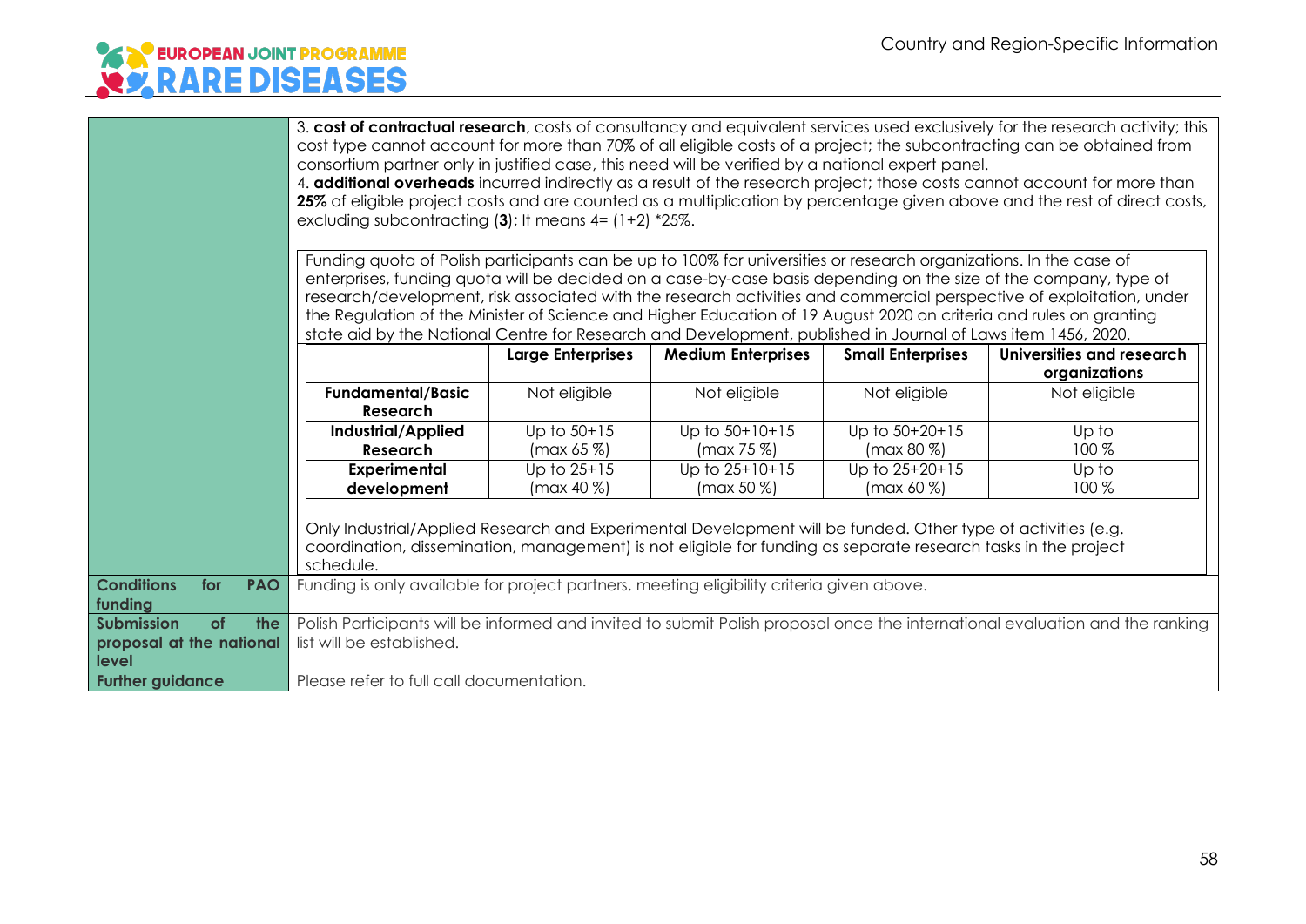| | |
|---|---|
| | 3. **cost of contractual research**, costs of consultancy and equivalent services used exclusively for the research activity; this cost type cannot account for more than 70% of all eligible costs of a project; the subcontracting can be obtained from consortium partner only in justified case, this need will be verified by a national expert panel.<br>4. **additional overheads** incurred indirectly as a result of the research project; those costs cannot account for more than **25%** of eligible project costs and are counted as a multiplication by percentage given above and the rest of direct costs, excluding subcontracting (**3**); It means 4= (1+2) *25%. |

Funding quota of Polish participants can be up to 100% for universities or research organizations. In the case of enterprises, funding quota will be decided on a case-by-case basis depending on the size of the company, type of research/development, risk associated with the research activities and commercial perspective of exploitation, under the Regulation of the Minister of Science and Higher Education of 19 August 2020 on criteria and rules on granting state aid by the National Centre for Research and Development, published in Journal of Laws item 1456, 2020.

| | **Large Enterprises** | **Medium Enterprises** | **Small Enterprises** | **Universities and research organizations** |
|---|---|---|---|---|
| **Fundamental/Basic Research** | Not eligible | Not eligible | Not eligible | Not eligible |
| **Industrial/Applied Research** | Up to 50+15 (max 65 %) | Up to 50+10+15 (max 75 %) | Up to 50+20+15 (max 80 %) | Up to 100 % |
| **Experimental development** | Up to 25+15 (max 40 %) | Up to 25+10+15 (max 50 %) | Up to 25+20+15 (max 60 %) | Up to 100 % |

Only Industrial/Applied Research and Experimental Development will be funded. Other type of activities (e.g. coordination, dissemination, management) is not eligible for funding as separate research tasks in the project schedule.

| | |
|---|---|
| **Conditions for PAO funding** | Funding is only available for project partners, meeting eligibility criteria given above. |
| **Submission of the proposal at the national level** | Polish Participants will be informed and invited to submit Polish proposal once the international evaluation and the ranking list will be established. |
| **Further guidance** | Please refer to full call documentation. |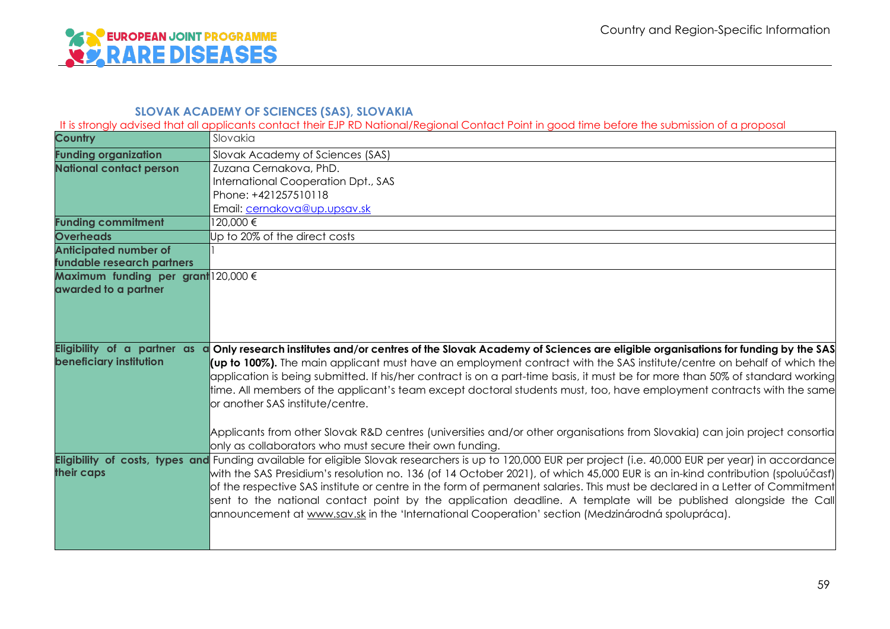## SLOVAK ACADEMY OF SCIENCES (SAS), SLOVAKIA

It is strongly advised that all applicants contact their EJP RD National/Regional Contact Point in good time before the submission of a proposal

| Country | Slovakia |
|---|---|
| Funding organization | Slovak Academy of Sciences (SAS) |
| National contact person | Zuzana Cernakova, PhD.<br>International Cooperation Dpt., SAS<br>Phone: +421257510118<br>Email: cernakova@up.upsav.sk |
| Funding commitment | 120,000 € |
| Overheads | Up to 20% of the direct costs |
| Anticipated number of fundable research partners | 1 |
| Maximum funding per grant awarded to a partner | 120,000 € |
| Eligibility of a partner as a beneficiary institution | **Only research institutes and/or centres of the Slovak Academy of Sciences are eligible organisations for funding by the SAS (up to 100%).** The main applicant must have an employment contract with the SAS institute/centre on behalf of which the application is being submitted. If his/her contract is on a part-time basis, it must be for more than 50% of standard working time. All members of the applicant's team except doctoral students must, too, have employment contracts with the same or another SAS institute/centre.<br><br>Applicants from other Slovak R&D centres (universities and/or other organisations from Slovakia) can join project consortia only as collaborators who must secure their own funding. |
| Eligibility of costs, types and their caps | Funding available for eligible Slovak researchers is up to 120,000 EUR per project (i.e. 40,000 EUR per year) in accordance with the SAS Presidium's resolution no. 136 (of 14 October 2021), of which 45,000 EUR is an in-kind contribution (spoluúčasť) of the respective SAS institute or centre in the form of permanent salaries. This must be declared in a Letter of Commitment sent to the national contact point by the application deadline. A template will be published alongside the Call announcement at www.sav.sk in the 'International Cooperation' section (Medzinárodná spolupráca). |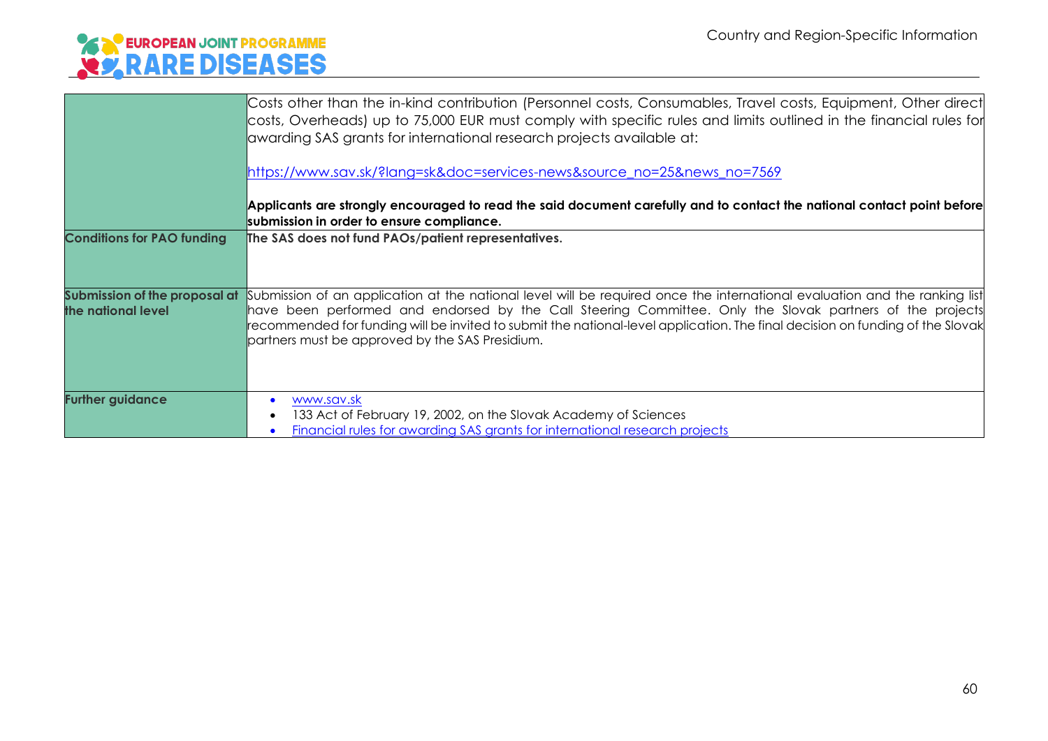| | |
|---|---|
| | Costs other than the in-kind contribution (Personnel costs, Consumables, Travel costs, Equipment, Other direct costs, Overheads) up to 75,000 EUR must comply with specific rules and limits outlined in the financial rules for awarding SAS grants for international research projects available at:<br><br>https://www.sav.sk/?lang=sk&doc=services-news&source_no=25&news_no=7569<br><br>**Applicants are strongly encouraged to read the said document carefully and to contact the national contact point before submission in order to ensure compliance.** |
| **Conditions for PAO funding** | **The SAS does not fund PAOs/patient representatives.** |
| **Submission of the proposal at the national level** | Submission of an application at the national level will be required once the international evaluation and the ranking list have been performed and endorsed by the Call Steering Committee. Only the Slovak partners of the projects recommended for funding will be invited to submit the national-level application. The final decision on funding of the Slovak partners must be approved by the SAS Presidium. |
| **Further guidance** | • www.sav.sk<br>• 133 Act of February 19, 2002, on the Slovak Academy of Sciences<br>• Financial rules for awarding SAS grants for international research projects |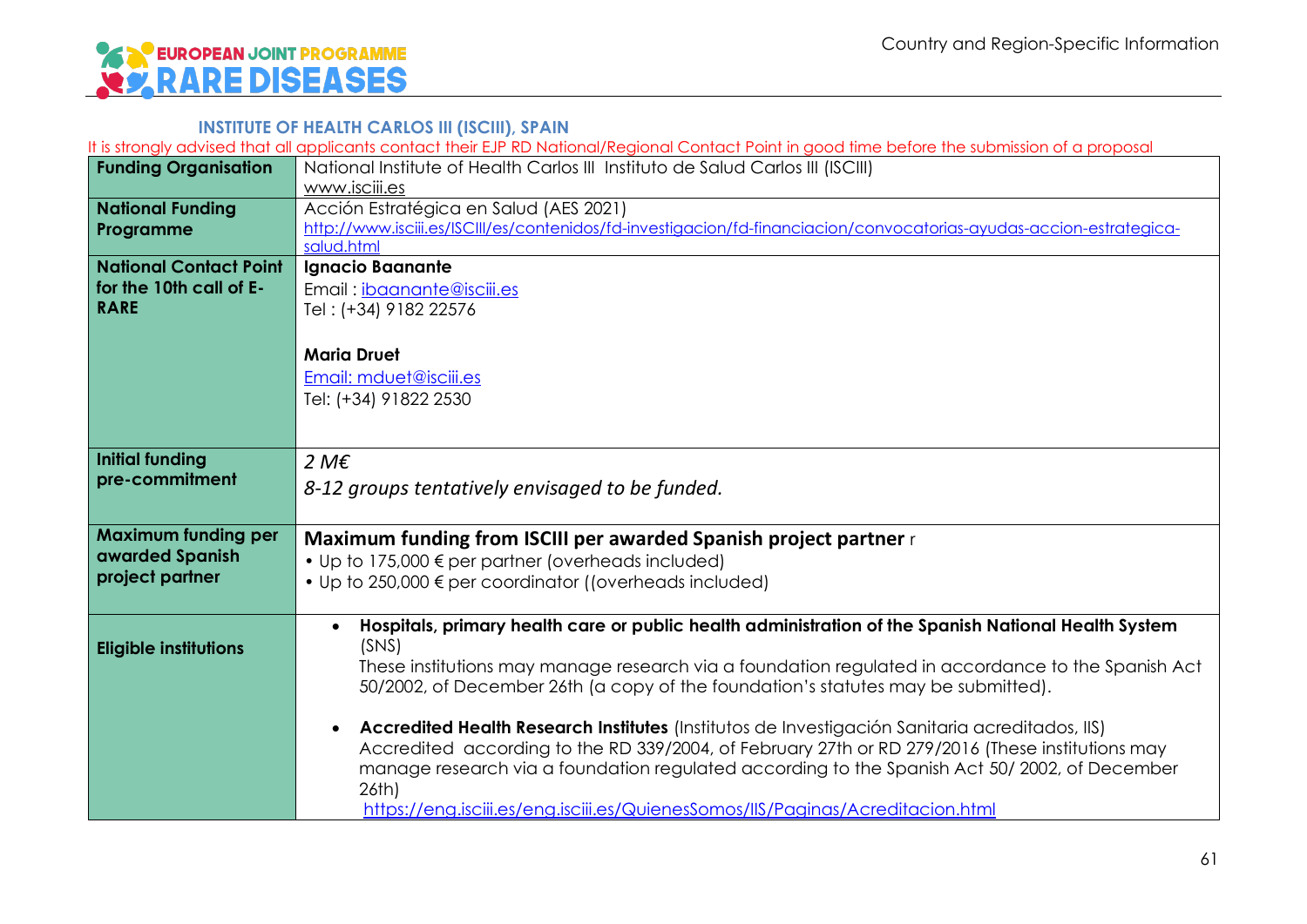### INSTITUTE OF HEALTH CARLOS III (ISCIII), SPAIN

It is strongly advised that all applicants contact their EJP RD National/Regional Contact Point in good time before the submission of a proposal

| **Funding Organisation** | National Institute of Health Carlos III Instituto de Salud Carlos III (ISCIII)<br>www.isciii.es |
|---|---|
| **National Funding Programme** | Acción Estratégica en Salud (AES 2021)<br>http://www.isciii.es/ISCIII/es/contenidos/fd-investigacion/fd-financiacion/convocatorias-ayudas-accion-estrategica-salud.html |
| **National Contact Point for the 10th call of E-RARE** | **Ignacio Baanante**<br>Email : ibaanante@isciii.es<br>Tel : (+34) 9182 22576<br><br>**Maria Druet**<br>Email: mduet@isciii.es<br>Tel: (+34) 91822 2530 |
| **Initial funding pre-commitment** | *2 M€*<br>*8-12 groups tentatively envisaged to be funded.* |
| **Maximum funding per awarded Spanish project partner** | **Maximum funding from ISCIII per awarded Spanish project partner** r<br>• Up to 175,000 € per partner (overheads included)<br>• Up to 250,000 € per coordinator ((overheads included) |
| **Eligible institutions** | • **Hospitals, primary health care or public health administration of the Spanish National Health System** (SNS)<br>These institutions may manage research via a foundation regulated in accordance to the Spanish Act 50/2002, of December 26th (a copy of the foundation's statutes may be submitted).<br><br>• **Accredited Health Research Institutes** (Institutos de Investigación Sanitaria acreditados, IIS) Accredited according to the RD 339/2004, of February 27th or RD 279/2016 (These institutions may manage research via a foundation regulated according to the Spanish Act 50/ 2002, of December 26th)<br>https://eng.isciii.es/eng.isciii.es/QuienesSomos/IIS/Paginas/Acreditacion.html |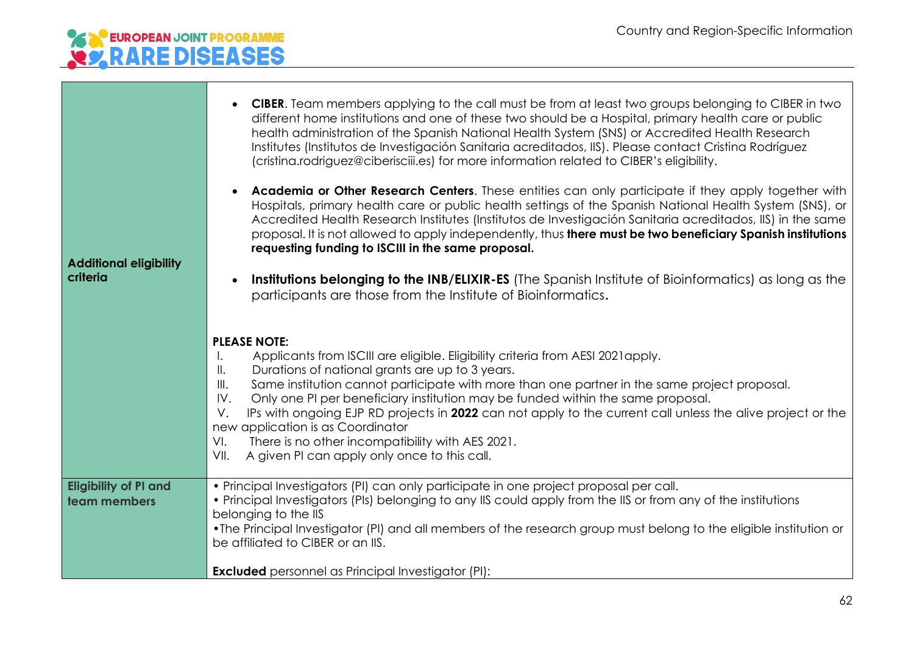| | |
|---|---|
| **Additional eligibility criteria** | • **CIBER**. Team members applying to the call must be from at least two groups belonging to CIBER in two different home institutions and one of these two should be a Hospital, primary health care or public health administration of the Spanish National Health System (SNS) or Accredited Health Research Institutes (Institutos de Investigación Sanitaria acreditados, IIS). Please contact Cristina Rodríguez (cristina.rodriguez@ciberisciii.es) for more information related to CIBER's eligibility.<br><br>• **Academia or Other Research Centers**. These entities can only participate if they apply together with Hospitals, primary health care or public health settings of the Spanish National Health System (SNS), or Accredited Health Research Institutes (Institutos de Investigación Sanitaria acreditados, IIS) in the same proposal. It is not allowed to apply independently, thus **there must be two beneficiary Spanish institutions requesting funding to ISCIII in the same proposal.**<br><br>• **Institutions belonging to the INB/ELIXIR-ES** (The Spanish Institute of Bioinformatics) as long as the participants are those from the Institute of Bioinformatics**.**<br><br>**PLEASE NOTE:**<br>I. Applicants from ISCIII are eligible. Eligibility criteria from AESI 2021apply.<br>II. Durations of national grants are up to 3 years.<br>III. Same institution cannot participate with more than one partner in the same project proposal.<br>IV. Only one PI per beneficiary institution may be funded within the same proposal.<br>V. IPs with ongoing EJP RD projects in **2022** can not apply to the current call unless the alive project or the new application is as Coordinator<br>VI. There is no other incompatibility with AES 2021.<br>VII. A given PI can apply only once to this call. |
| **Eligibility of PI and team members** | • Principal Investigators (PI) can only participate in one project proposal per call.<br>• Principal Investigators (PIs) belonging to any IIS could apply from the IIS or from any of the institutions belonging to the IIS<br>•The Principal Investigator (PI) and all members of the research group must belong to the eligible institution or be affiliated to CIBER or an IIS.<br><br>**Excluded** personnel as Principal Investigator (PI): |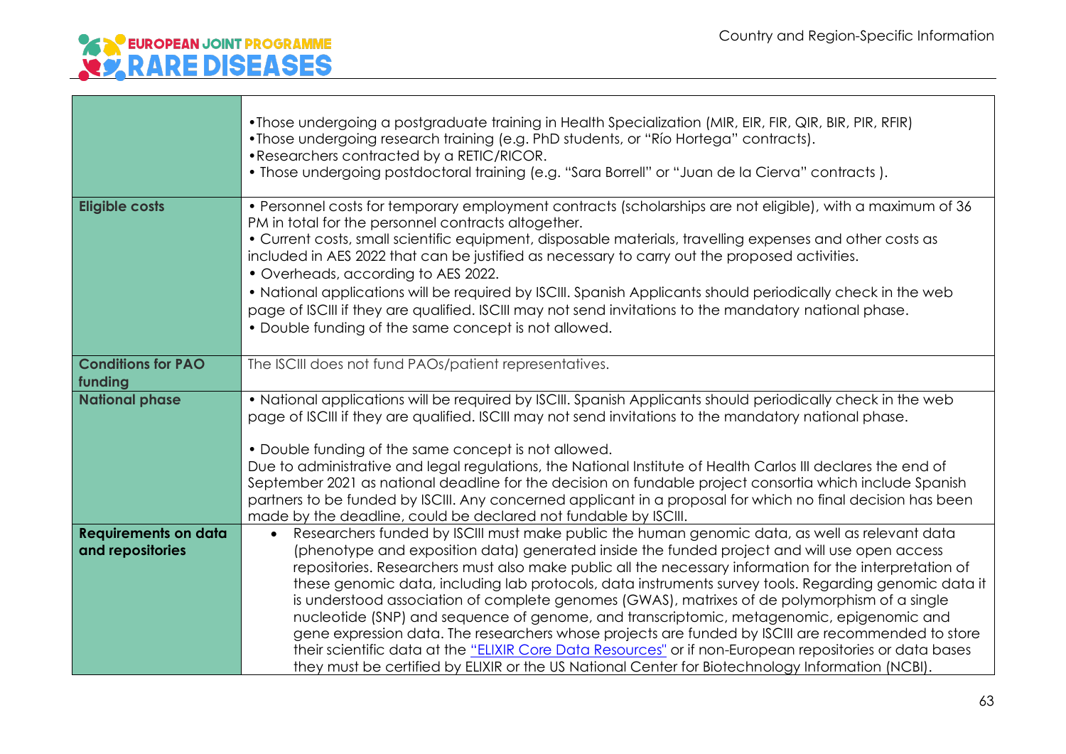| | |
|---|---|
| | •Those undergoing a postgraduate training in Health Specialization (MIR, EIR, FIR, QIR, BIR, PIR, RFIR)<br>•Those undergoing research training (e.g. PhD students, or "Río Hortega" contracts).<br>•Researchers contracted by a RETIC/RICOR.<br>• Those undergoing postdoctoral training (e.g. "Sara Borrell" or "Juan de la Cierva" contracts ). |
| **Eligible costs** | • Personnel costs for temporary employment contracts (scholarships are not eligible), with a maximum of 36 PM in total for the personnel contracts altogether.<br>• Current costs, small scientific equipment, disposable materials, travelling expenses and other costs as included in AES 2022 that can be justified as necessary to carry out the proposed activities.<br>• Overheads, according to AES 2022.<br>• National applications will be required by ISCIII. Spanish Applicants should periodically check in the web page of ISCIII if they are qualified. ISCIII may not send invitations to the mandatory national phase.<br>• Double funding of the same concept is not allowed. |
| **Conditions for PAO funding** | The ISCIII does not fund PAOs/patient representatives. |
| **National phase** | • National applications will be required by ISCIII. Spanish Applicants should periodically check in the web page of ISCIII if they are qualified. ISCIII may not send invitations to the mandatory national phase.<br><br>• Double funding of the same concept is not allowed.<br>Due to administrative and legal regulations, the National Institute of Health Carlos III declares the end of September 2021 as national deadline for the decision on fundable project consortia which include Spanish partners to be funded by ISCIII. Any concerned applicant in a proposal for which no final decision has been made by the deadline, could be declared not fundable by ISCIII. |
| **Requirements on data and repositories** | • Researchers funded by ISCIII must make public the human genomic data, as well as relevant data (phenotype and exposition data) generated inside the funded project and will use open access repositories. Researchers must also make public all the necessary information for the interpretation of these genomic data, including lab protocols, data instruments survey tools. Regarding genomic data it is understood association of complete genomes (GWAS), matrixes of de polymorphism of a single nucleotide (SNP) and sequence of genome, and transcriptomic, metagenomic, epigenomic and gene expression data. The researchers whose projects are funded by ISCIII are recommended to store their scientific data at the "ELIXIR Core Data Resources" or if non-European repositories or data bases they must be certified by ELIXIR or the US National Center for Biotechnology Information (NCBI). |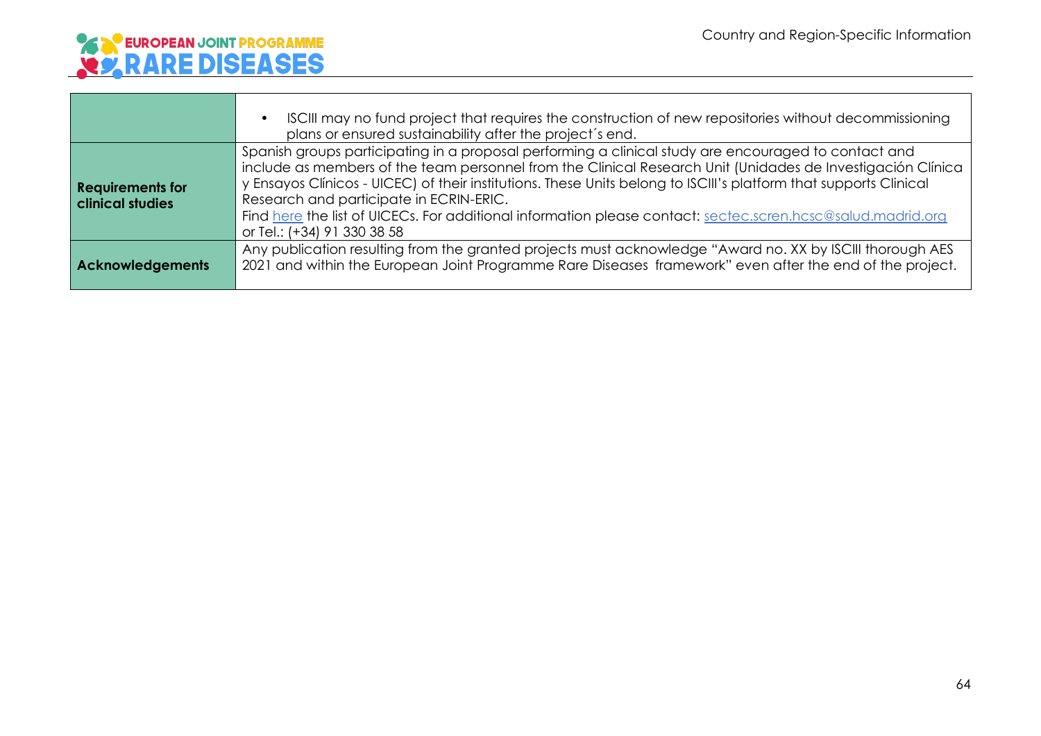| | |
|---|---|
| | • ISCIII may no fund project that requires the construction of new repositories without decommissioning plans or ensured sustainability after the project´s end. |
| **Requirements for clinical studies** | Spanish groups participating in a proposal performing a clinical study are encouraged to contact and include as members of the team personnel from the Clinical Research Unit (Unidades de Investigación Clínica y Ensayos Clínicos - UICEC) of their institutions. These Units belong to ISCIII's platform that supports Clinical Research and participate in ECRIN-ERIC.<br>Find here the list of UICECs. For additional information please contact: sectec.scren.hcsc@salud.madrid.org or Tel.: (+34) 91 330 38 58 |
| **Acknowledgements** | Any publication resulting from the granted projects must acknowledge "Award no. XX by ISCIII thorough AES 2021 and within the European Joint Programme Rare Diseases framework" even after the end of the project. |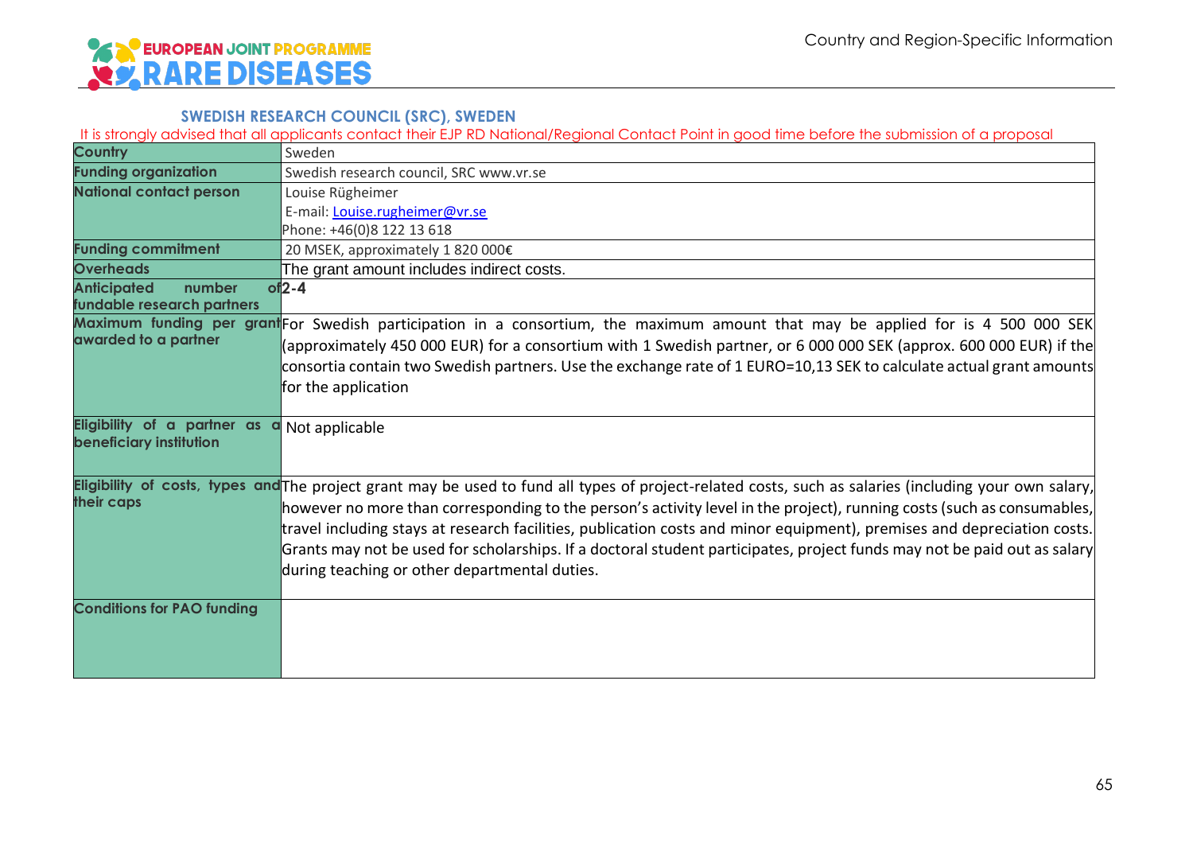## SWEDISH RESEARCH COUNCIL (SRC), SWEDEN

It is strongly advised that all applicants contact their EJP RD National/Regional Contact Point in good time before the submission of a proposal

| Country | Sweden |
|---|---|
| Funding organization | Swedish research council, SRC www.vr.se |
| National contact person | Louise Rügheimer<br>E-mail: Louise.rugheimer@vr.se<br>Phone: +46(0)8 122 13 618 |
| Funding commitment | 20 MSEK, approximately 1 820 000€ |
| Overheads | The grant amount includes indirect costs. |
| Anticipated number of fundable research partners | 2-4 |
| Maximum funding per grant awarded to a partner | For Swedish participation in a consortium, the maximum amount that may be applied for is 4 500 000 SEK (approximately 450 000 EUR) for a consortium with 1 Swedish partner, or 6 000 000 SEK (approx. 600 000 EUR) if the consortia contain two Swedish partners. Use the exchange rate of 1 EURO=10,13 SEK to calculate actual grant amounts for the application |
| Eligibility of a partner as a beneficiary institution | Not applicable |
| Eligibility of costs, types and their caps | The project grant may be used to fund all types of project-related costs, such as salaries (including your own salary, however no more than corresponding to the person's activity level in the project), running costs (such as consumables, travel including stays at research facilities, publication costs and minor equipment), premises and depreciation costs. Grants may not be used for scholarships. If a doctoral student participates, project funds may not be paid out as salary during teaching or other departmental duties. |
| Conditions for PAO funding | |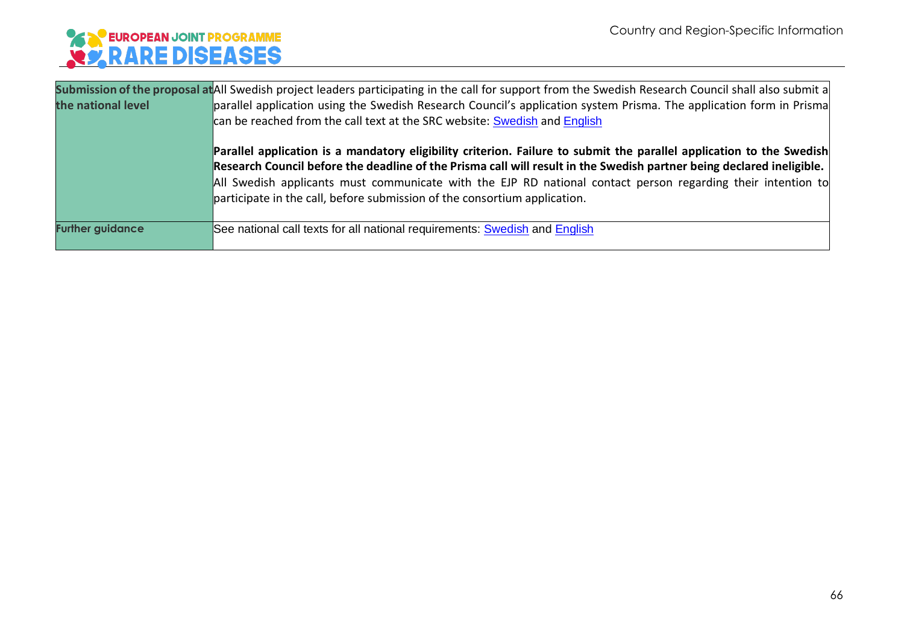| | |
|---|---|
| **Submission of the proposal at the national level** | All Swedish project leaders participating in the call for support from the Swedish Research Council shall also submit a parallel application using the Swedish Research Council's application system Prisma. The application form in Prisma can be reached from the call text at the SRC website: Swedish and English<br><br>**Parallel application is a mandatory eligibility criterion. Failure to submit the parallel application to the Swedish Research Council before the deadline of the Prisma call will result in the Swedish partner being declared ineligible.**<br>All Swedish applicants must communicate with the EJP RD national contact person regarding their intention to participate in the call, before submission of the consortium application. |
| **Further guidance** | See national call texts for all national requirements: Swedish and English |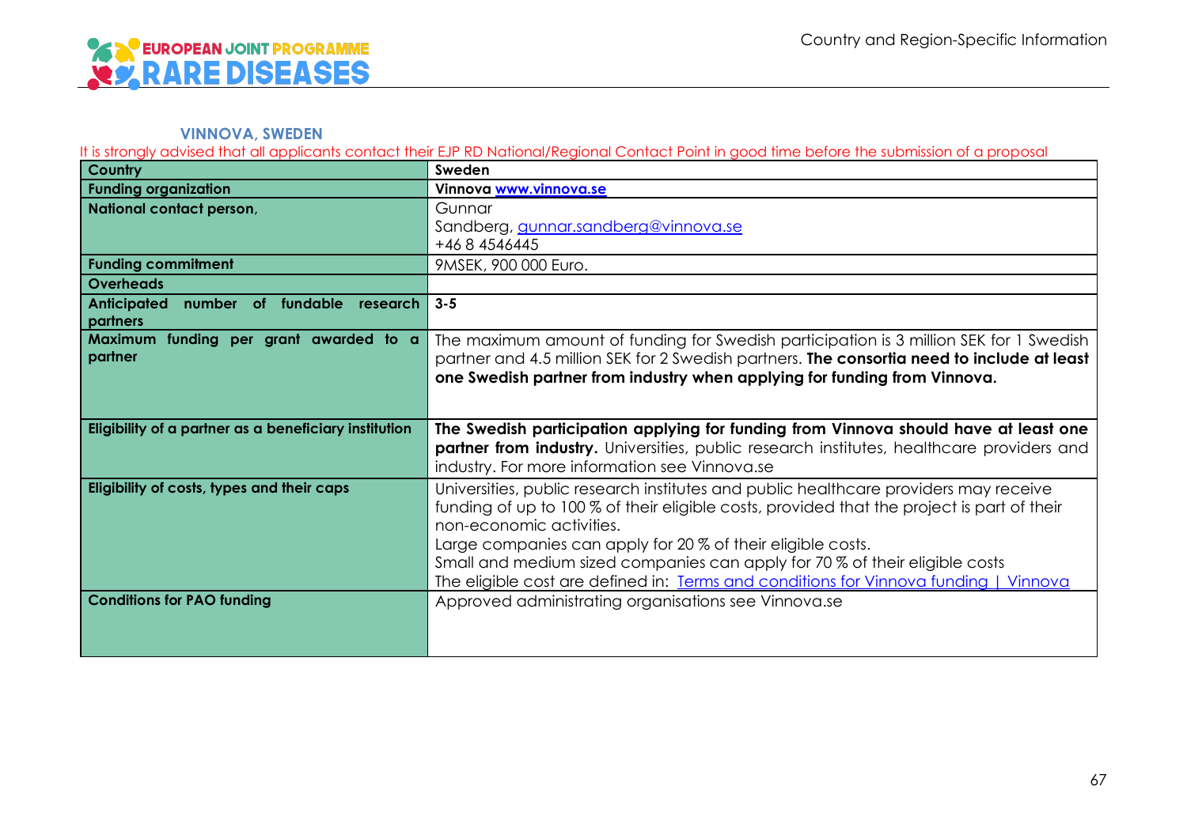**VINNOVA, SWEDEN**

It is strongly advised that all applicants contact their EJP RD National/Regional Contact Point in good time before the submission of a proposal

| Country | Sweden |
|---|---|
| Funding organization | Vinnova www.vinnova.se |
| National contact person, | Gunnar Sandberg, gunnar.sandberg@vinnova.se +46 8 4546445 |
| Funding commitment | 9MSEK, 900 000 Euro. |
| Overheads | |
| Anticipated number of fundable research partners | 3-5 |
| Maximum funding per grant awarded to a partner | The maximum amount of funding for Swedish participation is 3 million SEK for 1 Swedish partner and 4.5 million SEK for 2 Swedish partners. **The consortia need to include at least one Swedish partner from industry when applying for funding from Vinnova.** |
| Eligibility of a partner as a beneficiary institution | **The Swedish participation applying for funding from Vinnova should have at least one partner from industry.** Universities, public research institutes, healthcare providers and industry. For more information see Vinnova.se |
| Eligibility of costs, types and their caps | Universities, public research institutes and public healthcare providers may receive funding of up to 100 % of their eligible costs, provided that the project is part of their non-economic activities.<br>Large companies can apply for 20 % of their eligible costs.<br>Small and medium sized companies can apply for 70 % of their eligible costs<br>The eligible cost are defined in: Terms and conditions for Vinnova funding \| Vinnova |
| Conditions for PAO funding | Approved administrating organisations see Vinnova.se |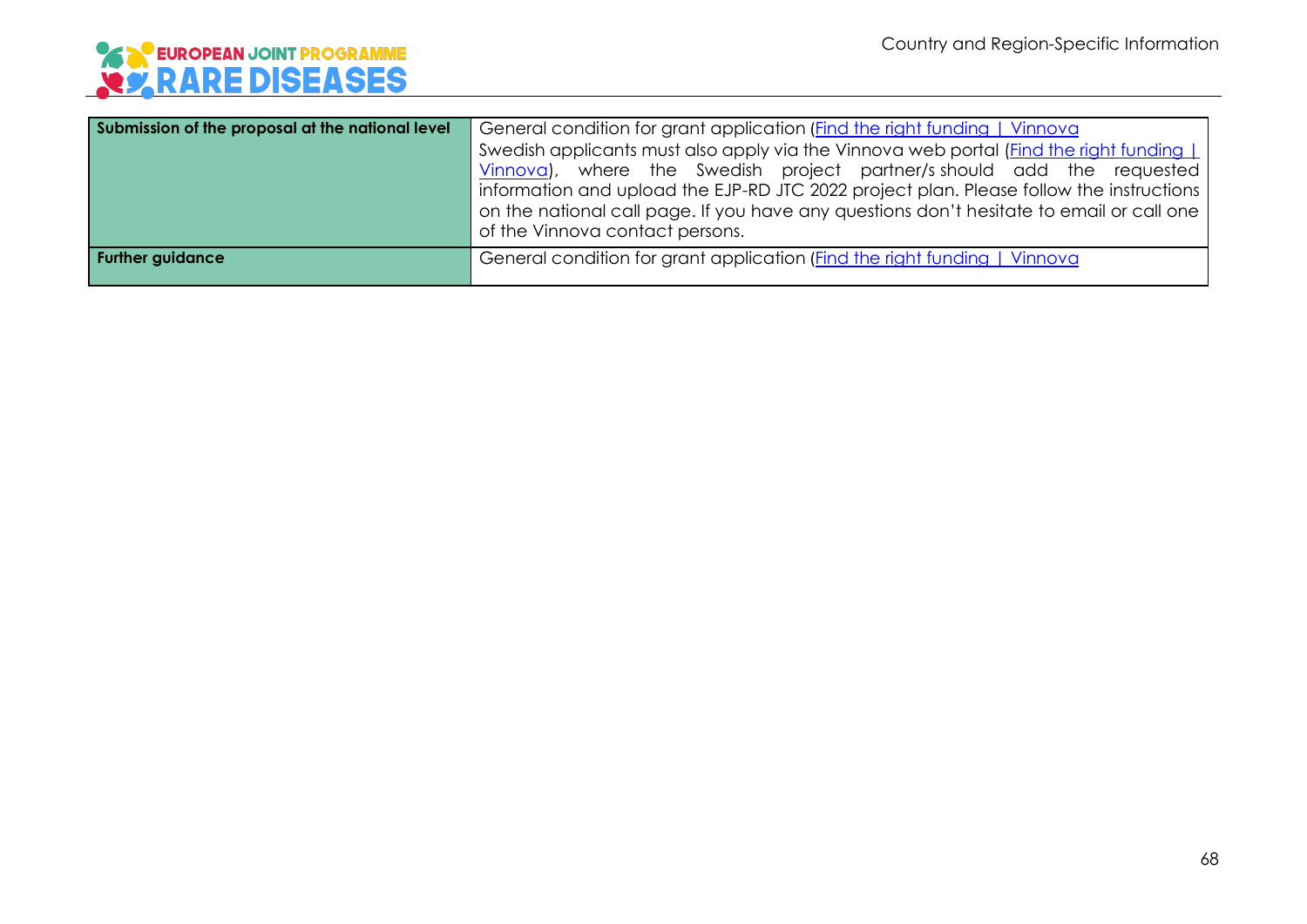| Submission of the proposal at the national level | General condition for grant application (Find the right funding \| Vinnova<br>Swedish applicants must also apply via the Vinnova web portal (Find the right funding \| Vinnova), where the Swedish project partner/s should add the requested information and upload the EJP-RD JTC 2022 project plan. Please follow the instructions on the national call page. If you have any questions don't hesitate to email or call one of the Vinnova contact persons. |
|---|---|
| **Further guidance** | General condition for grant application (Find the right funding \| Vinnova |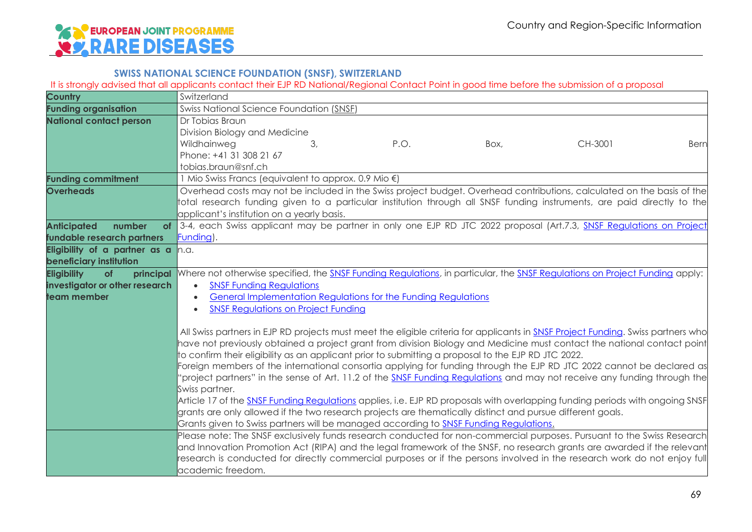## SWISS NATIONAL SCIENCE FOUNDATION (SNSF), SWITZERLAND

It is strongly advised that all applicants contact their EJP RD National/Regional Contact Point in good time before the submission of a proposal

| **Country** | Switzerland |
|---|---|
| **Funding organisation** | Swiss National Science Foundation (SNSF) |
| **National contact person** | Dr Tobias Braun<br>Division Biology and Medicine<br>Wildhainweg 3, P.O. Box, CH-3001 Bern<br>Phone: +41 31 308 21 67<br>tobias.braun@snf.ch |
| **Funding commitment** | 1 Mio Swiss Francs (equivalent to approx. 0.9 Mio €) |
| **Overheads** | Overhead costs may not be included in the Swiss project budget. Overhead contributions, calculated on the basis of the total research funding given to a particular institution through all SNSF funding instruments, are paid directly to the applicant's institution on a yearly basis. |
| **Anticipated number of fundable research partners** | 3-4, each Swiss applicant may be partner in only one EJP RD JTC 2022 proposal (Art.7.3, SNSF Regulations on Project Funding). |
| **Eligibility of a partner as a beneficiary institution** | n.a. |
| **Eligibility of principal investigator or other research team member** | Where not otherwise specified, the SNSF Funding Regulations, in particular, the SNSF Regulations on Project Funding apply:<br>• SNSF Funding Regulations<br>• General Implementation Regulations for the Funding Regulations<br>• SNSF Regulations on Project Funding<br><br>All Swiss partners in EJP RD projects must meet the eligible criteria for applicants in SNSF Project Funding. Swiss partners who have not previously obtained a project grant from division Biology and Medicine must contact the national contact point to confirm their eligibility as an applicant prior to submitting a proposal to the EJP RD JTC 2022.<br>Foreign members of the international consortia applying for funding through the EJP RD JTC 2022 cannot be declared as "project partners" in the sense of Art. 11.2 of the SNSF Funding Regulations and may not receive any funding through the Swiss partner.<br>Article 17 of the SNSF Funding Regulations applies, i.e. EJP RD proposals with overlapping funding periods with ongoing SNSF grants are only allowed if the two research projects are thematically distinct and pursue different goals.<br>Grants given to Swiss partners will be managed according to SNSF Funding Regulations. |
| | Please note: The SNSF exclusively funds research conducted for non-commercial purposes. Pursuant to the Swiss Research and Innovation Promotion Act (RIPA) and the legal framework of the SNSF, no research grants are awarded if the relevant research is conducted for directly commercial purposes or if the persons involved in the research work do not enjoy full academic freedom. |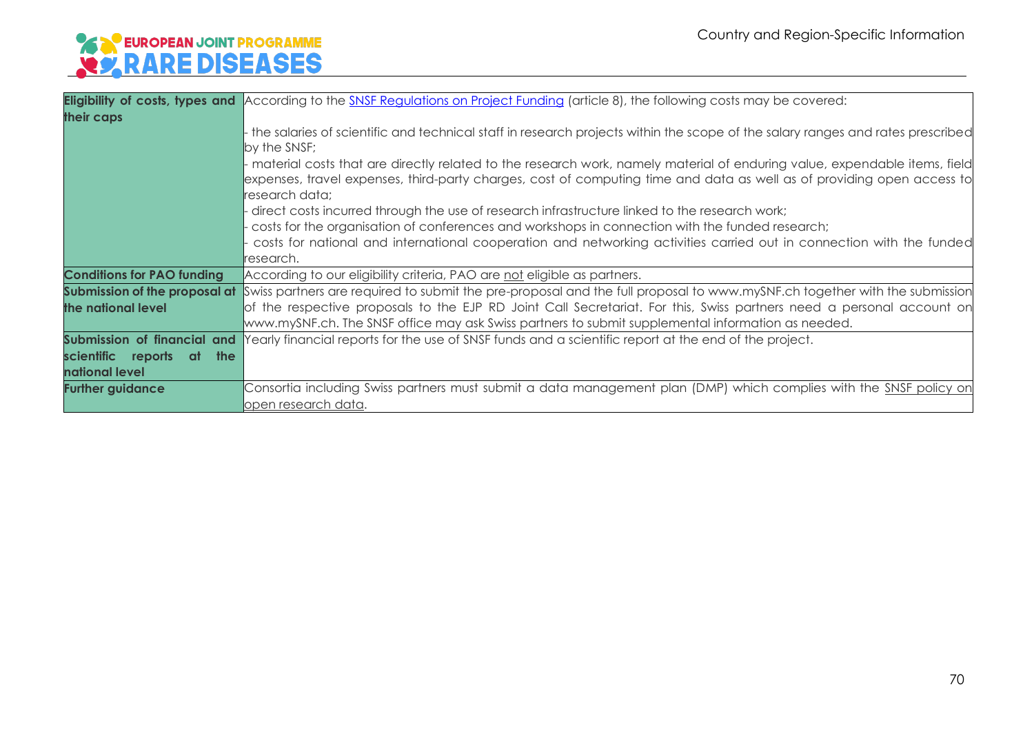| | |
|---|---|
| **Eligibility of costs, types and their caps** | According to the SNSF Regulations on Project Funding (article 8), the following costs may be covered:<br>- the salaries of scientific and technical staff in research projects within the scope of the salary ranges and rates prescribed by the SNSF;<br>- material costs that are directly related to the research work, namely material of enduring value, expendable items, field expenses, travel expenses, third-party charges, cost of computing time and data as well as of providing open access to research data;<br>- direct costs incurred through the use of research infrastructure linked to the research work;<br>- costs for the organisation of conferences and workshops in connection with the funded research;<br>- costs for national and international cooperation and networking activities carried out in connection with the funded research. |
| **Conditions for PAO funding** | According to our eligibility criteria, PAO are not eligible as partners. |
| **Submission of the proposal at the national level** | Swiss partners are required to submit the pre-proposal and the full proposal to www.mySNF.ch together with the submission of the respective proposals to the EJP RD Joint Call Secretariat. For this, Swiss partners need a personal account on www.mySNF.ch. The SNSF office may ask Swiss partners to submit supplemental information as needed. |
| **Submission of financial and scientific reports at the national level** | Yearly financial reports for the use of SNSF funds and a scientific report at the end of the project. |
| **Further guidance** | Consortia including Swiss partners must submit a data management plan (DMP) which complies with the SNSF policy on open research data. |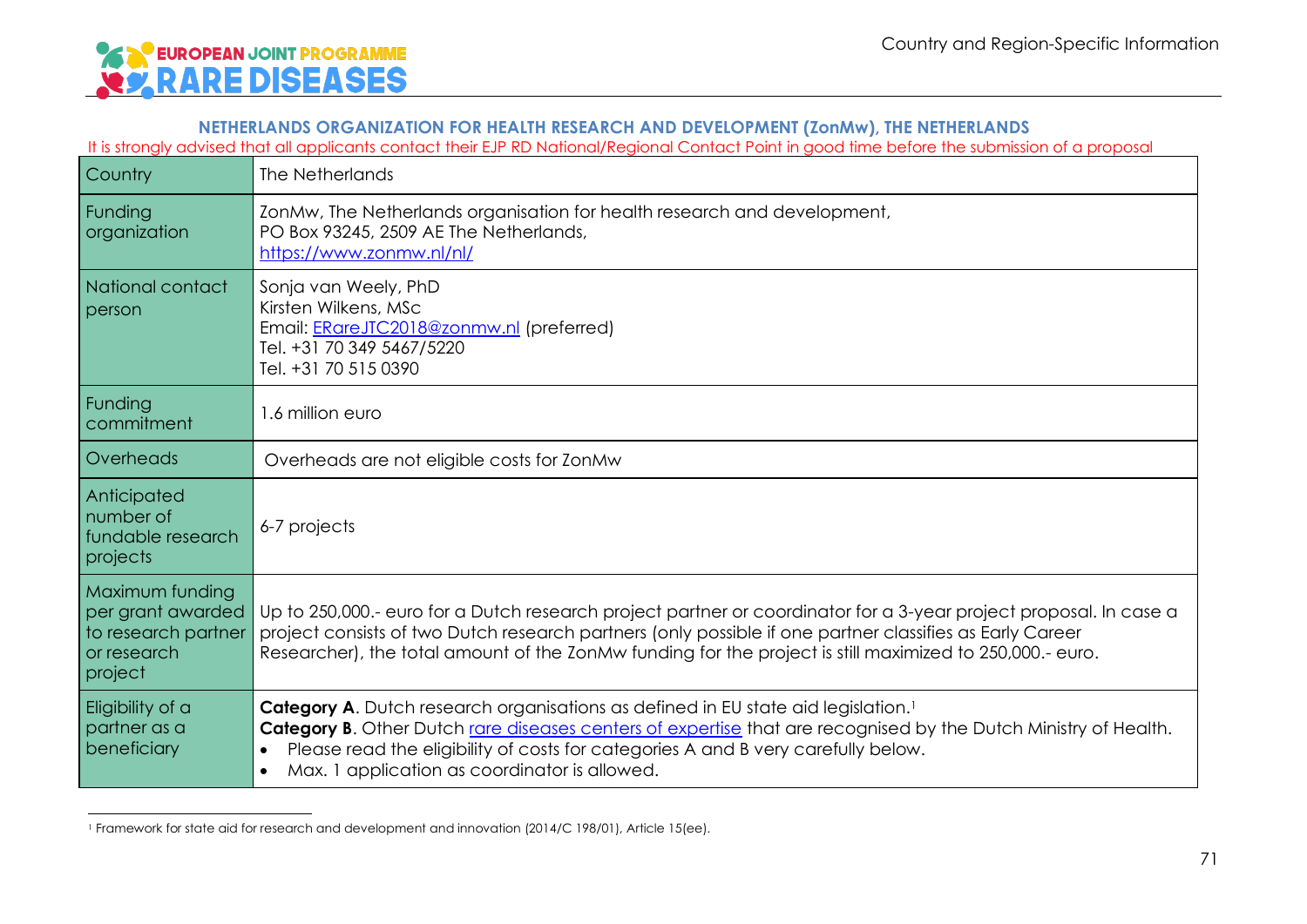## NETHERLANDS ORGANIZATION FOR HEALTH RESEARCH AND DEVELOPMENT (ZonMw), THE NETHERLANDS

It is strongly advised that all applicants contact their EJP RD National/Regional Contact Point in good time before the submission of a proposal

| Country | The Netherlands |
|---|---|
| Funding organization | ZonMw, The Netherlands organisation for health research and development,<br>PO Box 93245, 2509 AE The Netherlands,<br>[https://www.zonmw.nl/nl/](https://www.zonmw.nl/nl/) |
| National contact person | Sonja van Weely, PhD<br>Kirsten Wilkens, MSc<br>Email: ERareJTC2018@zonmw.nl (preferred)<br>Tel. +31 70 349 5467/5220<br>Tel. +31 70 515 0390 |
| Funding commitment | 1.6 million euro |
| Overheads | Overheads are not eligible costs for ZonMw |
| Anticipated number of fundable research projects | 6-7 projects |
| Maximum funding per grant awarded to research partner or research project | Up to 250,000.- euro for a Dutch research project partner or coordinator for a 3-year project proposal. In case a project consists of two Dutch research partners (only possible if one partner classifies as Early Career Researcher), the total amount of the ZonMw funding for the project is still maximized to 250,000.- euro. |
| Eligibility of a partner as a beneficiary | **Category A**. Dutch research organisations as defined in EU state aid legislation.[1]<br>**Category B**. Other Dutch rare diseases centers of expertise that are recognised by the Dutch Ministry of Health.<br>• Please read the eligibility of costs for categories A and B very carefully below.<br>• Max. 1 application as coordinator is allowed. |

[1] Framework for state aid for research and development and innovation (2014/C 198/01), Article 15(ee).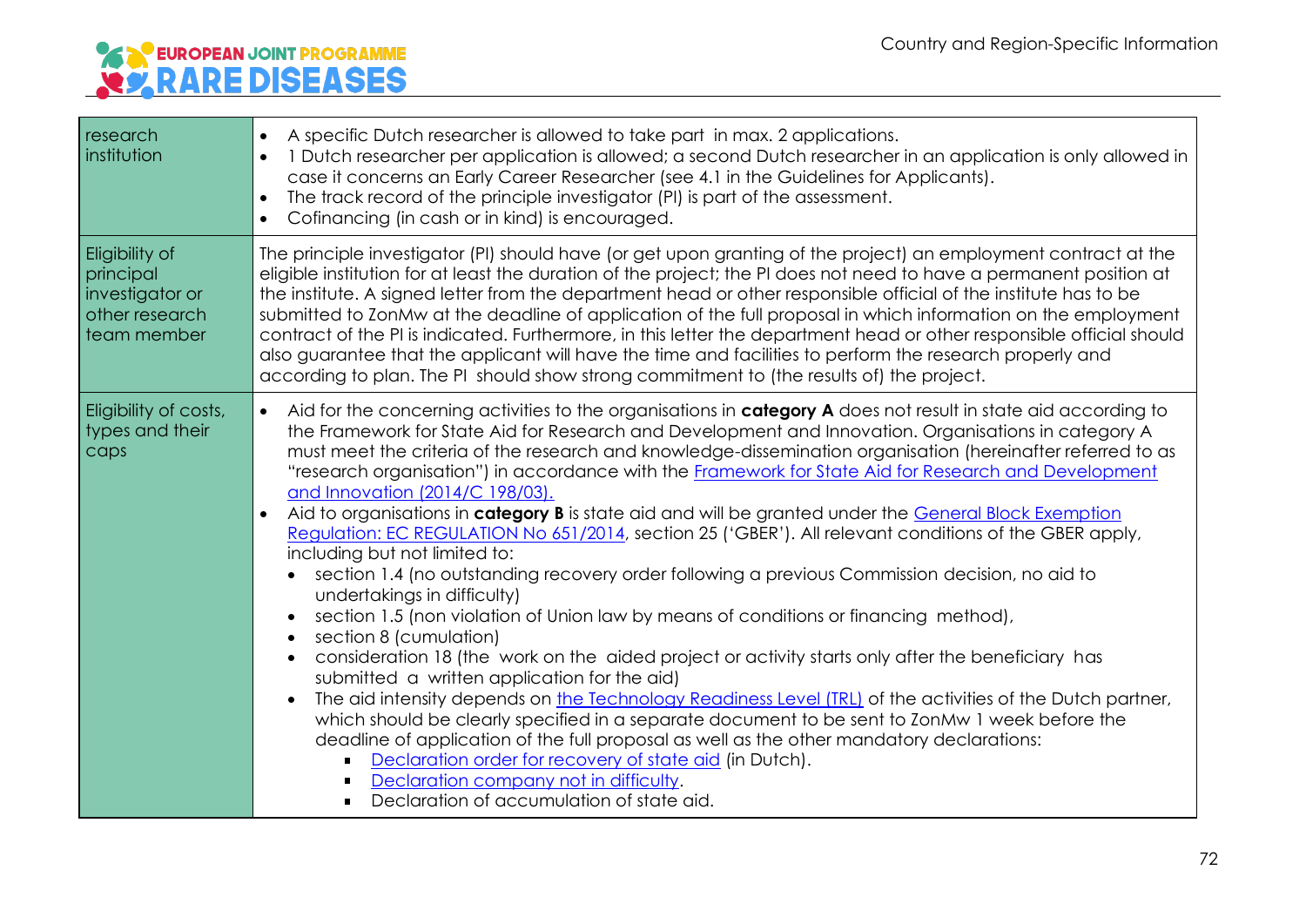| | |
|---|---|
| research institution | • A specific Dutch researcher is allowed to take part in max. 2 applications.<br>• 1 Dutch researcher per application is allowed; a second Dutch researcher in an application is only allowed in case it concerns an Early Career Researcher (see 4.1 in the Guidelines for Applicants).<br>• The track record of the principle investigator (PI) is part of the assessment.<br>• Cofinancing (in cash or in kind) is encouraged. |
| Eligibility of principal investigator or other research team member | The principle investigator (PI) should have (or get upon granting of the project) an employment contract at the eligible institution for at least the duration of the project; the PI does not need to have a permanent position at the institute. A signed letter from the department head or other responsible official of the institute has to be submitted to ZonMw at the deadline of application of the full proposal in which information on the employment contract of the PI is indicated. Furthermore, in this letter the department head or other responsible official should also guarantee that the applicant will have the time and facilities to perform the research properly and according to plan. The PI should show strong commitment to (the results of) the project. |
| Eligibility of costs, types and their caps | • Aid for the concerning activities to the organisations in **category A** does not result in state aid according to the Framework for State Aid for Research and Development and Innovation. Organisations in category A must meet the criteria of the research and knowledge-dissemination organisation (hereinafter referred to as "research organisation") in accordance with the [Framework for State Aid for Research and Development and Innovation (2014/C 198/03).]<br>• Aid to organisations in **category B** is state aid and will be granted under the [General Block Exemption Regulation: EC REGULATION No 651/2014], section 25 ('GBER'). All relevant conditions of the GBER apply, including but not limited to:<br>&nbsp;&nbsp;◦ section 1.4 (no outstanding recovery order following a previous Commission decision, no aid to undertakings in difficulty)<br>&nbsp;&nbsp;◦ section 1.5 (non violation of Union law by means of conditions or financing method),<br>&nbsp;&nbsp;◦ section 8 (cumulation)<br>&nbsp;&nbsp;◦ consideration 18 (the work on the aided project or activity starts only after the beneficiary has submitted a written application for the aid)<br>&nbsp;&nbsp;◦ The aid intensity depends on [the Technology Readiness Level (TRL)] of the activities of the Dutch partner, which should be clearly specified in a separate document to be sent to ZonMw 1 week before the deadline of application of the full proposal as well as the other mandatory declarations:<br>&nbsp;&nbsp;&nbsp;&nbsp;▪ [Declaration order for recovery of state aid] (in Dutch).<br>&nbsp;&nbsp;&nbsp;&nbsp;▪ [Declaration company not in difficulty].<br>&nbsp;&nbsp;&nbsp;&nbsp;▪ Declaration of accumulation of state aid. |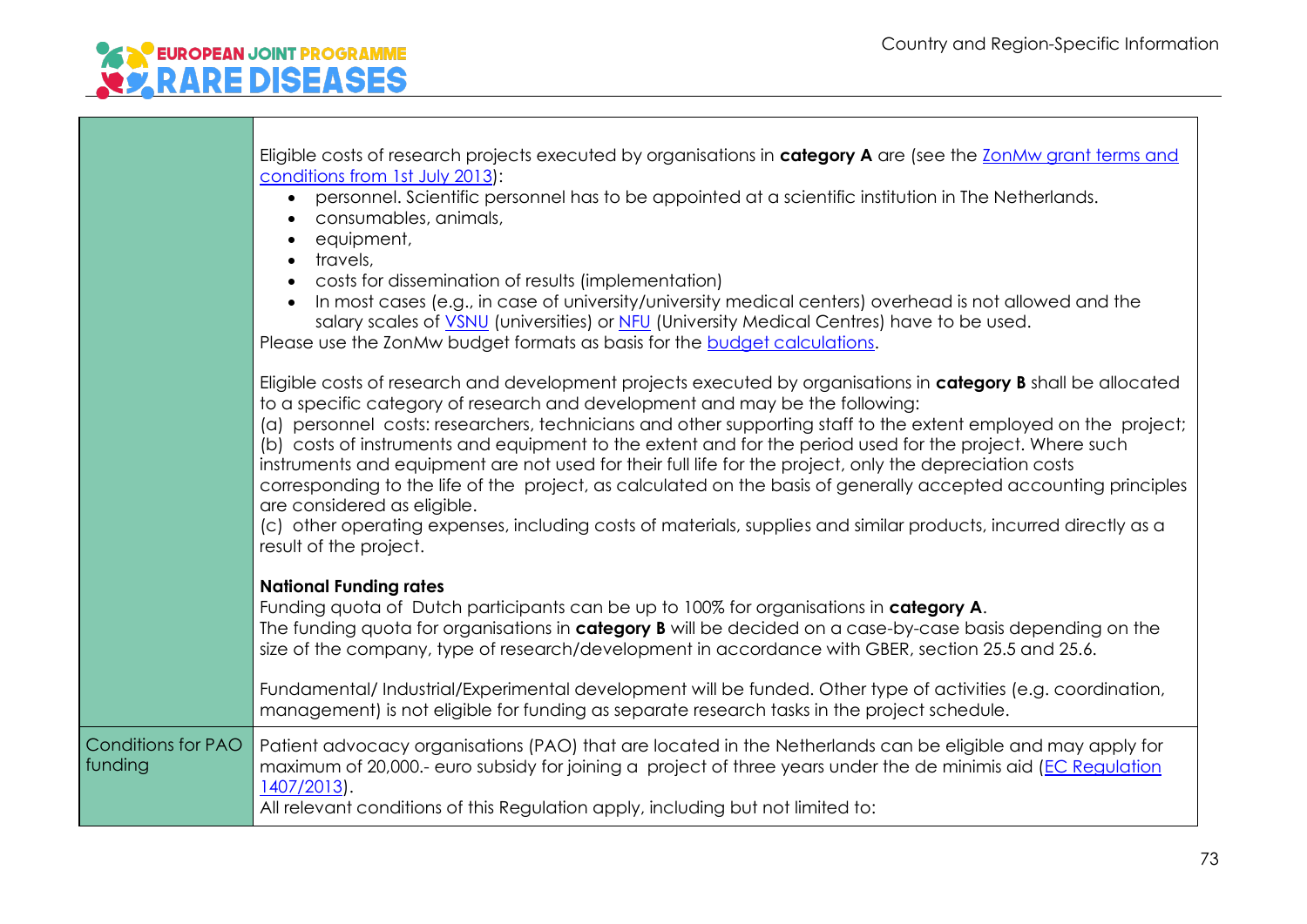| | |
|---|---|
| | Eligible costs of research projects executed by organisations in **category A** are (see the [ZonMw grant terms and conditions from 1st July 2013](#)):<br>• personnel. Scientific personnel has to be appointed at a scientific institution in The Netherlands.<br>• consumables, animals,<br>• equipment,<br>• travels,<br>• costs for dissemination of results (implementation)<br>• In most cases (e.g., in case of university/university medical centers) overhead is not allowed and the salary scales of [VSNU](#) (universities) or [NFU](#) (University Medical Centres) have to be used.<br>Please use the ZonMw budget formats as basis for the [budget calculations](#).<br><br>Eligible costs of research and development projects executed by organisations in **category B** shall be allocated to a specific category of research and development and may be the following:<br>(a) personnel costs: researchers, technicians and other supporting staff to the extent employed on the project;<br>(b) costs of instruments and equipment to the extent and for the period used for the project. Where such instruments and equipment are not used for their full life for the project, only the depreciation costs corresponding to the life of the project, as calculated on the basis of generally accepted accounting principles are considered as eligible.<br>(c) other operating expenses, including costs of materials, supplies and similar products, incurred directly as a result of the project.<br><br>**National Funding rates**<br>Funding quota of Dutch participants can be up to 100% for organisations in **category A**.<br>The funding quota for organisations in **category B** will be decided on a case-by-case basis depending on the size of the company, type of research/development in accordance with GBER, section 25.5 and 25.6.<br><br>Fundamental/ Industrial/Experimental development will be funded. Other type of activities (e.g. coordination, management) is not eligible for funding as separate research tasks in the project schedule. |
| Conditions for PAO funding | Patient advocacy organisations (PAO) that are located in the Netherlands can be eligible and may apply for maximum of 20,000.- euro subsidy for joining a project of three years under the de minimis aid ([EC Regulation 1407/2013](#)).<br>All relevant conditions of this Regulation apply, including but not limited to: |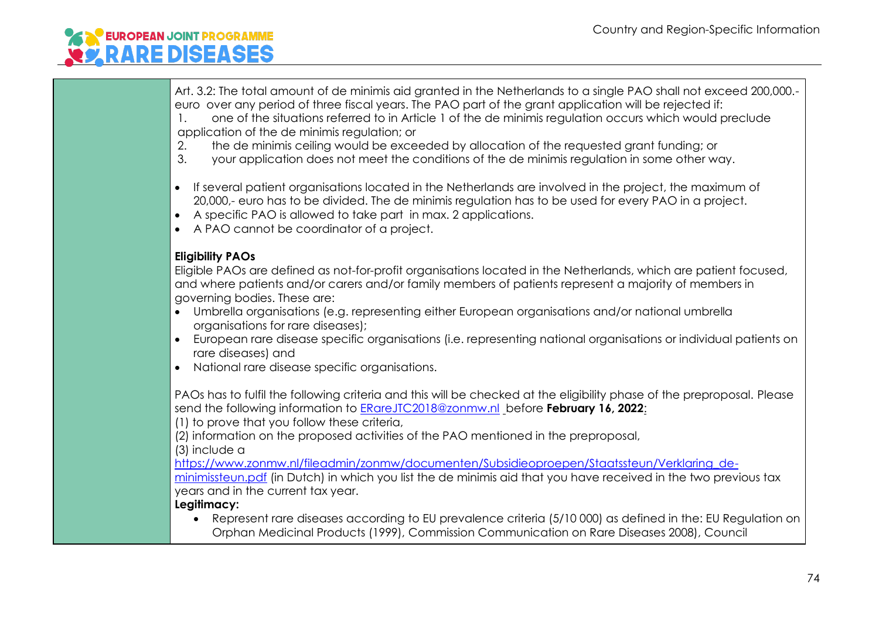| | |
|---|---|
| | Art. 3.2: The total amount of de minimis aid granted in the Netherlands to a single PAO shall not exceed 200,000.- euro over any period of three fiscal years. The PAO part of the grant application will be rejected if:<br>1. one of the situations referred to in Article 1 of the de minimis regulation occurs which would preclude application of the de minimis regulation; or<br>2. the de minimis ceiling would be exceeded by allocation of the requested grant funding; or<br>3. your application does not meet the conditions of the de minimis regulation in some other way.<br><br>• If several patient organisations located in the Netherlands are involved in the project, the maximum of 20,000,- euro has to be divided. The de minimis regulation has to be used for every PAO in a project.<br>• A specific PAO is allowed to take part in max. 2 applications.<br>• A PAO cannot be coordinator of a project.<br><br>**Eligibility PAOs**<br>Eligible PAOs are defined as not-for-profit organisations located in the Netherlands, which are patient focused, and where patients and/or carers and/or family members of patients represent a majority of members in governing bodies. These are:<br>• Umbrella organisations (e.g. representing either European organisations and/or national umbrella organisations for rare diseases);<br>• European rare disease specific organisations (i.e. representing national organisations or individual patients on rare diseases) and<br>• National rare disease specific organisations.<br><br>PAOs has to fulfil the following criteria and this will be checked at the eligibility phase of the preproposal. Please send the following information to ERareJTC2018@zonmw.nl before **February 16, 2022**:<br>(1) to prove that you follow these criteria,<br>(2) information on the proposed activities of the PAO mentioned in the preproposal,<br>(3) include a https://www.zonmw.nl/fileadmin/zonmw/documenten/Subsidieoproepen/Staatssteun/Verklaring_de-minimissteun.pdf (in Dutch) in which you list the de minimis aid that you have received in the two previous tax years and in the current tax year.<br>**Legitimacy:**<br>• Represent rare diseases according to EU prevalence criteria (5/10 000) as defined in the: EU Regulation on Orphan Medicinal Products (1999), Commission Communication on Rare Diseases 2008), Council |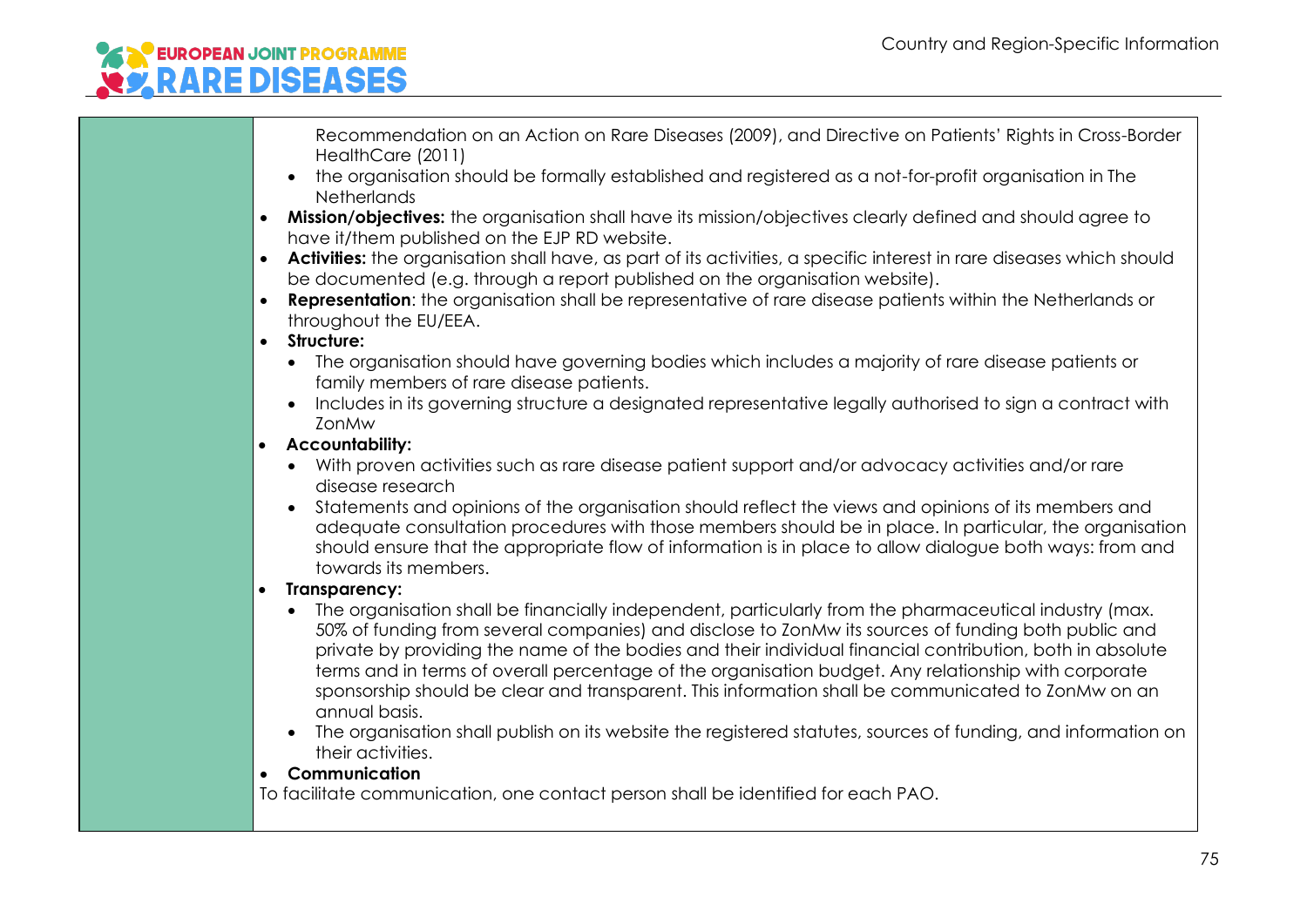| | |
|---|---|
| | Recommendation on an Action on Rare Diseases (2009), and Directive on Patients' Rights in Cross-Border HealthCare (2011)<br>• the organisation should be formally established and registered as a not-for-profit organisation in The Netherlands<br>• **Mission/objectives:** the organisation shall have its mission/objectives clearly defined and should agree to have it/them published on the EJP RD website.<br>• **Activities:** the organisation shall have, as part of its activities, a specific interest in rare diseases which should be documented (e.g. through a report published on the organisation website).<br>• **Representation**: the organisation shall be representative of rare disease patients within the Netherlands or throughout the EU/EEA.<br>• **Structure:**<br>  • The organisation should have governing bodies which includes a majority of rare disease patients or family members of rare disease patients.<br>  • Includes in its governing structure a designated representative legally authorised to sign a contract with ZonMw<br>• **Accountability:**<br>  • With proven activities such as rare disease patient support and/or advocacy activities and/or rare disease research<br>  • Statements and opinions of the organisation should reflect the views and opinions of its members and adequate consultation procedures with those members should be in place. In particular, the organisation should ensure that the appropriate flow of information is in place to allow dialogue both ways: from and towards its members.<br>• **Transparency:**<br>  • The organisation shall be financially independent, particularly from the pharmaceutical industry (max. 50% of funding from several companies) and disclose to ZonMw its sources of funding both public and private by providing the name of the bodies and their individual financial contribution, both in absolute terms and in terms of overall percentage of the organisation budget. Any relationship with corporate sponsorship should be clear and transparent. This information shall be communicated to ZonMw on an annual basis.<br>  • The organisation shall publish on its website the registered statutes, sources of funding, and information on their activities.<br>• **Communication**<br>To facilitate communication, one contact person shall be identified for each PAO. |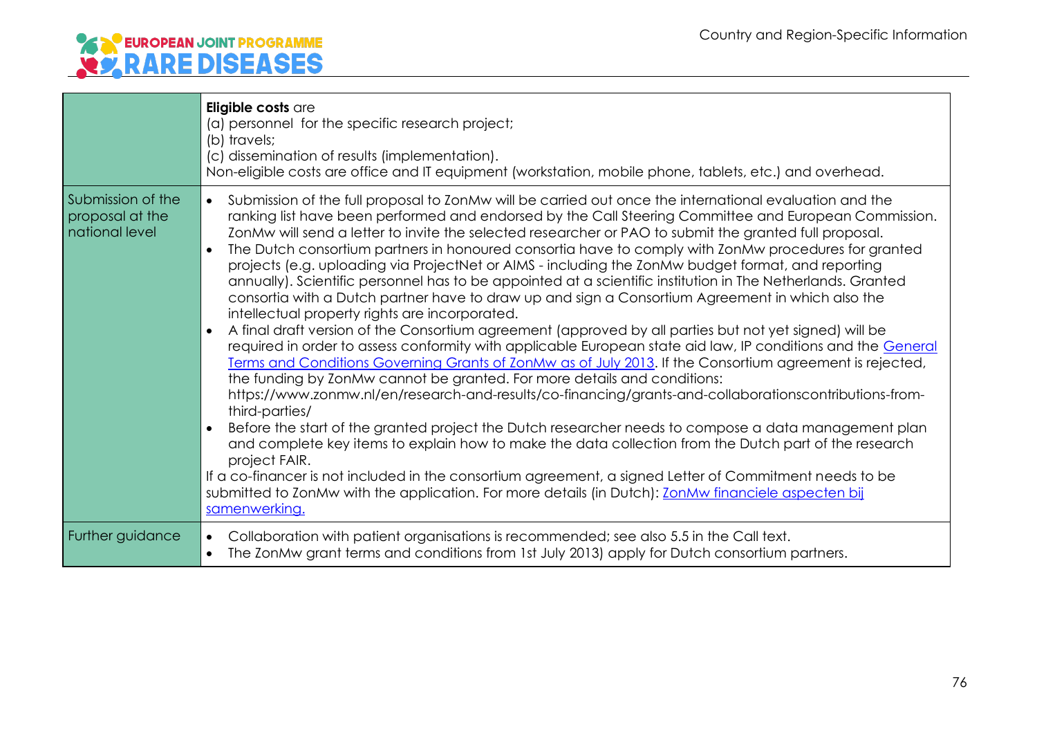| | |
|---|---|
| | **Eligible costs** are<br>(a) personnel for the specific research project;<br>(b) travels;<br>(c) dissemination of results (implementation).<br>Non-eligible costs are office and IT equipment (workstation, mobile phone, tablets, etc.) and overhead. |
| Submission of the proposal at the national level | • Submission of the full proposal to ZonMw will be carried out once the international evaluation and the ranking list have been performed and endorsed by the Call Steering Committee and European Commission. ZonMw will send a letter to invite the selected researcher or PAO to submit the granted full proposal.<br>• The Dutch consortium partners in honoured consortia have to comply with ZonMw procedures for granted projects (e.g. uploading via ProjectNet or AIMS - including the ZonMw budget format, and reporting annually). Scientific personnel has to be appointed at a scientific institution in The Netherlands. Granted consortia with a Dutch partner have to draw up and sign a Consortium Agreement in which also the intellectual property rights are incorporated.<br>• A final draft version of the Consortium agreement (approved by all parties but not yet signed) will be required in order to assess conformity with applicable European state aid law, IP conditions and the [General Terms and Conditions Governing Grants of ZonMw as of July 2013](). If the Consortium agreement is rejected, the funding by ZonMw cannot be granted. For more details and conditions: https://www.zonmw.nl/en/research-and-results/co-financing/grants-and-collaborationscontributions-from-third-parties/<br>• Before the start of the granted project the Dutch researcher needs to compose a data management plan and complete key items to explain how to make the data collection from the Dutch part of the research project FAIR.<br>If a co-financer is not included in the consortium agreement, a signed Letter of Commitment needs to be submitted to ZonMw with the application. For more details (in Dutch): [ZonMw financiele aspecten bij samenwerking.]() |
| Further guidance | • Collaboration with patient organisations is recommended; see also 5.5 in the Call text.<br>• The ZonMw grant terms and conditions from 1st July 2013) apply for Dutch consortium partners. |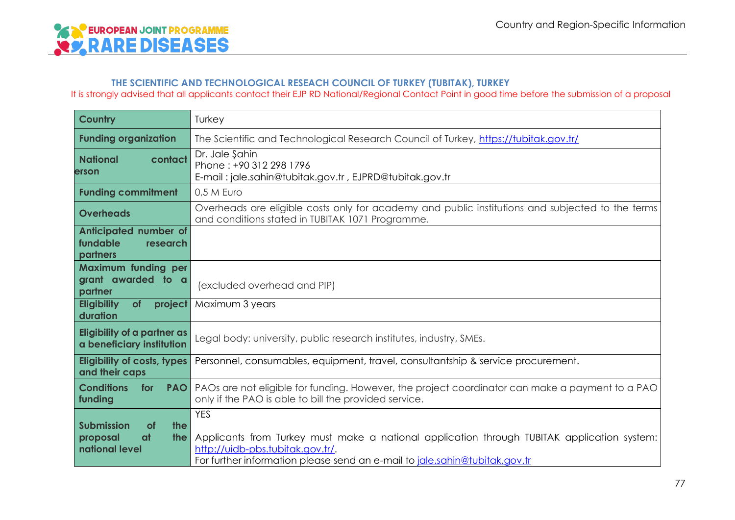### THE SCIENTIFIC AND TECHNOLOGICAL RESEACH COUNCIL OF TURKEY (TUBITAK), TURKEY

It is strongly advised that all applicants contact their EJP RD National/Regional Contact Point in good time before the submission of a proposal

| **Country** | Turkey |
|---|---|
| **Funding organization** | The Scientific and Technological Research Council of Turkey, https://tubitak.gov.tr/ |
| **National contact erson** | Dr. Jale Şahin<br>Phone : +90 312 298 1796<br>E-mail : jale.sahin@tubitak.gov.tr , EJPRD@tubitak.gov.tr |
| **Funding commitment** | 0,5 M Euro |
| **Overheads** | Overheads are eligible costs only for academy and public institutions and subjected to the terms and conditions stated in TUBITAK 1071 Programme. |
| **Anticipated number of fundable research partners** | |
| **Maximum funding per grant awarded to a partner** | (excluded overhead and PIP) |
| **Eligibility of project duration** | Maximum 3 years |
| **Eligibility of a partner as a beneficiary institution** | Legal body: university, public research institutes, industry, SMEs. |
| **Eligibility of costs, types and their caps** | Personnel, consumables, equipment, travel, consultantship & service procurement. |
| **Conditions for PAO funding** | PAOs are not eligible for funding. However, the project coordinator can make a payment to a PAO only if the PAO is able to bill the provided service. |
| **Submission of the proposal at the national level** | YES<br><br>Applicants from Turkey must make a national application through TUBITAK application system: http://uidb-pbs.tubitak.gov.tr/.<br>For further information please send an e-mail to jale.sahin@tubitak.gov.tr |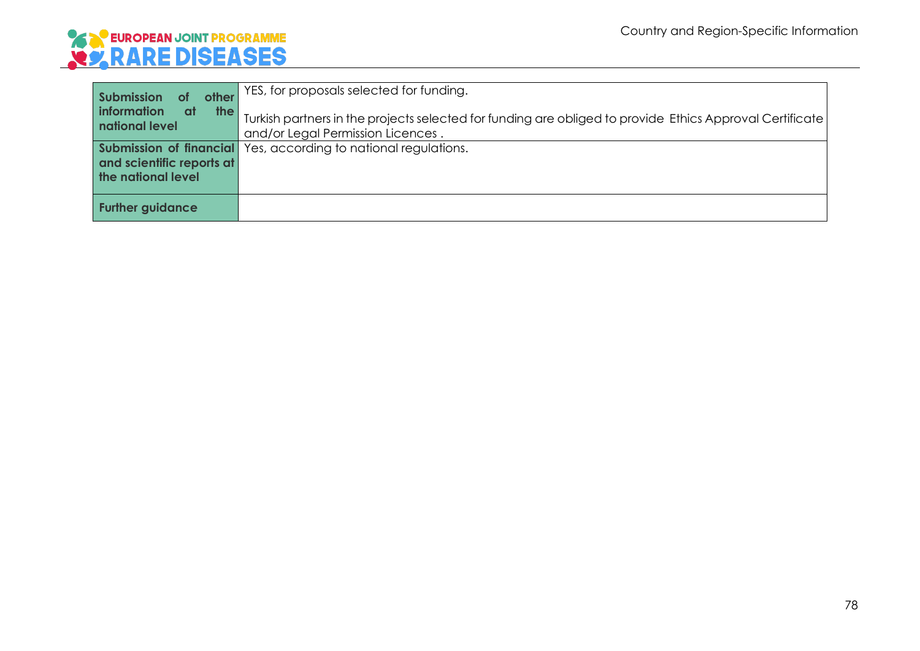| | |
|---|---|
| **Submission of other information at the national level** | YES, for proposals selected for funding.<br><br>Turkish partners in the projects selected for funding are obliged to provide Ethics Approval Certificate and/or Legal Permission Licences . |
| **Submission of financial and scientific reports at the national level** | Yes, according to national regulations. |
| **Further guidance** | |